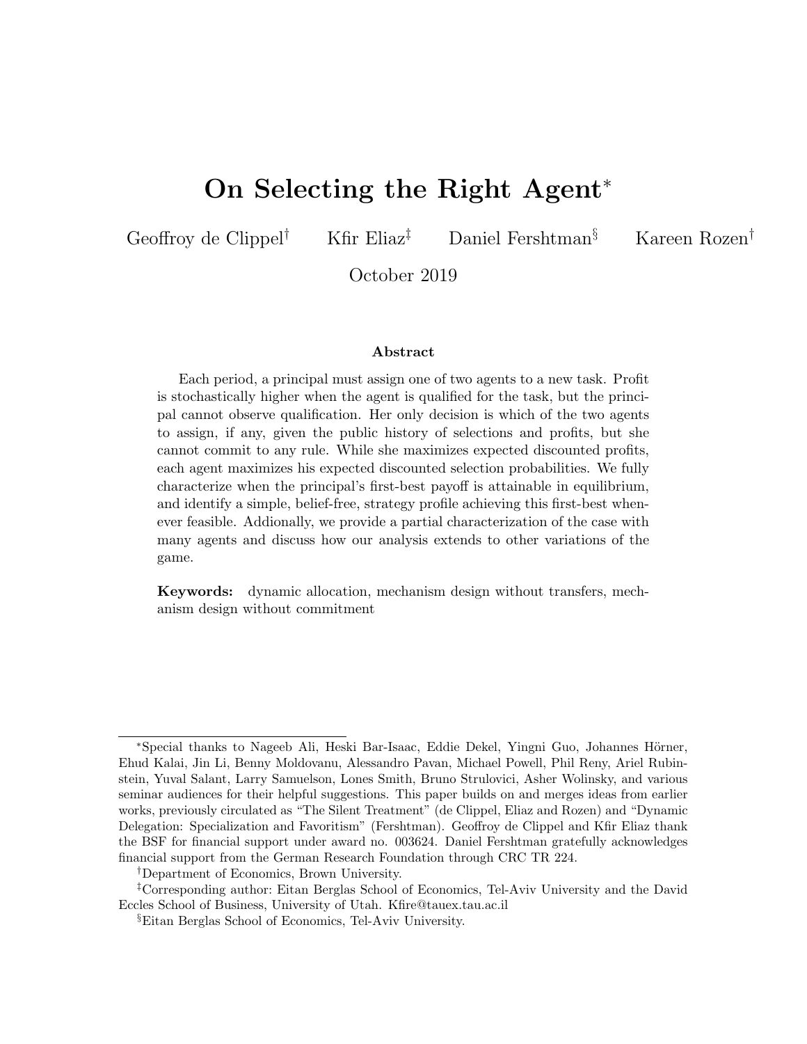# On Selecting the Right Agent*

Geoffroy de Clippel[†] Kfir Eliaz[‡] Daniel Fershtman[§] Kareen Rozen[†]

October 2019

### Abstract

Each period, a principal must assign one of two agents to a new task. Profit is stochastically higher when the agent is qualified for the task, but the principal cannot observe qualification. Her only decision is which of the two agents to assign, if any, given the public history of selections and profits, but she cannot commit to any rule. While she maximizes expected discounted profits, each agent maximizes his expected discounted selection probabilities. We fully characterize when the principal's first-best payoff is attainable in equilibrium, and identify a simple, belief-free, strategy profile achieving this first-best whenever feasible. Addionally, we provide a partial characterization of the case with many agents and discuss how our analysis extends to other variations of the game.

**Keywords:** dynamic allocation, mechanism design without transfers, mechanism design without commitment

---

*Special thanks to Nageeb Ali, Heski Bar-Isaac, Eddie Dekel, Yingni Guo, Johannes Hörner, Ehud Kalai, Jin Li, Benny Moldovanu, Alessandro Pavan, Michael Powell, Phil Reny, Ariel Rubinstein, Yuval Salant, Larry Samuelson, Lones Smith, Bruno Strulovici, Asher Wolinsky, and various seminar audiences for their helpful suggestions. This paper builds on and merges ideas from earlier works, previously circulated as "The Silent Treatment" (de Clippel, Eliaz and Rozen) and "Dynamic Delegation: Specialization and Favoritism" (Fershtman). Geoffroy de Clippel and Kfir Eliaz thank the BSF for financial support under award no. 003624. Daniel Fershtman gratefully acknowledges financial support from the German Research Foundation through CRC TR 224.

[†]Department of Economics, Brown University.

[‡]Corresponding author: Eitan Berglas School of Economics, Tel-Aviv University and the David Eccles School of Business, University of Utah. Kfire@tauex.tau.ac.il

[§]Eitan Berglas School of Economics, Tel-Aviv University.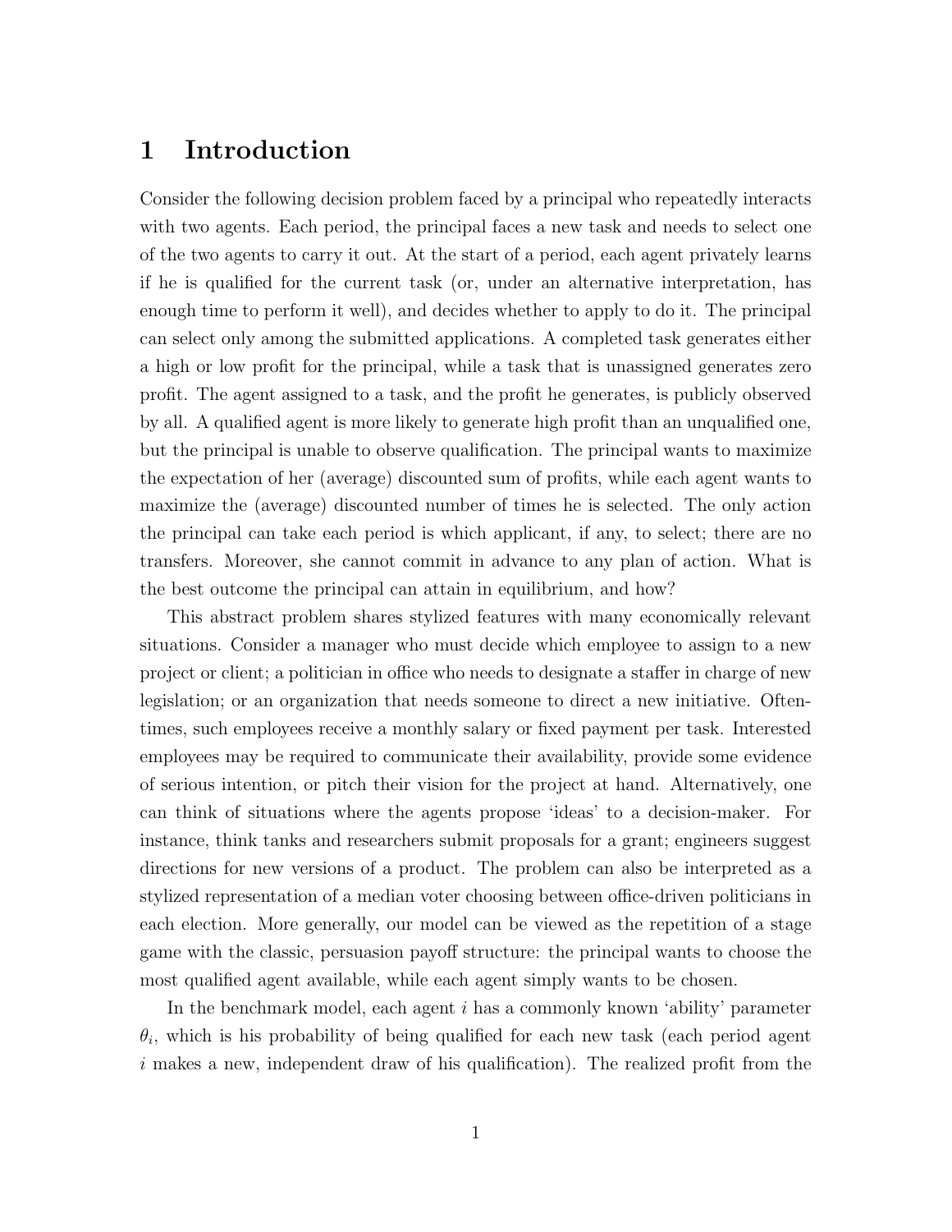# 1 Introduction

Consider the following decision problem faced by a principal who repeatedly interacts with two agents. Each period, the principal faces a new task and needs to select one of the two agents to carry it out. At the start of a period, each agent privately learns if he is qualified for the current task (or, under an alternative interpretation, has enough time to perform it well), and decides whether to apply to do it. The principal can select only among the submitted applications. A completed task generates either a high or low profit for the principal, while a task that is unassigned generates zero profit. The agent assigned to a task, and the profit he generates, is publicly observed by all. A qualified agent is more likely to generate high profit than an unqualified one, but the principal is unable to observe qualification. The principal wants to maximize the expectation of her (average) discounted sum of profits, while each agent wants to maximize the (average) discounted number of times he is selected. The only action the principal can take each period is which applicant, if any, to select; there are no transfers. Moreover, she cannot commit in advance to any plan of action. What is the best outcome the principal can attain in equilibrium, and how?

This abstract problem shares stylized features with many economically relevant situations. Consider a manager who must decide which employee to assign to a new project or client; a politician in office who needs to designate a staffer in charge of new legislation; or an organization that needs someone to direct a new initiative. Oftentimes, such employees receive a monthly salary or fixed payment per task. Interested employees may be required to communicate their availability, provide some evidence of serious intention, or pitch their vision for the project at hand. Alternatively, one can think of situations where the agents propose 'ideas' to a decision-maker. For instance, think tanks and researchers submit proposals for a grant; engineers suggest directions for new versions of a product. The problem can also be interpreted as a stylized representation of a median voter choosing between office-driven politicians in each election. More generally, our model can be viewed as the repetition of a stage game with the classic, persuasion payoff structure: the principal wants to choose the most qualified agent available, while each agent simply wants to be chosen.

In the benchmark model, each agent $i$ has a commonly known 'ability' parameter $\theta_i$, which is his probability of being qualified for each new task (each period agent $i$ makes a new, independent draw of his qualification). The realized profit from the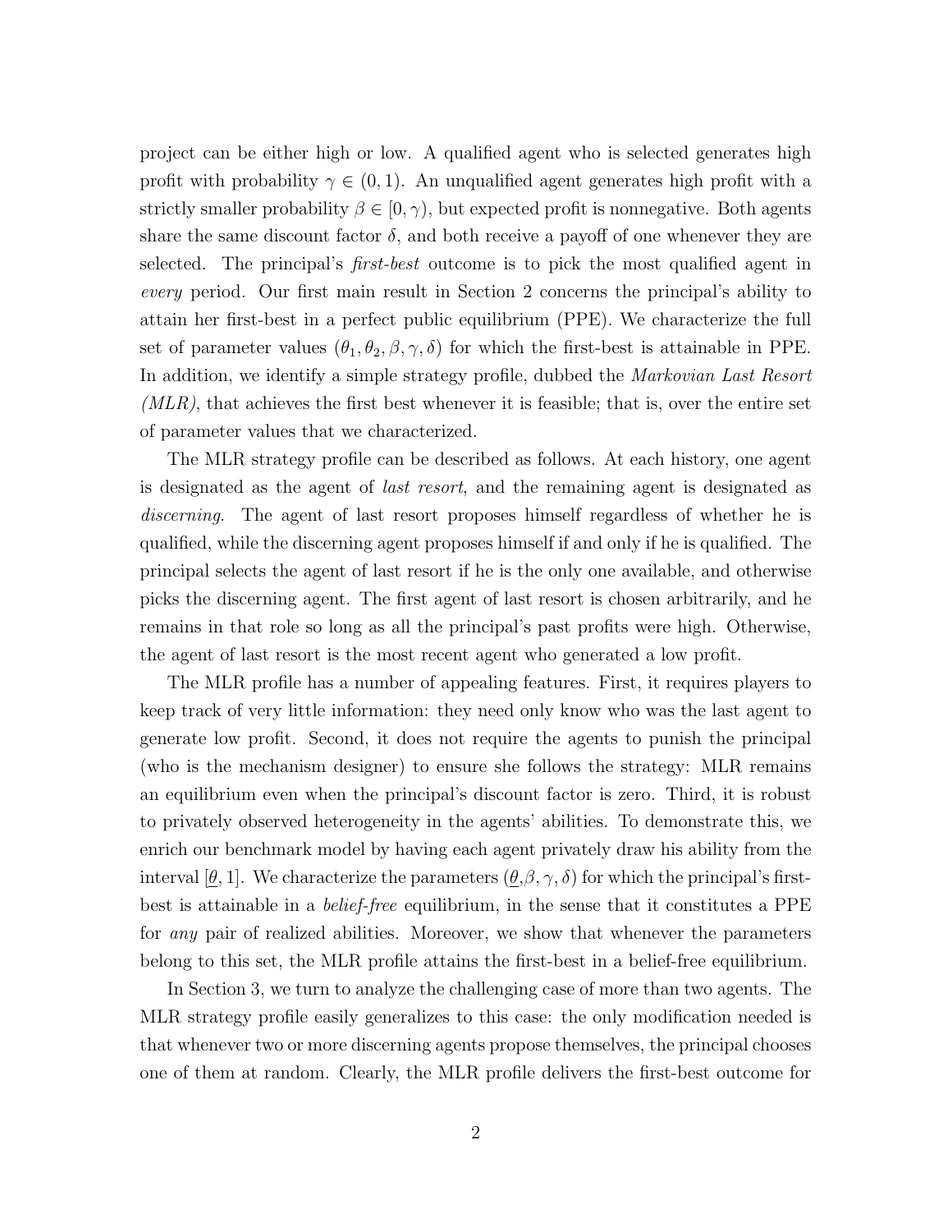project can be either high or low. A qualified agent who is selected generates high profit with probability $\gamma \in (0,1)$. An unqualified agent generates high profit with a strictly smaller probability $\beta \in [0, \gamma)$, but expected profit is nonnegative. Both agents share the same discount factor $\delta$, and both receive a payoff of one whenever they are selected. The principal's *first-best* outcome is to pick the most qualified agent in *every* period. Our first main result in Section 2 concerns the principal's ability to attain her first-best in a perfect public equilibrium (PPE). We characterize the full set of parameter values $(\theta_1, \theta_2, \beta, \gamma, \delta)$ for which the first-best is attainable in PPE. In addition, we identify a simple strategy profile, dubbed the *Markovian Last Resort (MLR)*, that achieves the first best whenever it is feasible; that is, over the entire set of parameter values that we characterized.

The MLR strategy profile can be described as follows. At each history, one agent is designated as the agent of *last resort*, and the remaining agent is designated as *discerning*. The agent of last resort proposes himself regardless of whether he is qualified, while the discerning agent proposes himself if and only if he is qualified. The principal selects the agent of last resort if he is the only one available, and otherwise picks the discerning agent. The first agent of last resort is chosen arbitrarily, and he remains in that role so long as all the principal's past profits were high. Otherwise, the agent of last resort is the most recent agent who generated a low profit.

The MLR profile has a number of appealing features. First, it requires players to keep track of very little information: they need only know who was the last agent to generate low profit. Second, it does not require the agents to punish the principal (who is the mechanism designer) to ensure she follows the strategy: MLR remains an equilibrium even when the principal's discount factor is zero. Third, it is robust to privately observed heterogeneity in the agents' abilities. To demonstrate this, we enrich our benchmark model by having each agent privately draw his ability from the interval $[\underline{\theta}, 1]$. We characterize the parameters $(\underline{\theta}, \beta, \gamma, \delta)$ for which the principal's first-best is attainable in a *belief-free* equilibrium, in the sense that it constitutes a PPE for *any* pair of realized abilities. Moreover, we show that whenever the parameters belong to this set, the MLR profile attains the first-best in a belief-free equilibrium.

In Section 3, we turn to analyze the challenging case of more than two agents. The MLR strategy profile easily generalizes to this case: the only modification needed is that whenever two or more discerning agents propose themselves, the principal chooses one of them at random. Clearly, the MLR profile delivers the first-best outcome for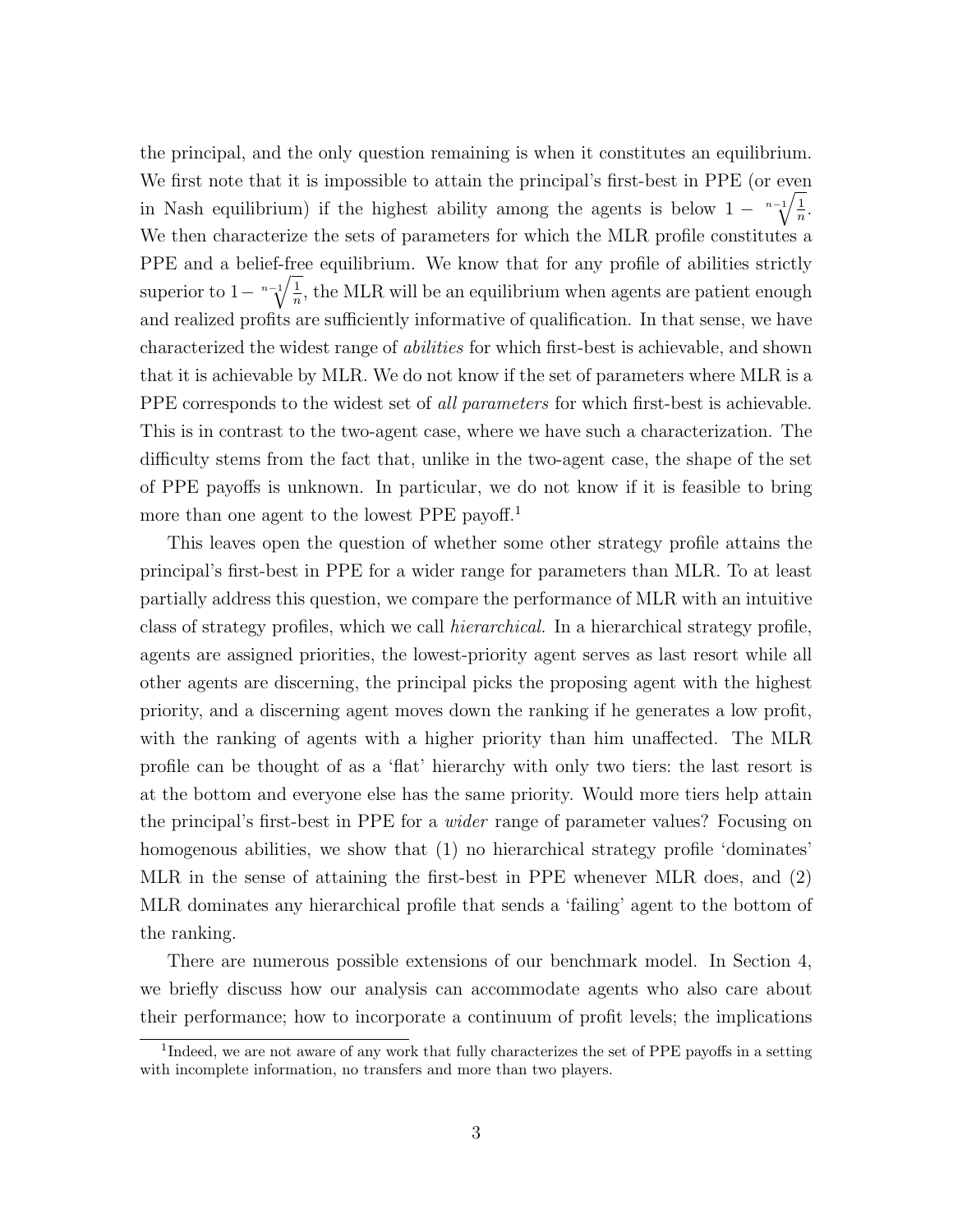the principal, and the only question remaining is when it constitutes an equilibrium. We first note that it is impossible to attain the principal's first-best in PPE (or even in Nash equilibrium) if the highest ability among the agents is below $1 - \sqrt[n-1]{\frac{1}{n}}$. We then characterize the sets of parameters for which the MLR profile constitutes a PPE and a belief-free equilibrium. We know that for any profile of abilities strictly superior to $1 - \sqrt[n-1]{\frac{1}{n}}$, the MLR will be an equilibrium when agents are patient enough and realized profits are sufficiently informative of qualification. In that sense, we have characterized the widest range of *abilities* for which first-best is achievable, and shown that it is achievable by MLR. We do not know if the set of parameters where MLR is a PPE corresponds to the widest set of *all parameters* for which first-best is achievable. This is in contrast to the two-agent case, where we have such a characterization. The difficulty stems from the fact that, unlike in the two-agent case, the shape of the set of PPE payoffs is unknown. In particular, we do not know if it is feasible to bring more than one agent to the lowest PPE payoff.[1]

This leaves open the question of whether some other strategy profile attains the principal's first-best in PPE for a wider range for parameters than MLR. To at least partially address this question, we compare the performance of MLR with an intuitive class of strategy profiles, which we call *hierarchical.* In a hierarchical strategy profile, agents are assigned priorities, the lowest-priority agent serves as last resort while all other agents are discerning, the principal picks the proposing agent with the highest priority, and a discerning agent moves down the ranking if he generates a low profit, with the ranking of agents with a higher priority than him unaffected. The MLR profile can be thought of as a 'flat' hierarchy with only two tiers: the last resort is at the bottom and everyone else has the same priority. Would more tiers help attain the principal's first-best in PPE for a *wider* range of parameter values? Focusing on homogenous abilities, we show that (1) no hierarchical strategy profile 'dominates' MLR in the sense of attaining the first-best in PPE whenever MLR does, and (2) MLR dominates any hierarchical profile that sends a 'failing' agent to the bottom of the ranking.

There are numerous possible extensions of our benchmark model. In Section 4, we briefly discuss how our analysis can accommodate agents who also care about their performance; how to incorporate a continuum of profit levels; the implications

[1] Indeed, we are not aware of any work that fully characterizes the set of PPE payoffs in a setting with incomplete information, no transfers and more than two players.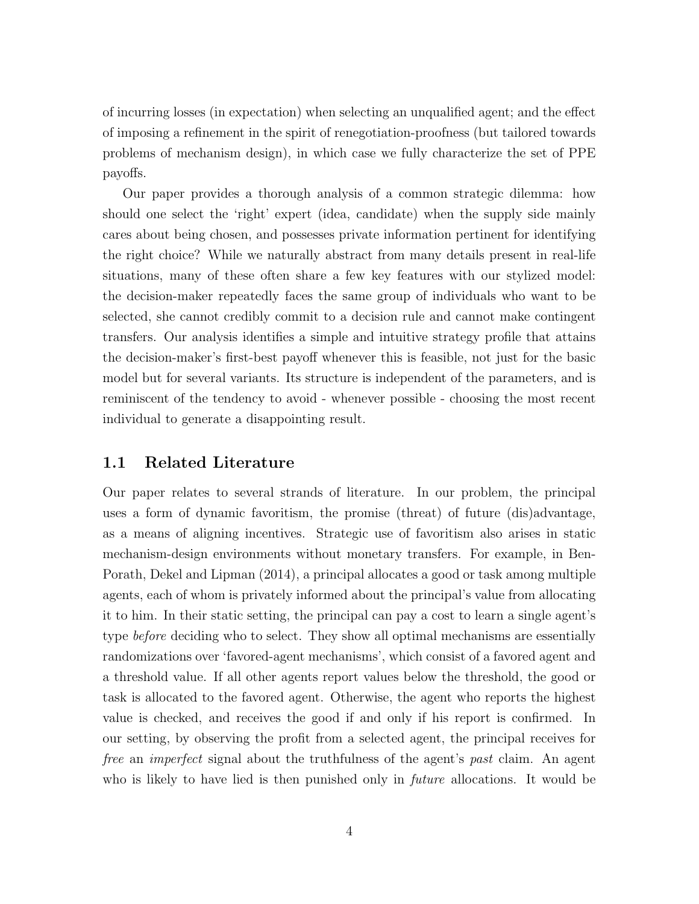of incurring losses (in expectation) when selecting an unqualified agent; and the effect of imposing a refinement in the spirit of renegotiation-proofness (but tailored towards problems of mechanism design), in which case we fully characterize the set of PPE payoffs.

Our paper provides a thorough analysis of a common strategic dilemma: how should one select the 'right' expert (idea, candidate) when the supply side mainly cares about being chosen, and possesses private information pertinent for identifying the right choice? While we naturally abstract from many details present in real-life situations, many of these often share a few key features with our stylized model: the decision-maker repeatedly faces the same group of individuals who want to be selected, she cannot credibly commit to a decision rule and cannot make contingent transfers. Our analysis identifies a simple and intuitive strategy profile that attains the decision-maker's first-best payoff whenever this is feasible, not just for the basic model but for several variants. Its structure is independent of the parameters, and is reminiscent of the tendency to avoid - whenever possible - choosing the most recent individual to generate a disappointing result.

## 1.1 Related Literature

Our paper relates to several strands of literature. In our problem, the principal uses a form of dynamic favoritism, the promise (threat) of future (dis)advantage, as a means of aligning incentives. Strategic use of favoritism also arises in static mechanism-design environments without monetary transfers. For example, in Ben-Porath, Dekel and Lipman (2014), a principal allocates a good or task among multiple agents, each of whom is privately informed about the principal's value from allocating it to him. In their static setting, the principal can pay a cost to learn a single agent's type *before* deciding who to select. They show all optimal mechanisms are essentially randomizations over 'favored-agent mechanisms', which consist of a favored agent and a threshold value. If all other agents report values below the threshold, the good or task is allocated to the favored agent. Otherwise, the agent who reports the highest value is checked, and receives the good if and only if his report is confirmed. In our setting, by observing the profit from a selected agent, the principal receives for *free* an *imperfect* signal about the truthfulness of the agent's *past* claim. An agent who is likely to have lied is then punished only in *future* allocations. It would be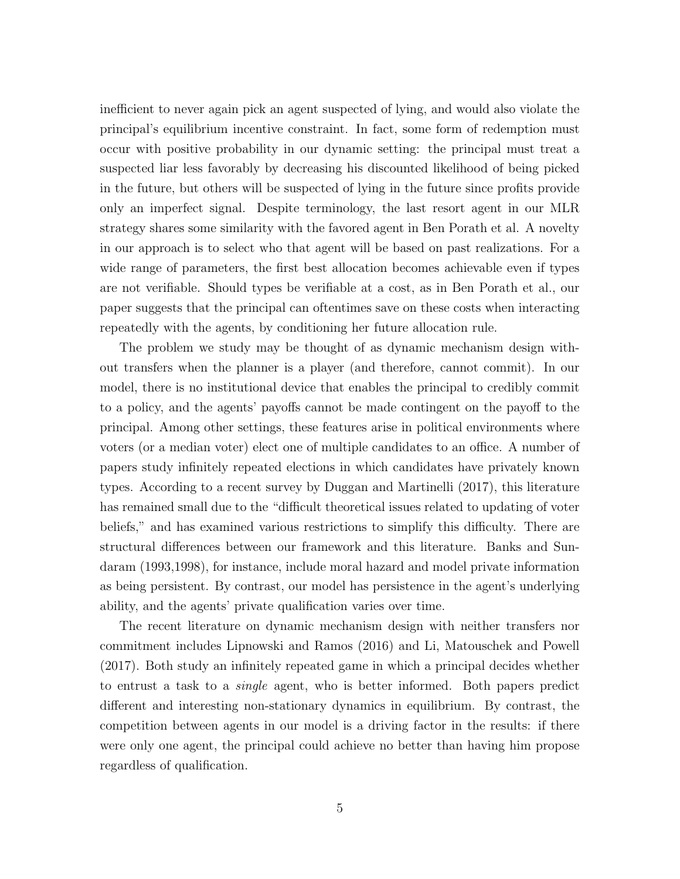inefficient to never again pick an agent suspected of lying, and would also violate the principal's equilibrium incentive constraint. In fact, some form of redemption must occur with positive probability in our dynamic setting: the principal must treat a suspected liar less favorably by decreasing his discounted likelihood of being picked in the future, but others will be suspected of lying in the future since profits provide only an imperfect signal. Despite terminology, the last resort agent in our MLR strategy shares some similarity with the favored agent in Ben Porath et al. A novelty in our approach is to select who that agent will be based on past realizations. For a wide range of parameters, the first best allocation becomes achievable even if types are not verifiable. Should types be verifiable at a cost, as in Ben Porath et al., our paper suggests that the principal can oftentimes save on these costs when interacting repeatedly with the agents, by conditioning her future allocation rule.

The problem we study may be thought of as dynamic mechanism design without transfers when the planner is a player (and therefore, cannot commit). In our model, there is no institutional device that enables the principal to credibly commit to a policy, and the agents' payoffs cannot be made contingent on the payoff to the principal. Among other settings, these features arise in political environments where voters (or a median voter) elect one of multiple candidates to an office. A number of papers study infinitely repeated elections in which candidates have privately known types. According to a recent survey by Duggan and Martinelli (2017), this literature has remained small due to the "difficult theoretical issues related to updating of voter beliefs," and has examined various restrictions to simplify this difficulty. There are structural differences between our framework and this literature. Banks and Sundaram (1993,1998), for instance, include moral hazard and model private information as being persistent. By contrast, our model has persistence in the agent's underlying ability, and the agents' private qualification varies over time.

The recent literature on dynamic mechanism design with neither transfers nor commitment includes Lipnowski and Ramos (2016) and Li, Matouschek and Powell (2017). Both study an infinitely repeated game in which a principal decides whether to entrust a task to a *single* agent, who is better informed. Both papers predict different and interesting non-stationary dynamics in equilibrium. By contrast, the competition between agents in our model is a driving factor in the results: if there were only one agent, the principal could achieve no better than having him propose regardless of qualification.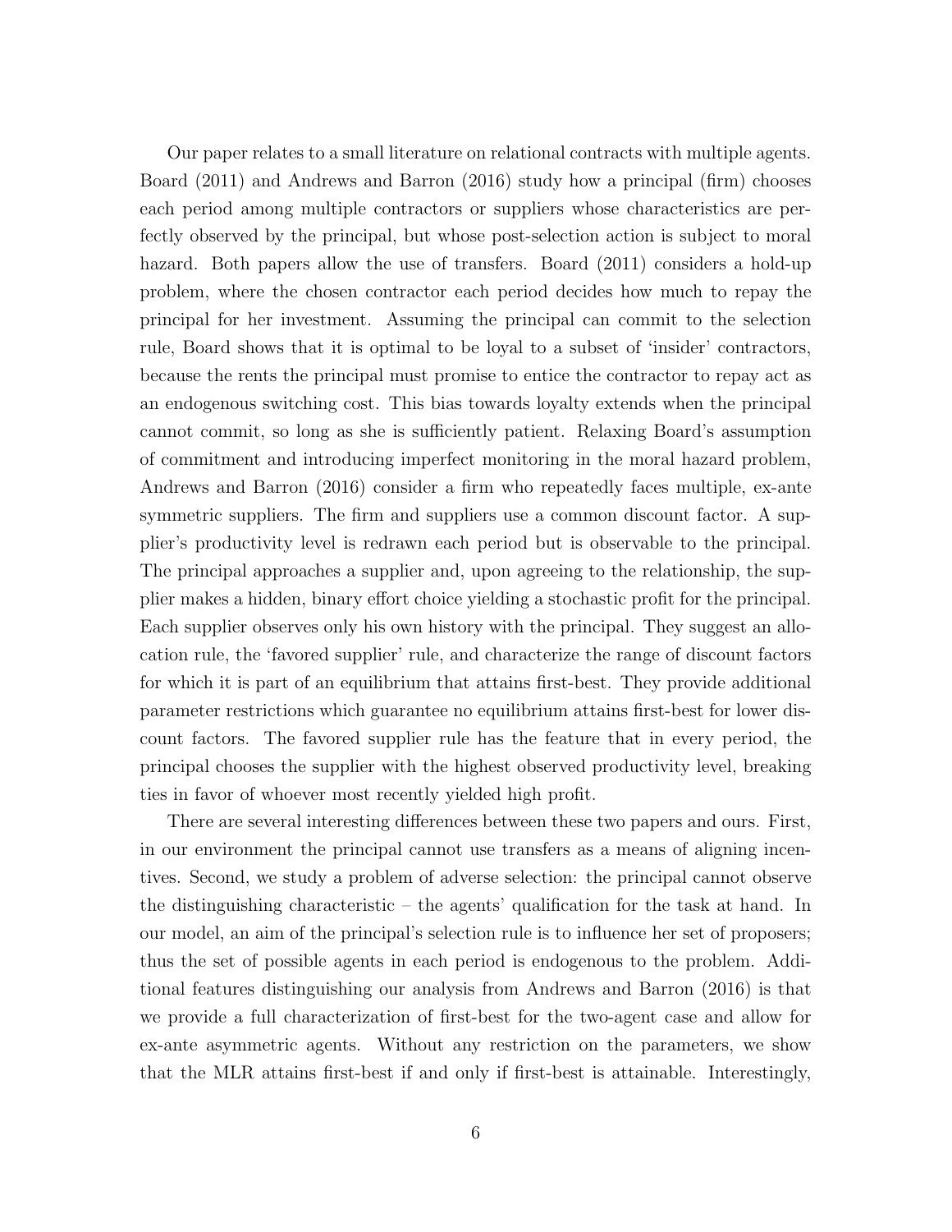Our paper relates to a small literature on relational contracts with multiple agents. Board (2011) and Andrews and Barron (2016) study how a principal (firm) chooses each period among multiple contractors or suppliers whose characteristics are perfectly observed by the principal, but whose post-selection action is subject to moral hazard. Both papers allow the use of transfers. Board (2011) considers a hold-up problem, where the chosen contractor each period decides how much to repay the principal for her investment. Assuming the principal can commit to the selection rule, Board shows that it is optimal to be loyal to a subset of 'insider' contractors, because the rents the principal must promise to entice the contractor to repay act as an endogenous switching cost. This bias towards loyalty extends when the principal cannot commit, so long as she is sufficiently patient. Relaxing Board's assumption of commitment and introducing imperfect monitoring in the moral hazard problem, Andrews and Barron (2016) consider a firm who repeatedly faces multiple, ex-ante symmetric suppliers. The firm and suppliers use a common discount factor. A supplier's productivity level is redrawn each period but is observable to the principal. The principal approaches a supplier and, upon agreeing to the relationship, the supplier makes a hidden, binary effort choice yielding a stochastic profit for the principal. Each supplier observes only his own history with the principal. They suggest an allocation rule, the 'favored supplier' rule, and characterize the range of discount factors for which it is part of an equilibrium that attains first-best. They provide additional parameter restrictions which guarantee no equilibrium attains first-best for lower discount factors. The favored supplier rule has the feature that in every period, the principal chooses the supplier with the highest observed productivity level, breaking ties in favor of whoever most recently yielded high profit.

There are several interesting differences between these two papers and ours. First, in our environment the principal cannot use transfers as a means of aligning incentives. Second, we study a problem of adverse selection: the principal cannot observe the distinguishing characteristic – the agents' qualification for the task at hand. In our model, an aim of the principal's selection rule is to influence her set of proposers; thus the set of possible agents in each period is endogenous to the problem. Additional features distinguishing our analysis from Andrews and Barron (2016) is that we provide a full characterization of first-best for the two-agent case and allow for ex-ante asymmetric agents. Without any restriction on the parameters, we show that the MLR attains first-best if and only if first-best is attainable. Interestingly,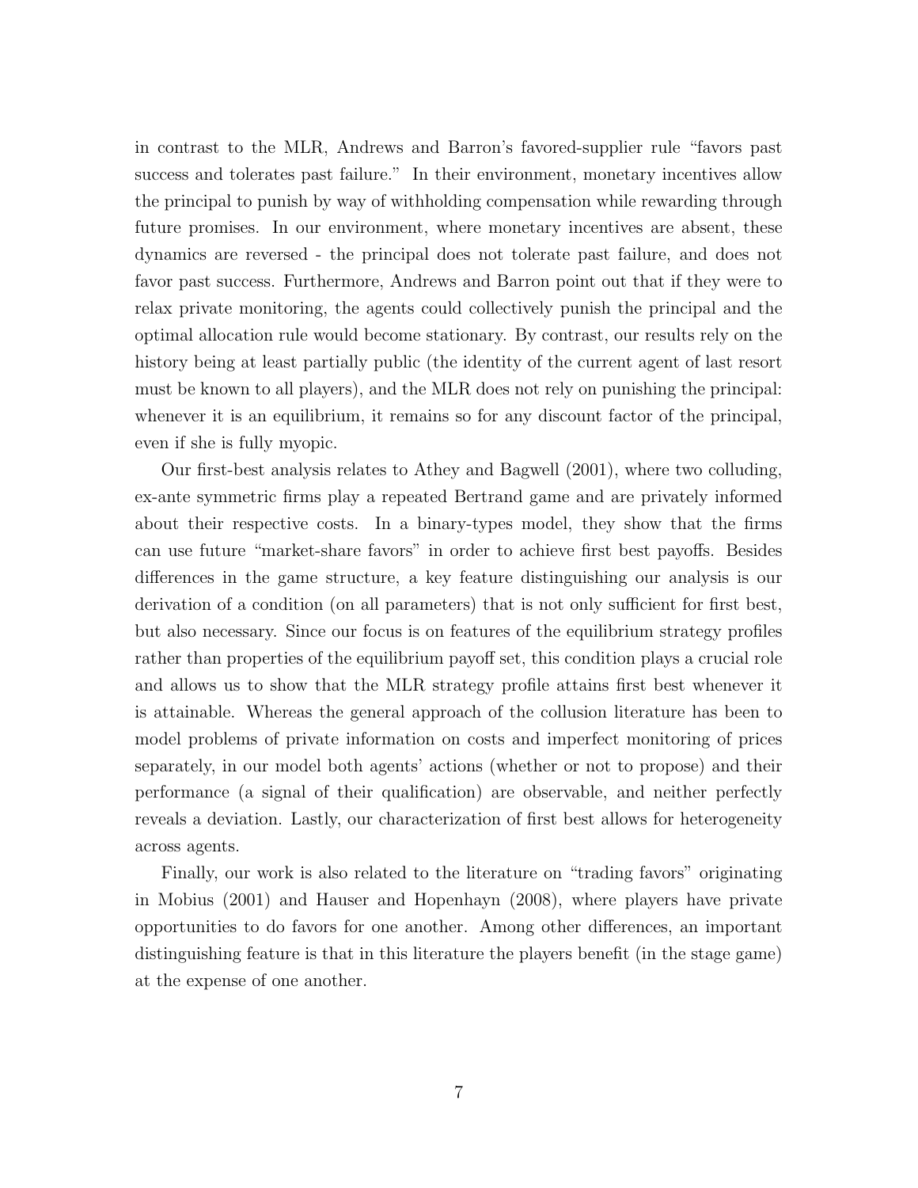in contrast to the MLR, Andrews and Barron's favored-supplier rule "favors past success and tolerates past failure." In their environment, monetary incentives allow the principal to punish by way of withholding compensation while rewarding through future promises. In our environment, where monetary incentives are absent, these dynamics are reversed - the principal does not tolerate past failure, and does not favor past success. Furthermore, Andrews and Barron point out that if they were to relax private monitoring, the agents could collectively punish the principal and the optimal allocation rule would become stationary. By contrast, our results rely on the history being at least partially public (the identity of the current agent of last resort must be known to all players), and the MLR does not rely on punishing the principal: whenever it is an equilibrium, it remains so for any discount factor of the principal, even if she is fully myopic.

Our first-best analysis relates to Athey and Bagwell (2001), where two colluding, ex-ante symmetric firms play a repeated Bertrand game and are privately informed about their respective costs. In a binary-types model, they show that the firms can use future "market-share favors" in order to achieve first best payoffs. Besides differences in the game structure, a key feature distinguishing our analysis is our derivation of a condition (on all parameters) that is not only sufficient for first best, but also necessary. Since our focus is on features of the equilibrium strategy profiles rather than properties of the equilibrium payoff set, this condition plays a crucial role and allows us to show that the MLR strategy profile attains first best whenever it is attainable. Whereas the general approach of the collusion literature has been to model problems of private information on costs and imperfect monitoring of prices separately, in our model both agents' actions (whether or not to propose) and their performance (a signal of their qualification) are observable, and neither perfectly reveals a deviation. Lastly, our characterization of first best allows for heterogeneity across agents.

Finally, our work is also related to the literature on "trading favors" originating in Mobius (2001) and Hauser and Hopenhayn (2008), where players have private opportunities to do favors for one another. Among other differences, an important distinguishing feature is that in this literature the players benefit (in the stage game) at the expense of one another.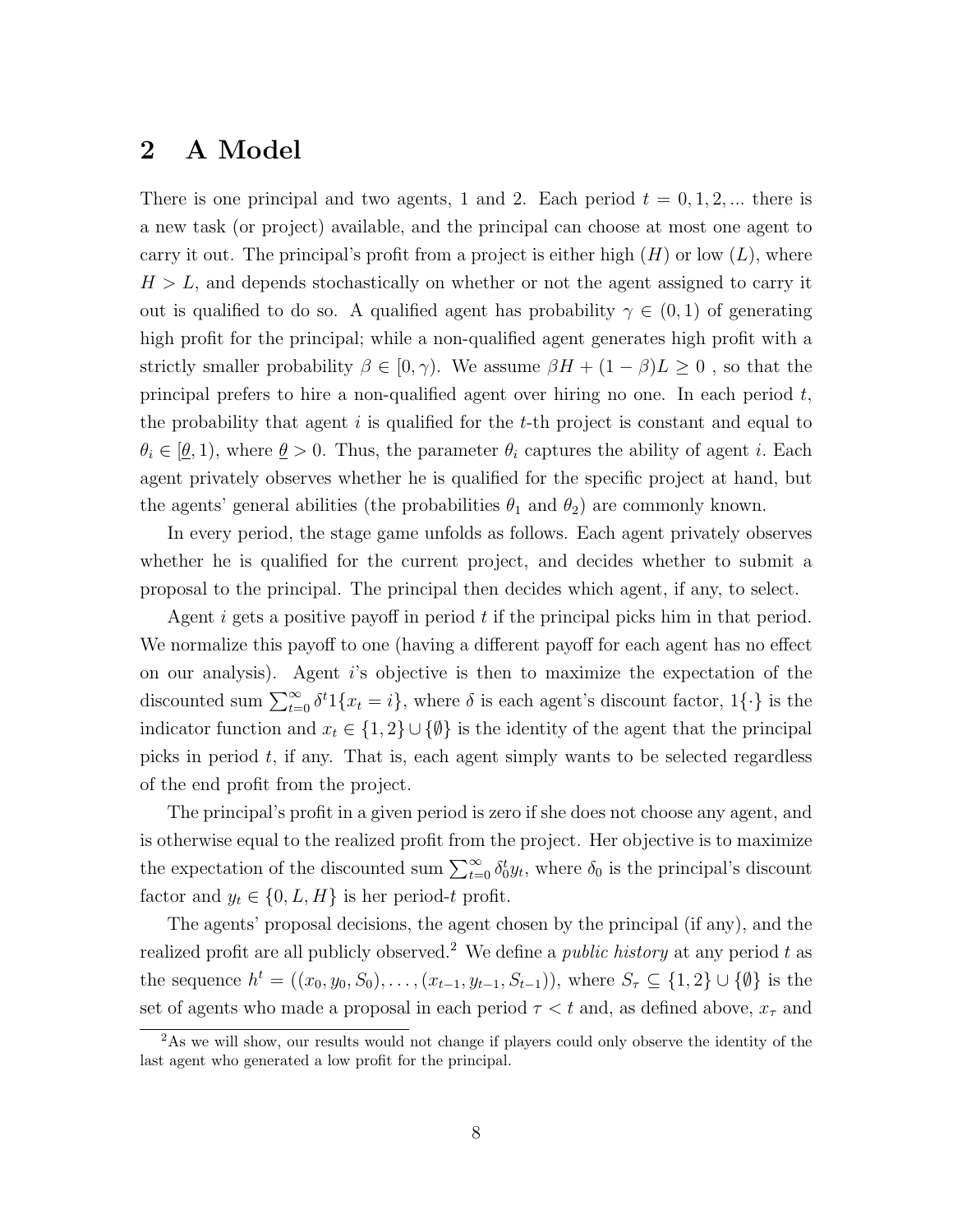## 2 A Model

There is one principal and two agents, 1 and 2. Each period $t = 0, 1, 2, ...$ there is a new task (or project) available, and the principal can choose at most one agent to carry it out. The principal's profit from a project is either high ($H$) or low ($L$), where $H > L$, and depends stochastically on whether or not the agent assigned to carry it out is qualified to do so. A qualified agent has probability $\gamma \in (0, 1)$ of generating high profit for the principal; while a non-qualified agent generates high profit with a strictly smaller probability $\beta \in [0, \gamma)$. We assume $\beta H + (1 - \beta)L \geq 0$ , so that the principal prefers to hire a non-qualified agent over hiring no one. In each period $t$, the probability that agent $i$ is qualified for the $t$-th project is constant and equal to $\theta_i \in [\underline{\theta}, 1)$, where $\underline{\theta} > 0$. Thus, the parameter $\theta_i$ captures the ability of agent $i$. Each agent privately observes whether he is qualified for the specific project at hand, but the agents' general abilities (the probabilities $\theta_1$ and $\theta_2$) are commonly known.

In every period, the stage game unfolds as follows. Each agent privately observes whether he is qualified for the current project, and decides whether to submit a proposal to the principal. The principal then decides which agent, if any, to select.

Agent $i$ gets a positive payoff in period $t$ if the principal picks him in that period. We normalize this payoff to one (having a different payoff for each agent has no effect on our analysis). Agent $i$'s objective is then to maximize the expectation of the discounted sum $\sum_{t=0}^{\infty} \delta^t 1\{x_t = i\}$, where $\delta$ is each agent's discount factor, $1\{\cdot\}$ is the indicator function and $x_t \in \{1, 2\} \cup \{\emptyset\}$ is the identity of the agent that the principal picks in period $t$, if any. That is, each agent simply wants to be selected regardless of the end profit from the project.

The principal's profit in a given period is zero if she does not choose any agent, and is otherwise equal to the realized profit from the project. Her objective is to maximize the expectation of the discounted sum $\sum_{t=0}^{\infty} \delta_0^t y_t$, where $\delta_0$ is the principal's discount factor and $y_t \in \{0, L, H\}$ is her period-$t$ profit.

The agents' proposal decisions, the agent chosen by the principal (if any), and the realized profit are all publicly observed.[2] We define a *public history* at any period $t$ as the sequence $h^t = ((x_0, y_0, S_0), \ldots, (x_{t-1}, y_{t-1}, S_{t-1}))$, where $S_\tau \subseteq \{1, 2\} \cup \{\emptyset\}$ is the set of agents who made a proposal in each period $\tau < t$ and, as defined above, $x_\tau$ and

[2]As we will show, our results would not change if players could only observe the identity of the last agent who generated a low profit for the principal.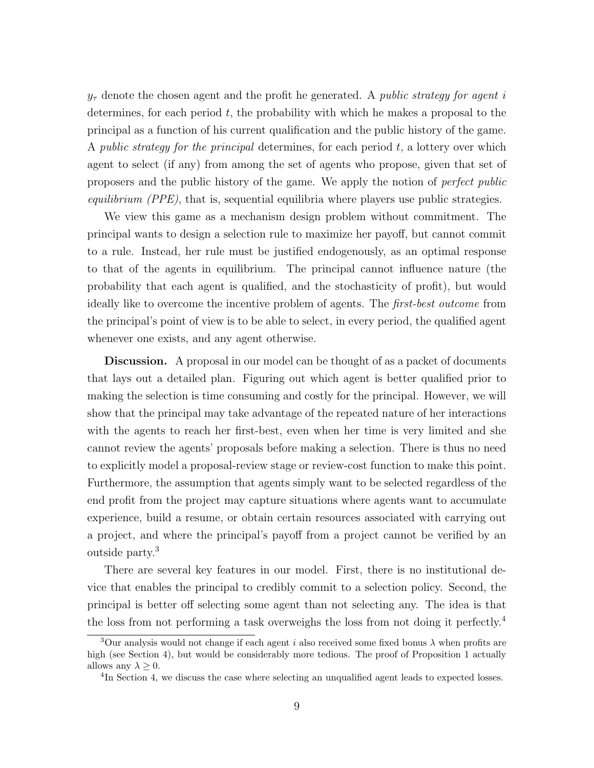$y_\tau$ denote the chosen agent and the profit he generated. A *public strategy for agent i* determines, for each period $t$, the probability with which he makes a proposal to the principal as a function of his current qualification and the public history of the game. A *public strategy for the principal* determines, for each period $t$, a lottery over which agent to select (if any) from among the set of agents who propose, given that set of proposers and the public history of the game. We apply the notion of *perfect public equilibrium (PPE)*, that is, sequential equilibria where players use public strategies.

We view this game as a mechanism design problem without commitment. The principal wants to design a selection rule to maximize her payoff, but cannot commit to a rule. Instead, her rule must be justified endogenously, as an optimal response to that of the agents in equilibrium. The principal cannot influence nature (the probability that each agent is qualified, and the stochasticity of profit), but would ideally like to overcome the incentive problem of agents. The *first-best outcome* from the principal's point of view is to be able to select, in every period, the qualified agent whenever one exists, and any agent otherwise.

**Discussion.** A proposal in our model can be thought of as a packet of documents that lays out a detailed plan. Figuring out which agent is better qualified prior to making the selection is time consuming and costly for the principal. However, we will show that the principal may take advantage of the repeated nature of her interactions with the agents to reach her first-best, even when her time is very limited and she cannot review the agents' proposals before making a selection. There is thus no need to explicitly model a proposal-review stage or review-cost function to make this point. Furthermore, the assumption that agents simply want to be selected regardless of the end profit from the project may capture situations where agents want to accumulate experience, build a resume, or obtain certain resources associated with carrying out a project, and where the principal's payoff from a project cannot be verified by an outside party.[3]

There are several key features in our model. First, there is no institutional device that enables the principal to credibly commit to a selection policy. Second, the principal is better off selecting some agent than not selecting any. The idea is that the loss from not performing a task overweighs the loss from not doing it perfectly.[4]

[3] Our analysis would not change if each agent $i$ also received some fixed bonus $\lambda$ when profits are high (see Section 4), but would be considerably more tedious. The proof of Proposition 1 actually allows any $\lambda \geq 0$.

[4] In Section 4, we discuss the case where selecting an unqualified agent leads to expected losses.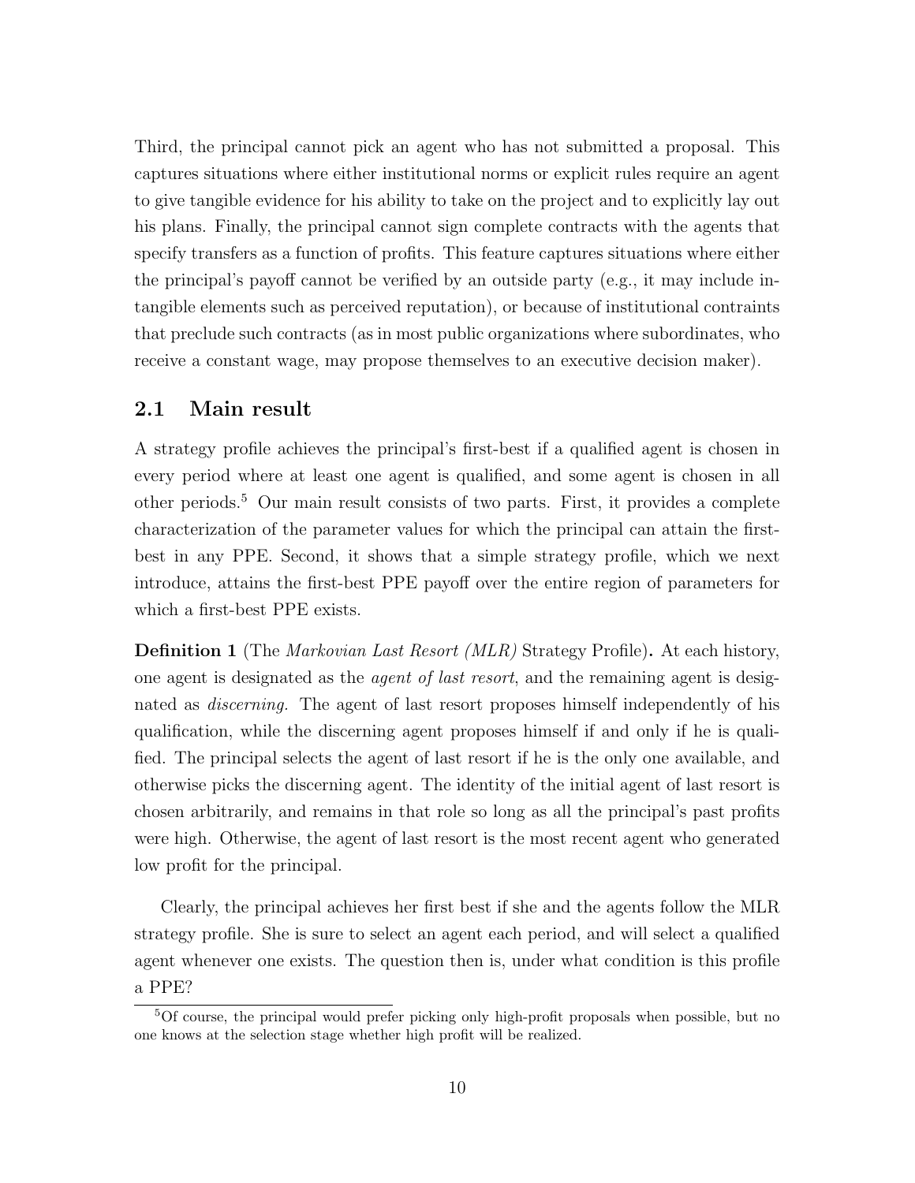Third, the principal cannot pick an agent who has not submitted a proposal. This captures situations where either institutional norms or explicit rules require an agent to give tangible evidence for his ability to take on the project and to explicitly lay out his plans. Finally, the principal cannot sign complete contracts with the agents that specify transfers as a function of profits. This feature captures situations where either the principal's payoff cannot be verified by an outside party (e.g., it may include intangible elements such as perceived reputation), or because of institutional contraints that preclude such contracts (as in most public organizations where subordinates, who receive a constant wage, may propose themselves to an executive decision maker).

## 2.1 Main result

A strategy profile achieves the principal's first-best if a qualified agent is chosen in every period where at least one agent is qualified, and some agent is chosen in all other periods.[5] Our main result consists of two parts. First, it provides a complete characterization of the parameter values for which the principal can attain the first-best in any PPE. Second, it shows that a simple strategy profile, which we next introduce, attains the first-best PPE payoff over the entire region of parameters for which a first-best PPE exists.

**Definition 1** (The *Markovian Last Resort (MLR)* Strategy Profile)**.** At each history, one agent is designated as the *agent of last resort*, and the remaining agent is designated as *discerning*. The agent of last resort proposes himself independently of his qualification, while the discerning agent proposes himself if and only if he is qualified. The principal selects the agent of last resort if he is the only one available, and otherwise picks the discerning agent. The identity of the initial agent of last resort is chosen arbitrarily, and remains in that role so long as all the principal's past profits were high. Otherwise, the agent of last resort is the most recent agent who generated low profit for the principal.

Clearly, the principal achieves her first best if she and the agents follow the MLR strategy profile. She is sure to select an agent each period, and will select a qualified agent whenever one exists. The question then is, under what condition is this profile a PPE?

[5] Of course, the principal would prefer picking only high-profit proposals when possible, but no one knows at the selection stage whether high profit will be realized.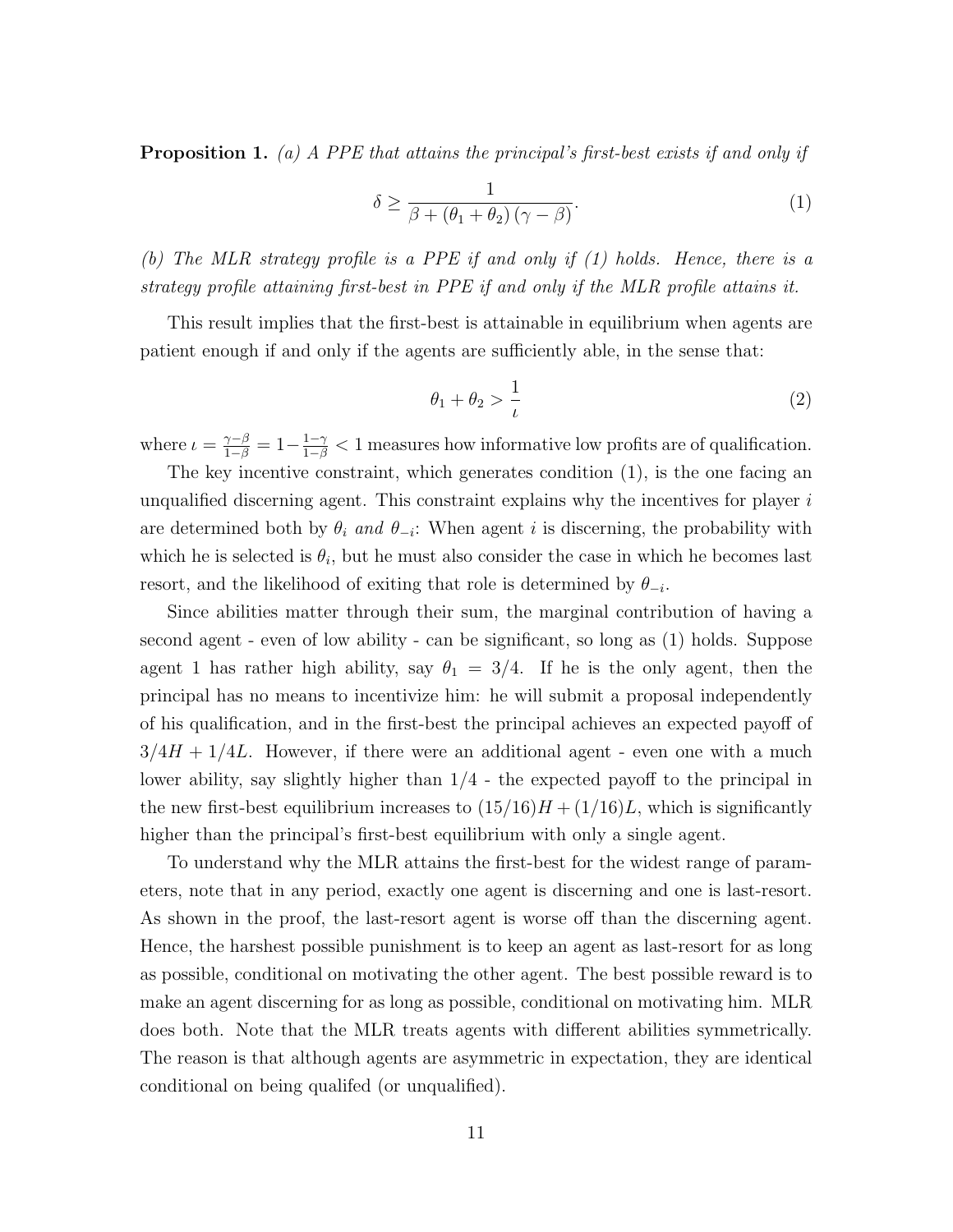**Proposition 1.** *(a) A PPE that attains the principal's first-best exists if and only if*

$$\delta \geq \frac{1}{\beta + (\theta_1 + \theta_2)(\gamma - \beta)}. \tag{1}$$

*(b) The MLR strategy profile is a PPE if and only if (1) holds. Hence, there is a strategy profile attaining first-best in PPE if and only if the MLR profile attains it.*

This result implies that the first-best is attainable in equilibrium when agents are patient enough if and only if the agents are sufficiently able, in the sense that:

$$\theta_1 + \theta_2 > \frac{1}{\iota} \tag{2}$$

where $\iota = \frac{\gamma - \beta}{1 - \beta} = 1 - \frac{1-\gamma}{1-\beta} < 1$ measures how informative low profits are of qualification.

The key incentive constraint, which generates condition (1), is the one facing an unqualified discerning agent. This constraint explains why the incentives for player $i$ are determined both by $\theta_i$ *and* $\theta_{-i}$: When agent $i$ is discerning, the probability with which he is selected is $\theta_i$, but he must also consider the case in which he becomes last resort, and the likelihood of exiting that role is determined by $\theta_{-i}$.

Since abilities matter through their sum, the marginal contribution of having a second agent - even of low ability - can be significant, so long as (1) holds. Suppose agent 1 has rather high ability, say $\theta_1 = 3/4$. If he is the only agent, then the principal has no means to incentivize him: he will submit a proposal independently of his qualification, and in the first-best the principal achieves an expected payoff of $3/4H + 1/4L$. However, if there were an additional agent - even one with a much lower ability, say slightly higher than $1/4$ - the expected payoff to the principal in the new first-best equilibrium increases to $(15/16)H + (1/16)L$, which is significantly higher than the principal's first-best equilibrium with only a single agent.

To understand why the MLR attains the first-best for the widest range of parameters, note that in any period, exactly one agent is discerning and one is last-resort. As shown in the proof, the last-resort agent is worse off than the discerning agent. Hence, the harshest possible punishment is to keep an agent as last-resort for as long as possible, conditional on motivating the other agent. The best possible reward is to make an agent discerning for as long as possible, conditional on motivating him. MLR does both. Note that the MLR treats agents with different abilities symmetrically. The reason is that although agents are asymmetric in expectation, they are identical conditional on being qualifed (or unqualified).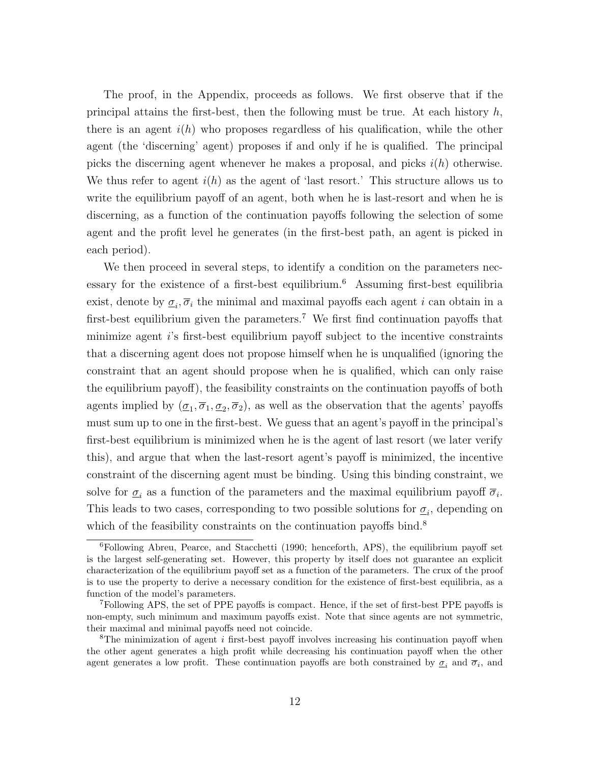The proof, in the Appendix, proceeds as follows. We first observe that if the principal attains the first-best, then the following must be true. At each history $h$, there is an agent $i(h)$ who proposes regardless of his qualification, while the other agent (the 'discerning' agent) proposes if and only if he is qualified. The principal picks the discerning agent whenever he makes a proposal, and picks $i(h)$ otherwise. We thus refer to agent $i(h)$ as the agent of 'last resort.' This structure allows us to write the equilibrium payoff of an agent, both when he is last-resort and when he is discerning, as a function of the continuation payoffs following the selection of some agent and the profit level he generates (in the first-best path, an agent is picked in each period).

We then proceed in several steps, to identify a condition on the parameters necessary for the existence of a first-best equilibrium.[6] Assuming first-best equilibria exist, denote by $\underline{\sigma}_i, \overline{\sigma}_i$ the minimal and maximal payoffs each agent $i$ can obtain in a first-best equilibrium given the parameters.[7] We first find continuation payoffs that minimize agent $i$'s first-best equilibrium payoff subject to the incentive constraints that a discerning agent does not propose himself when he is unqualified (ignoring the constraint that an agent should propose when he is qualified, which can only raise the equilibrium payoff), the feasibility constraints on the continuation payoffs of both agents implied by $(\underline{\sigma}_1, \overline{\sigma}_1, \underline{\sigma}_2, \overline{\sigma}_2)$, as well as the observation that the agents' payoffs must sum up to one in the first-best. We guess that an agent's payoff in the principal's first-best equilibrium is minimized when he is the agent of last resort (we later verify this), and argue that when the last-resort agent's payoff is minimized, the incentive constraint of the discerning agent must be binding. Using this binding constraint, we solve for $\underline{\sigma}_i$ as a function of the parameters and the maximal equilibrium payoff $\overline{\sigma}_i$. This leads to two cases, corresponding to two possible solutions for $\underline{\sigma}_i$, depending on which of the feasibility constraints on the continuation payoffs bind.[8]

---

[6] Following Abreu, Pearce, and Stacchetti (1990; henceforth, APS), the equilibrium payoff set is the largest self-generating set. However, this property by itself does not guarantee an explicit characterization of the equilibrium payoff set as a function of the parameters. The crux of the proof is to use the property to derive a necessary condition for the existence of first-best equilibria, as a function of the model's parameters.

[7] Following APS, the set of PPE payoffs is compact. Hence, if the set of first-best PPE payoffs is non-empty, such minimum and maximum payoffs exist. Note that since agents are not symmetric, their maximal and minimal payoffs need not coincide.

[8] The minimization of agent $i$ first-best payoff involves increasing his continuation payoff when the other agent generates a high profit while decreasing his continuation payoff when the other agent generates a low profit. These continuation payoffs are both constrained by $\underline{\sigma}_i$ and $\overline{\sigma}_i$, and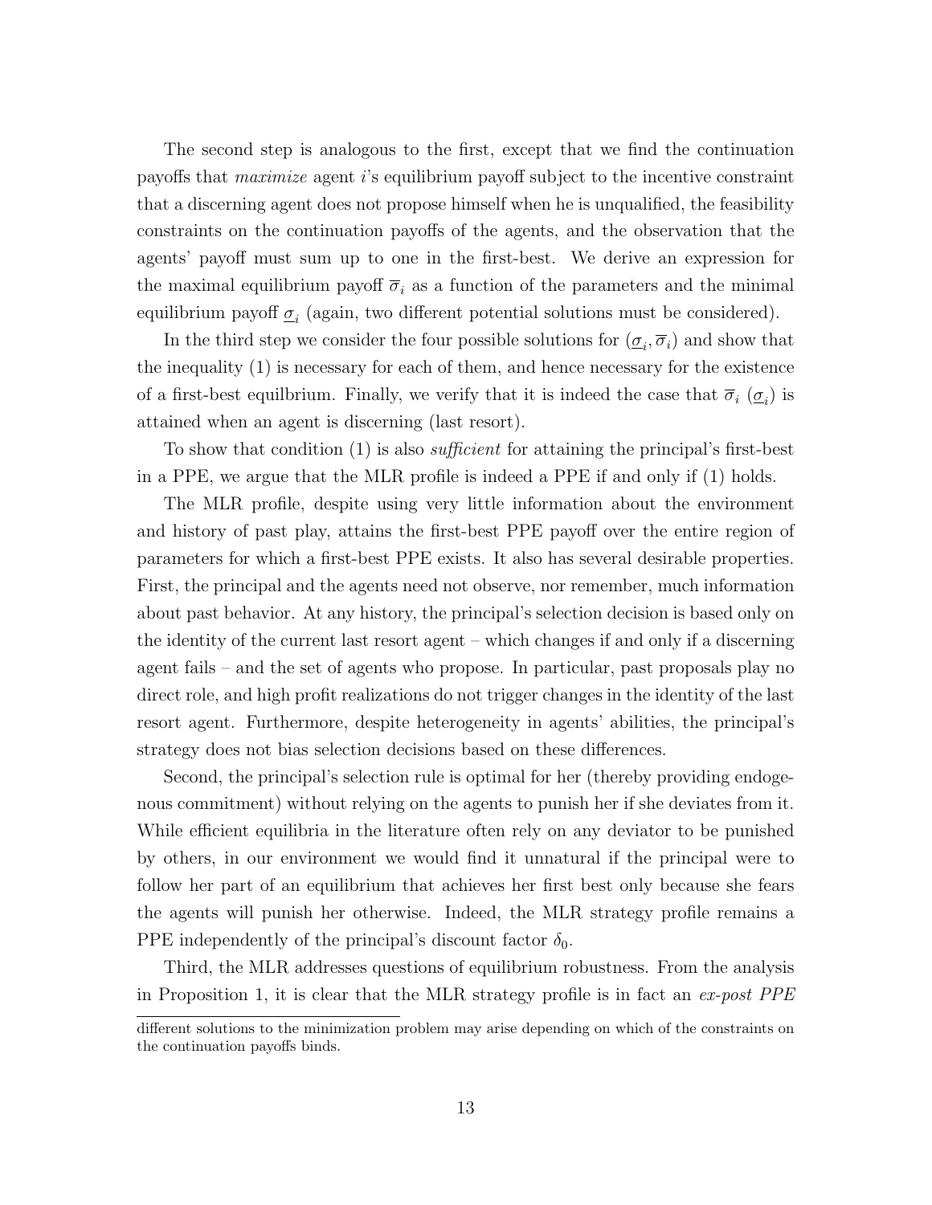The second step is analogous to the first, except that we find the continuation payoffs that *maximize* agent $i$'s equilibrium payoff subject to the incentive constraint that a discerning agent does not propose himself when he is unqualified, the feasibility constraints on the continuation payoffs of the agents, and the observation that the agents' payoff must sum up to one in the first-best. We derive an expression for the maximal equilibrium payoff $\overline{\sigma}_i$ as a function of the parameters and the minimal equilibrium payoff $\underline{\sigma}_i$ (again, two different potential solutions must be considered).

In the third step we consider the four possible solutions for $(\underline{\sigma}_i, \overline{\sigma}_i)$ and show that the inequality (1) is necessary for each of them, and hence necessary for the existence of a first-best equilbrium. Finally, we verify that it is indeed the case that $\overline{\sigma}_i$ ($\underline{\sigma}_i$) is attained when an agent is discerning (last resort).

To show that condition (1) is also *sufficient* for attaining the principal's first-best in a PPE, we argue that the MLR profile is indeed a PPE if and only if (1) holds.

The MLR profile, despite using very little information about the environment and history of past play, attains the first-best PPE payoff over the entire region of parameters for which a first-best PPE exists. It also has several desirable properties. First, the principal and the agents need not observe, nor remember, much information about past behavior. At any history, the principal's selection decision is based only on the identity of the current last resort agent – which changes if and only if a discerning agent fails – and the set of agents who propose. In particular, past proposals play no direct role, and high profit realizations do not trigger changes in the identity of the last resort agent. Furthermore, despite heterogeneity in agents' abilities, the principal's strategy does not bias selection decisions based on these differences.

Second, the principal's selection rule is optimal for her (thereby providing endogenous commitment) without relying on the agents to punish her if she deviates from it. While efficient equilibria in the literature often rely on any deviator to be punished by others, in our environment we would find it unnatural if the principal were to follow her part of an equilibrium that achieves her first best only because she fears the agents will punish her otherwise. Indeed, the MLR strategy profile remains a PPE independently of the principal's discount factor $\delta_0$.

Third, the MLR addresses questions of equilibrium robustness. From the analysis in Proposition 1, it is clear that the MLR strategy profile is in fact an *ex-post PPE*

different solutions to the minimization problem may arise depending on which of the constraints on the continuation payoffs binds.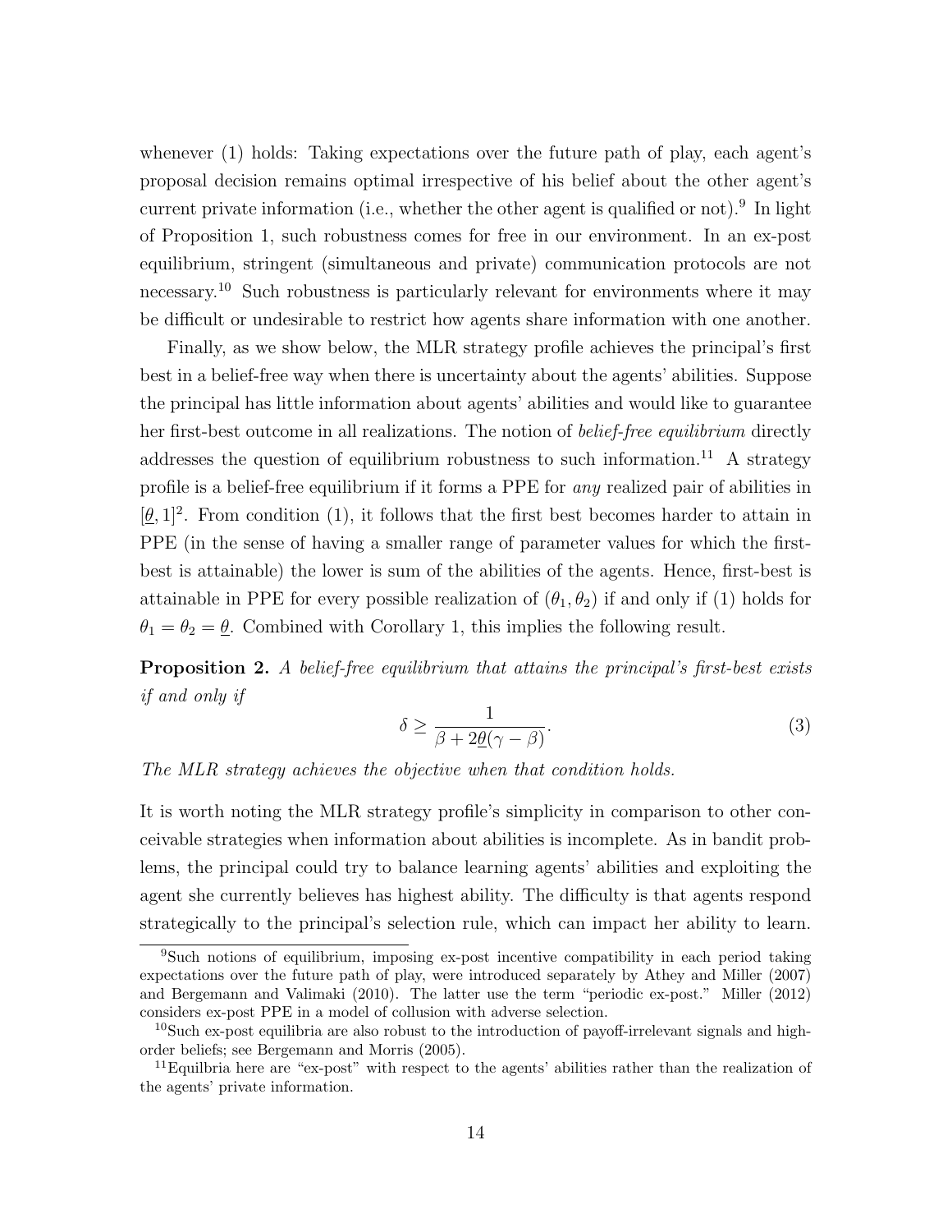whenever (1) holds: Taking expectations over the future path of play, each agent's proposal decision remains optimal irrespective of his belief about the other agent's current private information (i.e., whether the other agent is qualified or not).[9] In light of Proposition 1, such robustness comes for free in our environment. In an ex-post equilibrium, stringent (simultaneous and private) communication protocols are not necessary.[10] Such robustness is particularly relevant for environments where it may be difficult or undesirable to restrict how agents share information with one another.

Finally, as we show below, the MLR strategy profile achieves the principal's first best in a belief-free way when there is uncertainty about the agents' abilities. Suppose the principal has little information about agents' abilities and would like to guarantee her first-best outcome in all realizations. The notion of *belief-free equilibrium* directly addresses the question of equilibrium robustness to such information.[11] A strategy profile is a belief-free equilibrium if it forms a PPE for *any* realized pair of abilities in $[\underline{\theta}, 1]^2$. From condition (1), it follows that the first best becomes harder to attain in PPE (in the sense of having a smaller range of parameter values for which the first-best is attainable) the lower is sum of the abilities of the agents. Hence, first-best is attainable in PPE for every possible realization of $(\theta_1, \theta_2)$ if and only if (1) holds for $\theta_1 = \theta_2 = \underline{\theta}$. Combined with Corollary 1, this implies the following result.

**Proposition 2.** *A belief-free equilibrium that attains the principal's first-best exists if and only if*

$$\delta \geq \frac{1}{\beta + 2\underline{\theta}(\gamma - \beta)}. \tag{3}$$

*The MLR strategy achieves the objective when that condition holds.*

It is worth noting the MLR strategy profile's simplicity in comparison to other conceivable strategies when information about abilities is incomplete. As in bandit problems, the principal could try to balance learning agents' abilities and exploiting the agent she currently believes has highest ability. The difficulty is that agents respond strategically to the principal's selection rule, which can impact her ability to learn.

---

[9] Such notions of equilibrium, imposing ex-post incentive compatibility in each period taking expectations over the future path of play, were introduced separately by Athey and Miller (2007) and Bergemann and Valimaki (2010). The latter use the term "periodic ex-post." Miller (2012) considers ex-post PPE in a model of collusion with adverse selection.

[10] Such ex-post equilibria are also robust to the introduction of payoff-irrelevant signals and high-order beliefs; see Bergemann and Morris (2005).

[11] Equilbria here are "ex-post" with respect to the agents' abilities rather than the realization of the agents' private information.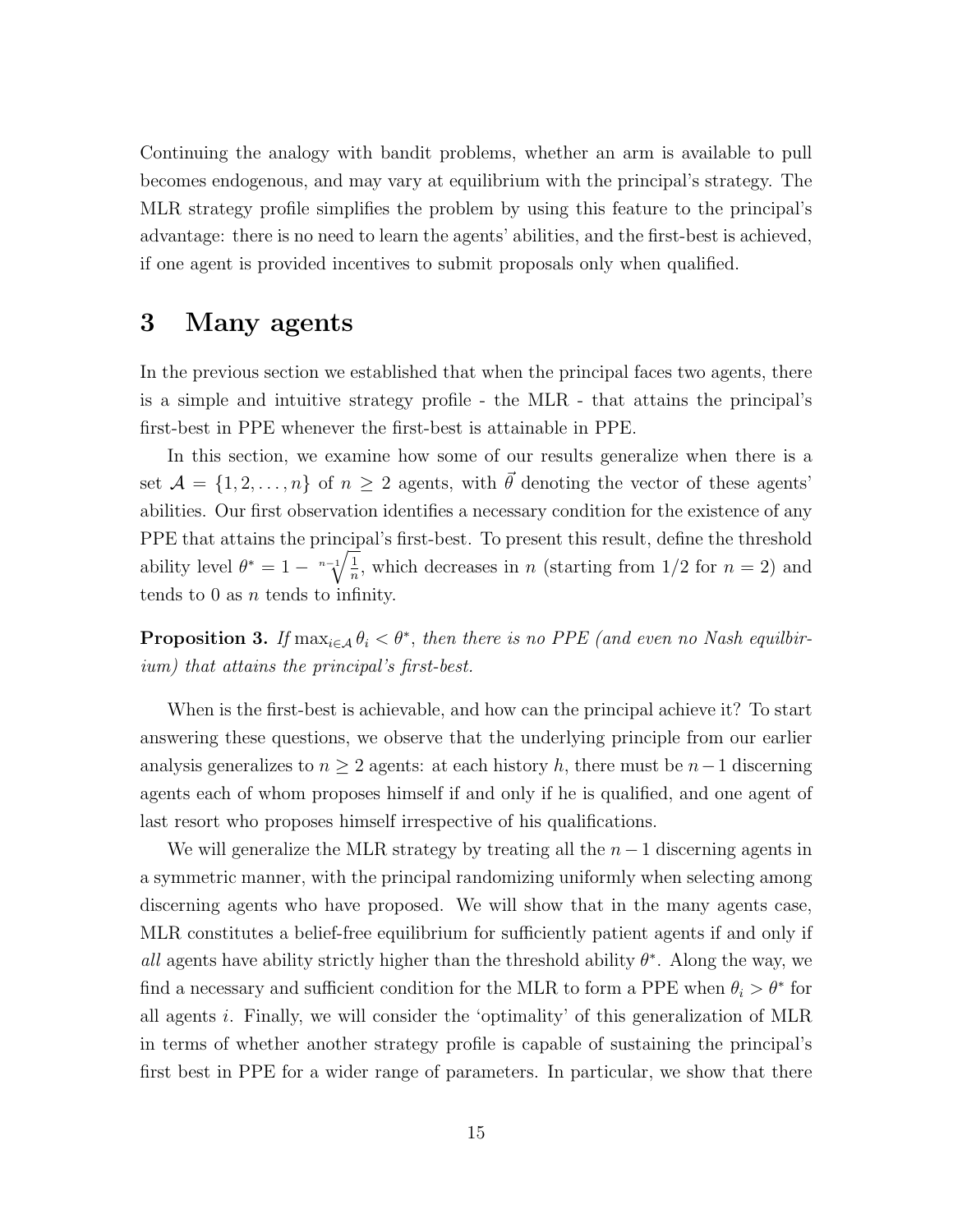Continuing the analogy with bandit problems, whether an arm is available to pull becomes endogenous, and may vary at equilibrium with the principal's strategy. The MLR strategy profile simplifies the problem by using this feature to the principal's advantage: there is no need to learn the agents' abilities, and the first-best is achieved, if one agent is provided incentives to submit proposals only when qualified.

# 3 Many agents

In the previous section we established that when the principal faces two agents, there is a simple and intuitive strategy profile - the MLR - that attains the principal's first-best in PPE whenever the first-best is attainable in PPE.

In this section, we examine how some of our results generalize when there is a set $\mathcal{A} = \{1, 2, \ldots, n\}$ of $n \geq 2$ agents, with $\vec{\theta}$ denoting the vector of these agents' abilities. Our first observation identifies a necessary condition for the existence of any PPE that attains the principal's first-best. To present this result, define the threshold ability level $\theta^* = 1 - \sqrt[n-1]{\frac{1}{n}}$, which decreases in $n$ (starting from 1/2 for $n = 2$) and tends to 0 as $n$ tends to infinity.

**Proposition 3.** *If $\max_{i \in \mathcal{A}} \theta_i < \theta^*$, then there is no PPE (and even no Nash equilbirium) that attains the principal's first-best.*

When is the first-best is achievable, and how can the principal achieve it? To start answering these questions, we observe that the underlying principle from our earlier analysis generalizes to $n \geq 2$ agents: at each history $h$, there must be $n-1$ discerning agents each of whom proposes himself if and only if he is qualified, and one agent of last resort who proposes himself irrespective of his qualifications.

We will generalize the MLR strategy by treating all the $n-1$ discerning agents in a symmetric manner, with the principal randomizing uniformly when selecting among discerning agents who have proposed. We will show that in the many agents case, MLR constitutes a belief-free equilibrium for sufficiently patient agents if and only if *all* agents have ability strictly higher than the threshold ability $\theta^*$. Along the way, we find a necessary and sufficient condition for the MLR to form a PPE when $\theta_i > \theta^*$ for all agents $i$. Finally, we will consider the 'optimality' of this generalization of MLR in terms of whether another strategy profile is capable of sustaining the principal's first best in PPE for a wider range of parameters. In particular, we show that there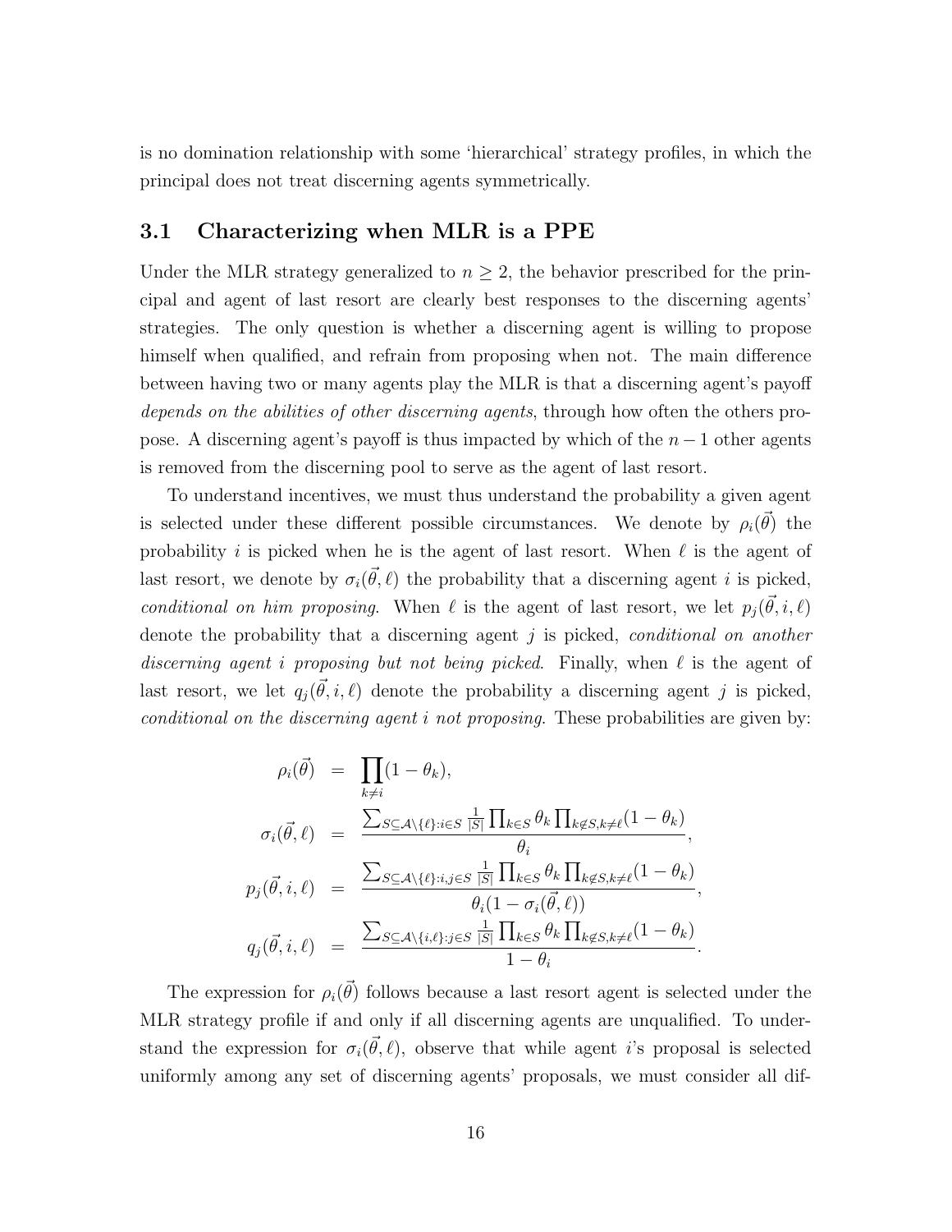is no domination relationship with some 'hierarchical' strategy profiles, in which the principal does not treat discerning agents symmetrically.

### 3.1 Characterizing when MLR is a PPE

Under the MLR strategy generalized to $n \geq 2$, the behavior prescribed for the principal and agent of last resort are clearly best responses to the discerning agents' strategies. The only question is whether a discerning agent is willing to propose himself when qualified, and refrain from proposing when not. The main difference between having two or many agents play the MLR is that a discerning agent's payoff *depends on the abilities of other discerning agents*, through how often the others propose. A discerning agent's payoff is thus impacted by which of the $n-1$ other agents is removed from the discerning pool to serve as the agent of last resort.

To understand incentives, we must thus understand the probability a given agent is selected under these different possible circumstances. We denote by $\rho_i(\vec{\theta})$ the probability $i$ is picked when he is the agent of last resort. When $\ell$ is the agent of last resort, we denote by $\sigma_i(\vec{\theta},\ell)$ the probability that a discerning agent $i$ is picked, *conditional on him proposing*. When $\ell$ is the agent of last resort, we let $p_j(\vec{\theta},i,\ell)$ denote the probability that a discerning agent $j$ is picked, *conditional on another discerning agent $i$ proposing but not being picked*. Finally, when $\ell$ is the agent of last resort, we let $q_j(\vec{\theta},i,\ell)$ denote the probability a discerning agent $j$ is picked, *conditional on the discerning agent $i$ not proposing*. These probabilities are given by:

$$
\begin{aligned}
\rho_i(\vec{\theta}) &= \prod_{k\neq i}(1-\theta_k),\\
\sigma_i(\vec{\theta},\ell) &= \frac{\sum_{S\subseteq \mathcal{A}\setminus\{\ell\}:i\in S}\frac{1}{|S|}\prod_{k\in S}\theta_k\prod_{k\notin S,k\neq \ell}(1-\theta_k)}{\theta_i},\\
p_j(\vec{\theta},i,\ell) &= \frac{\sum_{S\subseteq \mathcal{A}\setminus\{\ell\}:i,j\in S}\frac{1}{|S|}\prod_{k\in S}\theta_k\prod_{k\notin S,k\neq \ell}(1-\theta_k)}{\theta_i(1-\sigma_i(\vec{\theta},\ell))},\\
q_j(\vec{\theta},i,\ell) &= \frac{\sum_{S\subseteq \mathcal{A}\setminus\{i,\ell\}:j\in S}\frac{1}{|S|}\prod_{k\in S}\theta_k\prod_{k\notin S,k\neq \ell}(1-\theta_k)}{1-\theta_i}.
\end{aligned}
$$

The expression for $\rho_i(\vec{\theta})$ follows because a last resort agent is selected under the MLR strategy profile if and only if all discerning agents are unqualified. To understand the expression for $\sigma_i(\vec{\theta},\ell)$, observe that while agent $i$'s proposal is selected uniformly among any set of discerning agents' proposals, we must consider all dif-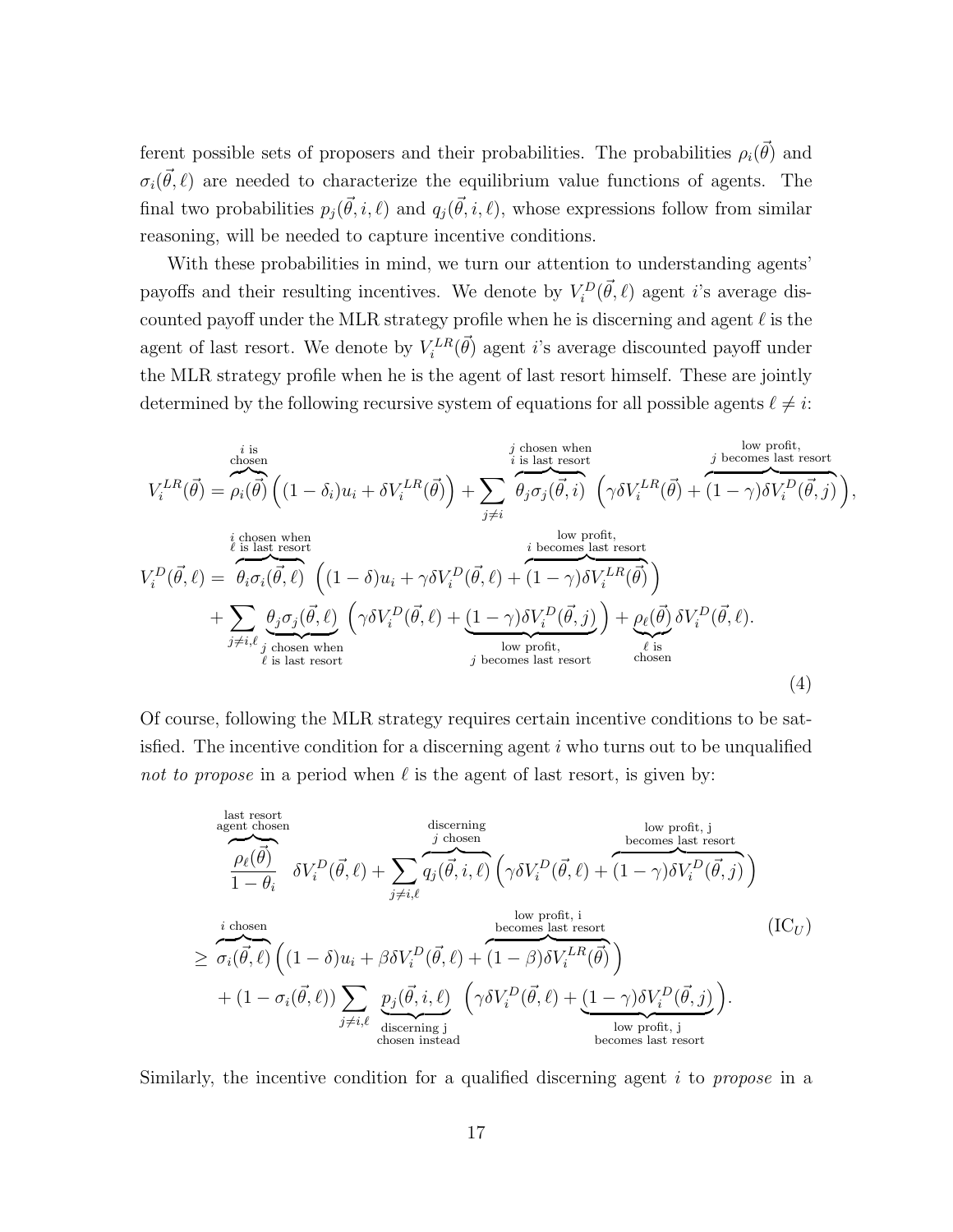ferent possible sets of proposers and their probabilities. The probabilities $\rho_i(\vec{\theta})$ and $\sigma_i(\vec{\theta}, \ell)$ are needed to characterize the equilibrium value functions of agents. The final two probabilities $p_j(\vec{\theta}, i, \ell)$ and $q_j(\vec{\theta}, i, \ell)$, whose expressions follow from similar reasoning, will be needed to capture incentive conditions.

With these probabilities in mind, we turn our attention to understanding agents' payoffs and their resulting incentives. We denote by $V_i^D(\vec{\theta}, \ell)$ agent $i$'s average discounted payoff under the MLR strategy profile when he is discerning and agent $\ell$ is the agent of last resort. We denote by $V_i^{LR}(\vec{\theta})$ agent $i$'s average discounted payoff under the MLR strategy profile when he is the agent of last resort himself. These are jointly determined by the following recursive system of equations for all possible agents $\ell \neq i$:

$$
\begin{aligned}
V_i^{LR}(\vec{\theta}) &= \overbrace{\rho_i(\vec{\theta})}^{\substack{i \text{ is} \\ \text{chosen}}} \Big( (1-\delta_i) u_i + \delta V_i^{LR}(\vec{\theta}) \Big) + \sum_{j \neq i} \overbrace{\theta_j \sigma_j(\vec{\theta}, i)}^{\substack{j \text{ chosen when} \\ i \text{ is last resort}}} \Big( \gamma \delta V_i^{LR}(\vec{\theta}) + \overbrace{(1-\gamma)\delta V_i^D(\vec{\theta}, j)}^{\substack{\text{low profit,} \\ j \text{ becomes last resort}}} \Big), \\
V_i^D(\vec{\theta}, \ell) &= \overbrace{\theta_i \sigma_i(\vec{\theta}, \ell)}^{\substack{i \text{ chosen when} \\ \ell \text{ is last resort}}} \Big( (1-\delta) u_i + \gamma \delta V_i^D(\vec{\theta}, \ell) + \overbrace{(1-\gamma)\delta V_i^{LR}(\vec{\theta})}^{\substack{\text{low profit,} \\ i \text{ becomes last resort}}} \Big) \\
&\quad + \sum_{j \neq i, \ell} \underbrace{\theta_j \sigma_j(\vec{\theta}, \ell)}_{\substack{j \text{ chosen when} \\ \ell \text{ is last resort}}} \Big( \gamma \delta V_i^D(\vec{\theta}, \ell) + \underbrace{(1-\gamma)\delta V_i^D(\vec{\theta}, j)}_{\substack{\text{low profit,} \\ j \text{ becomes last resort}}} \Big) + \underbrace{\rho_\ell(\vec{\theta})}_{\substack{\ell \text{ is} \\ \text{chosen}}} \delta V_i^D(\vec{\theta}, \ell).
\end{aligned}
\tag{4}
$$

Of course, following the MLR strategy requires certain incentive conditions to be satisfied. The incentive condition for a discerning agent $i$ who turns out to be unqualified *not to propose* in a period when $\ell$ is the agent of last resort, is given by:

$$
\begin{aligned}
&\overbrace{\frac{\rho_\ell(\vec{\theta})}{1-\theta_i}}^{\substack{\text{last resort} \\ \text{agent chosen}}} \delta V_i^D(\vec{\theta}, \ell) + \sum_{j \neq i, \ell} \overbrace{q_j(\vec{\theta}, i, \ell)}^{\substack{\text{discerning} \\ j \text{ chosen}}} \Big( \gamma \delta V_i^D(\vec{\theta}, \ell) + \overbrace{(1-\gamma)\delta V_i^D(\vec{\theta}, j)}^{\substack{\text{low profit, j} \\ \text{becomes last resort}}} \Big) \\
\geq\ & \overbrace{\sigma_i(\vec{\theta}, \ell)}^{i \text{ chosen}} \Big( (1-\delta) u_i + \beta \delta V_i^D(\vec{\theta}, \ell) + \overbrace{(1-\beta)\delta V_i^{LR}(\vec{\theta})}^{\substack{\text{low profit, i} \\ \text{becomes last resort}}} \Big) \\
&+ (1 - \sigma_i(\vec{\theta}, \ell)) \sum_{j \neq i, \ell} \underbrace{p_j(\vec{\theta}, i, \ell)}_{\substack{\text{discerning j} \\ \text{chosen instead}}} \Big( \gamma \delta V_i^D(\vec{\theta}, \ell) + \underbrace{(1-\gamma)\delta V_i^D(\vec{\theta}, j)}_{\substack{\text{low profit, j} \\ \text{becomes last resort}}} \Big).
\end{aligned}
\tag{IC$_U$}
$$

Similarly, the incentive condition for a qualified discerning agent $i$ to *propose* in a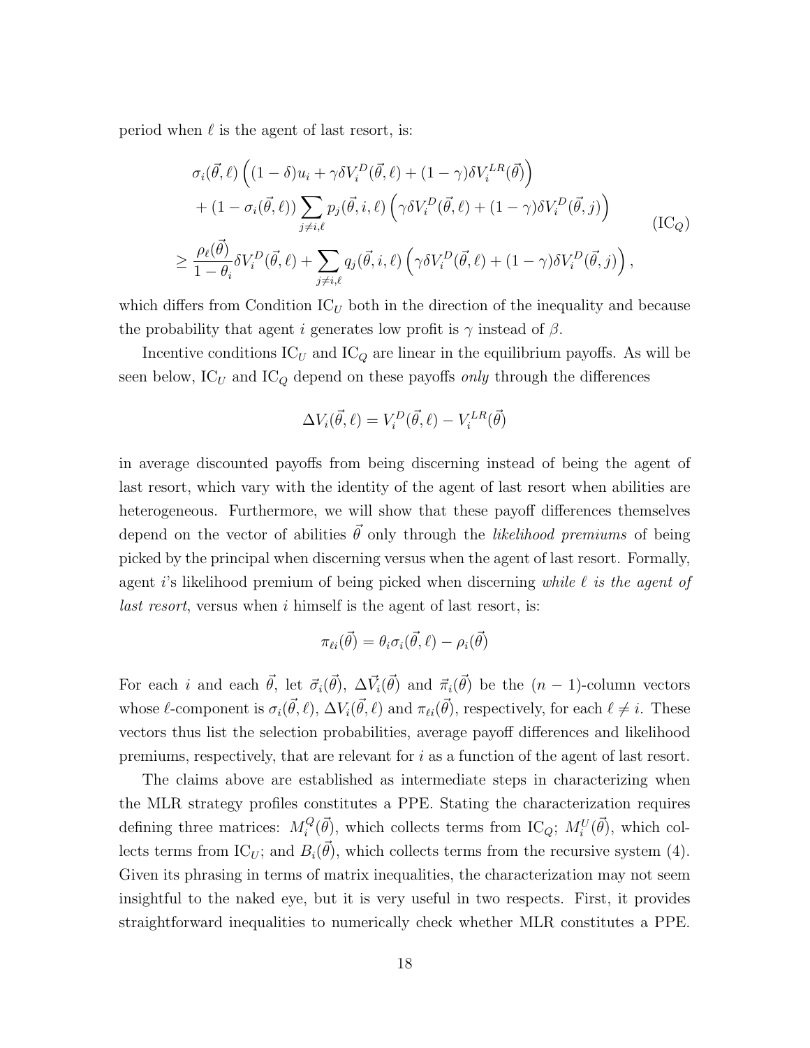period when $\ell$ is the agent of last resort, is:

$$
\begin{aligned}
&\sigma_i(\vec{\theta},\ell)\Big((1-\delta)u_i + \gamma\delta V_i^D(\vec{\theta},\ell) + (1-\gamma)\delta V_i^{LR}(\vec{\theta})\Big) \\
&\quad + (1-\sigma_i(\vec{\theta},\ell))\sum_{j\neq i,\ell} p_j(\vec{\theta},i,\ell)\Big(\gamma\delta V_i^D(\vec{\theta},\ell) + (1-\gamma)\delta V_i^D(\vec{\theta},j)\Big) \\
&\geq \frac{\rho_\ell(\vec{\theta})}{1-\theta_i}\delta V_i^D(\vec{\theta},\ell) + \sum_{j\neq i,\ell} q_j(\vec{\theta},i,\ell)\Big(\gamma\delta V_i^D(\vec{\theta},\ell) + (1-\gamma)\delta V_i^D(\vec{\theta},j)\Big),
\end{aligned}
\tag{IC$_Q$}
$$

which differs from Condition IC$_U$ both in the direction of the inequality and because the probability that agent $i$ generates low profit is $\gamma$ instead of $\beta$.

Incentive conditions IC$_U$ and IC$_Q$ are linear in the equilibrium payoffs. As will be seen below, IC$_U$ and IC$_Q$ depend on these payoffs *only* through the differences

$$\Delta V_i(\vec{\theta},\ell) = V_i^D(\vec{\theta},\ell) - V_i^{LR}(\vec{\theta})$$

in average discounted payoffs from being discerning instead of being the agent of last resort, which vary with the identity of the agent of last resort when abilities are heterogeneous. Furthermore, we will show that these payoff differences themselves depend on the vector of abilities $\vec{\theta}$ only through the *likelihood premiums* of being picked by the principal when discerning versus when the agent of last resort. Formally, agent $i$'s likelihood premium of being picked when discerning *while $\ell$ is the agent of last resort*, versus when $i$ himself is the agent of last resort, is:

$$\pi_{\ell i}(\vec{\theta}) = \theta_i\sigma_i(\vec{\theta},\ell) - \rho_i(\vec{\theta})$$

For each $i$ and each $\vec{\theta}$, let $\vec{\sigma}_i(\vec{\theta})$, $\Delta\vec{V}_i(\vec{\theta})$ and $\vec{\pi}_i(\vec{\theta})$ be the $(n-1)$-column vectors whose $\ell$-component is $\sigma_i(\vec{\theta},\ell)$, $\Delta V_i(\vec{\theta},\ell)$ and $\pi_{\ell i}(\vec{\theta})$, respectively, for each $\ell \neq i$. These vectors thus list the selection probabilities, average payoff differences and likelihood premiums, respectively, that are relevant for $i$ as a function of the agent of last resort.

The claims above are established as intermediate steps in characterizing when the MLR strategy profiles constitutes a PPE. Stating the characterization requires defining three matrices: $M_i^Q(\vec{\theta})$, which collects terms from IC$_Q$; $M_i^U(\vec{\theta})$, which collects terms from IC$_U$; and $B_i(\vec{\theta})$, which collects terms from the recursive system (4). Given its phrasing in terms of matrix inequalities, the characterization may not seem insightful to the naked eye, but it is very useful in two respects. First, it provides straightforward inequalities to numerically check whether MLR constitutes a PPE.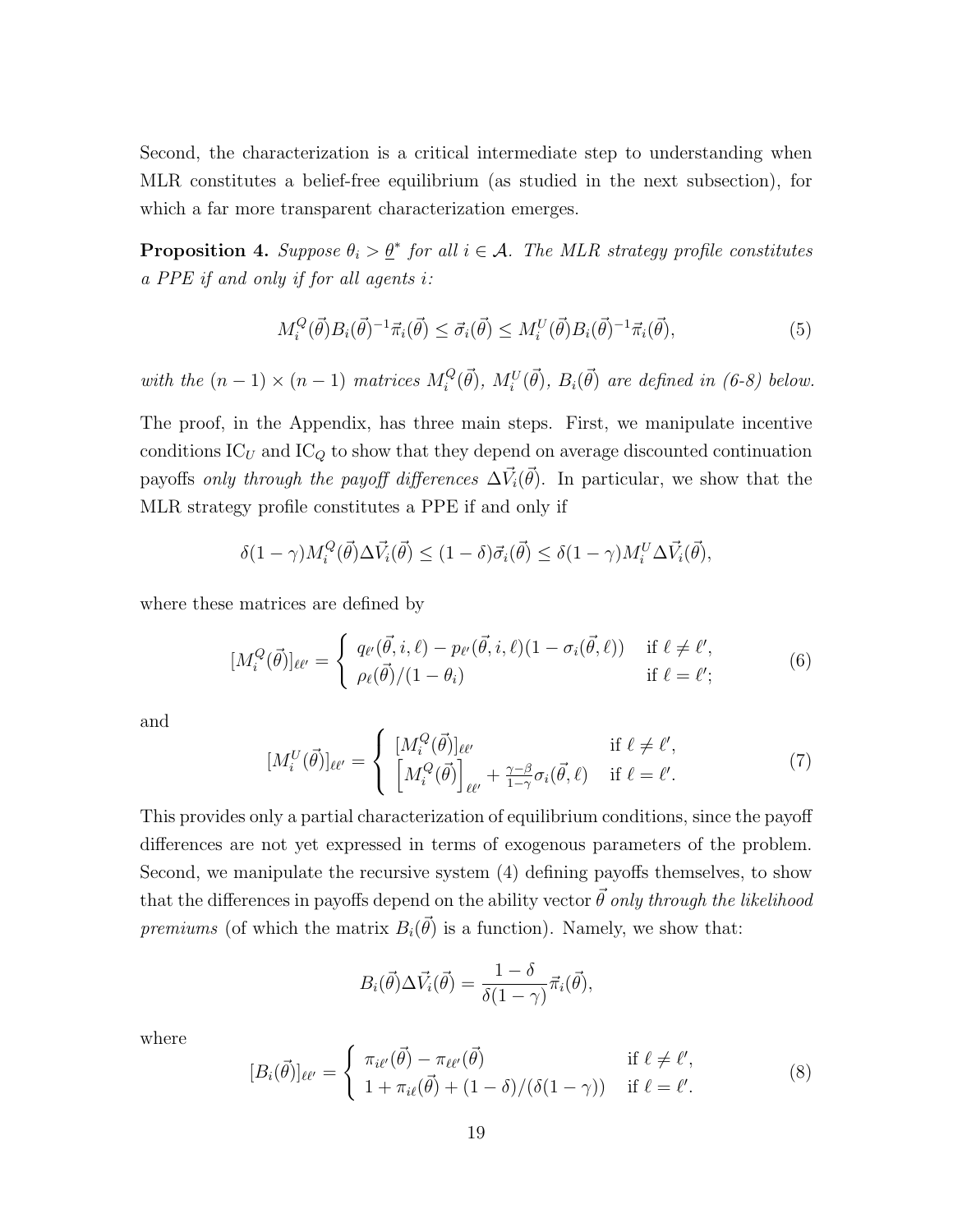Second, the characterization is a critical intermediate step to understanding when MLR constitutes a belief-free equilibrium (as studied in the next subsection), for which a far more transparent characterization emerges.

**Proposition 4.** *Suppose $\theta_i > \underline{\theta}^*$ for all $i \in \mathcal{A}$. The MLR strategy profile constitutes a PPE if and only if for all agents $i$:*

$$M_i^Q(\vec{\theta})B_i(\vec{\theta})^{-1}\vec{\pi}_i(\vec{\theta}) \leq \vec{\sigma}_i(\vec{\theta}) \leq M_i^U(\vec{\theta})B_i(\vec{\theta})^{-1}\vec{\pi}_i(\vec{\theta}), \tag{5}$$

*with the $(n-1)\times(n-1)$ matrices $M_i^Q(\vec{\theta})$, $M_i^U(\vec{\theta})$, $B_i(\vec{\theta})$ are defined in (6-8) below.*

The proof, in the Appendix, has three main steps. First, we manipulate incentive conditions $\text{IC}_U$ and $\text{IC}_Q$ to show that they depend on average discounted continuation payoffs *only through the payoff differences* $\Delta\vec{V}_i(\vec{\theta})$. In particular, we show that the MLR strategy profile constitutes a PPE if and only if

$$\delta(1-\gamma)M_i^Q(\vec{\theta})\Delta\vec{V}_i(\vec{\theta}) \leq (1-\delta)\vec{\sigma}_i(\vec{\theta}) \leq \delta(1-\gamma)M_i^U\Delta\vec{V}_i(\vec{\theta}),$$

where these matrices are defined by

$$[M_i^Q(\vec{\theta})]_{\ell\ell'} = \begin{cases} q_{\ell'}(\vec{\theta}, i, \ell) - p_{\ell'}(\vec{\theta}, i, \ell)(1-\sigma_i(\vec{\theta}, \ell)) & \text{if } \ell \neq \ell', \\ \rho_\ell(\vec{\theta})/(1-\theta_i) & \text{if } \ell = \ell'; \end{cases} \tag{6}$$

and

$$[M_i^U(\vec{\theta})]_{\ell\ell'} = \begin{cases} [M_i^Q(\vec{\theta})]_{\ell\ell'} & \text{if } \ell \neq \ell', \\ \left[M_i^Q(\vec{\theta})\right]_{\ell\ell'} + \frac{\gamma-\beta}{1-\gamma}\sigma_i(\vec{\theta}, \ell) & \text{if } \ell = \ell'. \end{cases} \tag{7}$$

This provides only a partial characterization of equilibrium conditions, since the payoff differences are not yet expressed in terms of exogenous parameters of the problem. Second, we manipulate the recursive system (4) defining payoffs themselves, to show that the differences in payoffs depend on the ability vector $\vec{\theta}$ *only through the likelihood premiums* (of which the matrix $B_i(\vec{\theta})$ is a function). Namely, we show that:

$$B_i(\vec{\theta})\Delta\vec{V}_i(\vec{\theta}) = \frac{1-\delta}{\delta(1-\gamma)}\vec{\pi}_i(\vec{\theta}),$$

where

$$[B_i(\vec{\theta})]_{\ell\ell'} = \begin{cases} \pi_{i\ell'}(\vec{\theta}) - \pi_{\ell\ell'}(\vec{\theta}) & \text{if } \ell \neq \ell', \\ 1 + \pi_{i\ell}(\vec{\theta}) + (1-\delta)/(\delta(1-\gamma)) & \text{if } \ell = \ell'. \end{cases} \tag{8}$$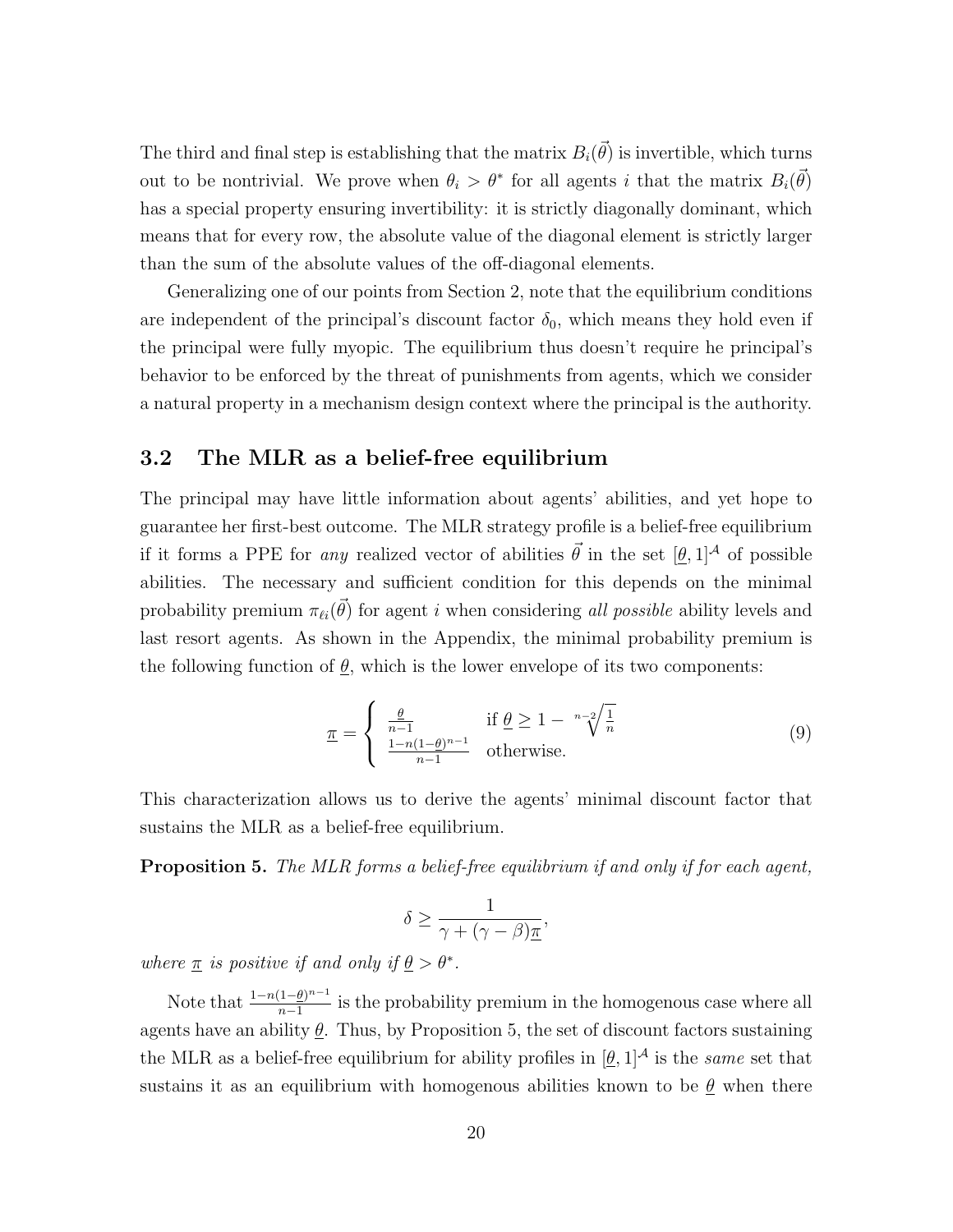The third and final step is establishing that the matrix $B_i(\vec{\theta})$ is invertible, which turns out to be nontrivial. We prove when $\theta_i > \theta^*$ for all agents $i$ that the matrix $B_i(\vec{\theta})$ has a special property ensuring invertibility: it is strictly diagonally dominant, which means that for every row, the absolute value of the diagonal element is strictly larger than the sum of the absolute values of the off-diagonal elements.

Generalizing one of our points from Section 2, note that the equilibrium conditions are independent of the principal's discount factor $\delta_0$, which means they hold even if the principal were fully myopic. The equilibrium thus doesn't require he principal's behavior to be enforced by the threat of punishments from agents, which we consider a natural property in a mechanism design context where the principal is the authority.

## 3.2 The MLR as a belief-free equilibrium

The principal may have little information about agents' abilities, and yet hope to guarantee her first-best outcome. The MLR strategy profile is a belief-free equilibrium if it forms a PPE for *any* realized vector of abilities $\vec{\theta}$ in the set $[\underline{\theta}, 1]^{\mathcal{A}}$ of possible abilities. The necessary and sufficient condition for this depends on the minimal probability premium $\pi_{\ell i}(\vec{\theta})$ for agent $i$ when considering *all possible* ability levels and last resort agents. As shown in the Appendix, the minimal probability premium is the following function of $\underline{\theta}$, which is the lower envelope of its two components:

$$\underline{\pi} = \begin{cases} \frac{\underline{\theta}}{n-1} & \text{if } \underline{\theta} \geq 1 - \sqrt[n-2]{\frac{1}{n}} \\ \frac{1-n(1-\underline{\theta})^{n-1}}{n-1} & \text{otherwise.} \end{cases} \tag{9}$$

This characterization allows us to derive the agents' minimal discount factor that sustains the MLR as a belief-free equilibrium.

**Proposition 5.** *The MLR forms a belief-free equilibrium if and only if for each agent,*

$$\delta \geq \frac{1}{\gamma + (\gamma - \beta)\underline{\pi}},$$

*where $\underline{\pi}$ is positive if and only if $\underline{\theta} > \theta^*$.*

Note that $\frac{1-n(1-\underline{\theta})^{n-1}}{n-1}$ is the probability premium in the homogenous case where all agents have an ability $\underline{\theta}$. Thus, by Proposition 5, the set of discount factors sustaining the MLR as a belief-free equilibrium for ability profiles in $[\underline{\theta}, 1]^{\mathcal{A}}$ is the *same* set that sustains it as an equilibrium with homogenous abilities known to be $\underline{\theta}$ when there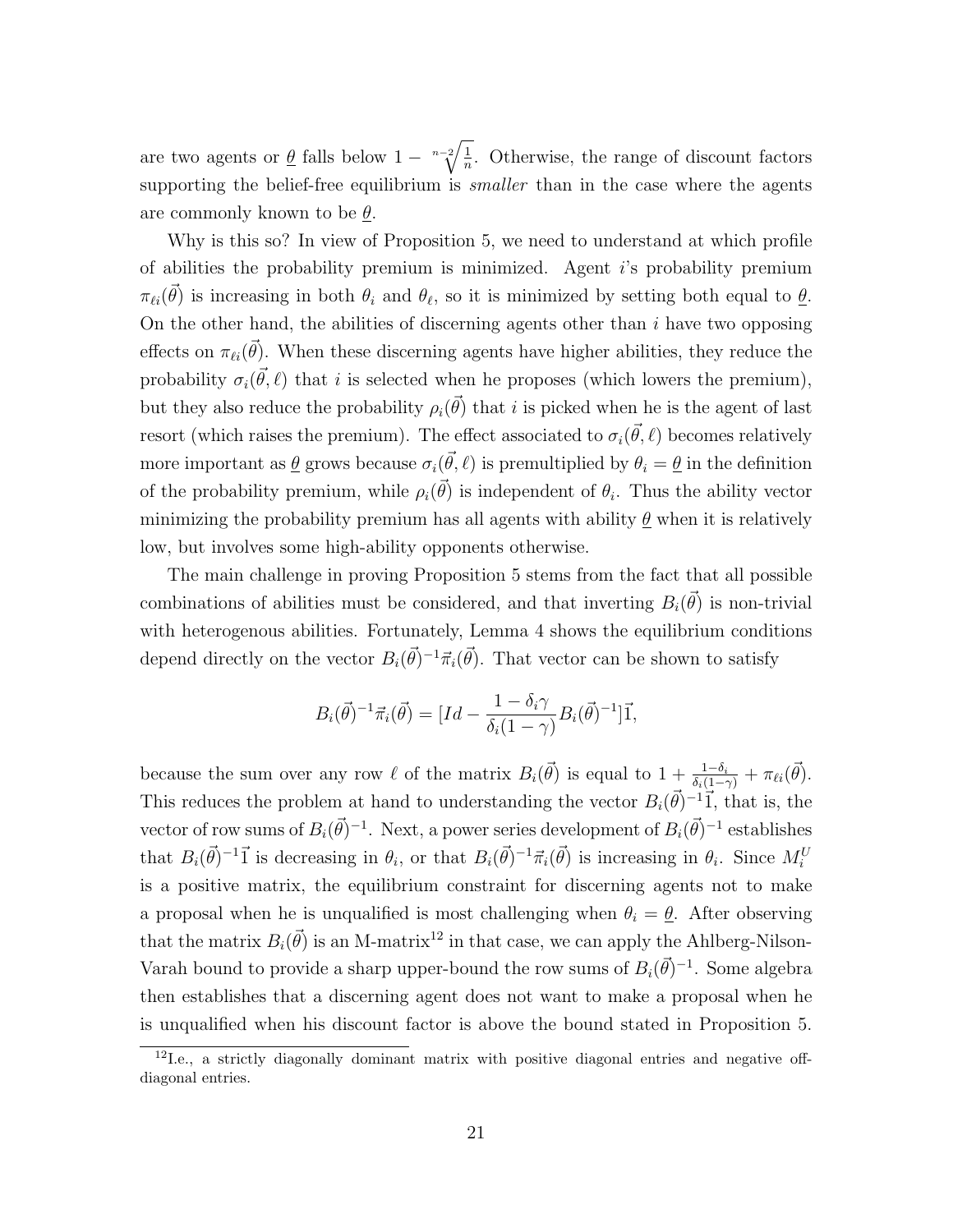are two agents or $\underline{\theta}$ falls below $1 - \sqrt[n-2]{\frac{1}{n}}$. Otherwise, the range of discount factors supporting the belief-free equilibrium is *smaller* than in the case where the agents are commonly known to be $\underline{\theta}$.

Why is this so? In view of Proposition 5, we need to understand at which profile of abilities the probability premium is minimized. Agent $i$'s probability premium $\pi_{\ell i}(\vec{\theta})$ is increasing in both $\theta_i$ and $\theta_\ell$, so it is minimized by setting both equal to $\underline{\theta}$. On the other hand, the abilities of discerning agents other than $i$ have two opposing effects on $\pi_{\ell i}(\vec{\theta})$. When these discerning agents have higher abilities, they reduce the probability $\sigma_i(\vec{\theta}, \ell)$ that $i$ is selected when he proposes (which lowers the premium), but they also reduce the probability $\rho_i(\vec{\theta})$ that $i$ is picked when he is the agent of last resort (which raises the premium). The effect associated to $\sigma_i(\vec{\theta}, \ell)$ becomes relatively more important as $\underline{\theta}$ grows because $\sigma_i(\vec{\theta}, \ell)$ is premultiplied by $\theta_i = \underline{\theta}$ in the definition of the probability premium, while $\rho_i(\vec{\theta})$ is independent of $\theta_i$. Thus the ability vector minimizing the probability premium has all agents with ability $\underline{\theta}$ when it is relatively low, but involves some high-ability opponents otherwise.

The main challenge in proving Proposition 5 stems from the fact that all possible combinations of abilities must be considered, and that inverting $B_i(\vec{\theta})$ is non-trivial with heterogenous abilities. Fortunately, Lemma 4 shows the equilibrium conditions depend directly on the vector $B_i(\vec{\theta})^{-1}\vec{\pi}_i(\vec{\theta})$. That vector can be shown to satisfy

$$B_i(\vec{\theta})^{-1}\vec{\pi}_i(\vec{\theta}) = [Id - \frac{1-\delta_i\gamma}{\delta_i(1-\gamma)}B_i(\vec{\theta})^{-1}]\vec{1},$$

because the sum over any row $\ell$ of the matrix $B_i(\vec{\theta})$ is equal to $1 + \frac{1-\delta_i}{\delta_i(1-\gamma)} + \pi_{\ell i}(\vec{\theta})$. This reduces the problem at hand to understanding the vector $B_i(\vec{\theta})^{-1}\vec{1}$, that is, the vector of row sums of $B_i(\vec{\theta})^{-1}$. Next, a power series development of $B_i(\vec{\theta})^{-1}$ establishes that $B_i(\vec{\theta})^{-1}\vec{1}$ is decreasing in $\theta_i$, or that $B_i(\vec{\theta})^{-1}\vec{\pi}_i(\vec{\theta})$ is increasing in $\theta_i$. Since $M_i^U$ is a positive matrix, the equilibrium constraint for discerning agents not to make a proposal when he is unqualified is most challenging when $\theta_i = \underline{\theta}$. After observing that the matrix $B_i(\vec{\theta})$ is an M-matrix[12] in that case, we can apply the Ahlberg-Nilson-Varah bound to provide a sharp upper-bound the row sums of $B_i(\vec{\theta})^{-1}$. Some algebra then establishes that a discerning agent does not want to make a proposal when he is unqualified when his discount factor is above the bound stated in Proposition 5.

[12] I.e., a strictly diagonally dominant matrix with positive diagonal entries and negative off-diagonal entries.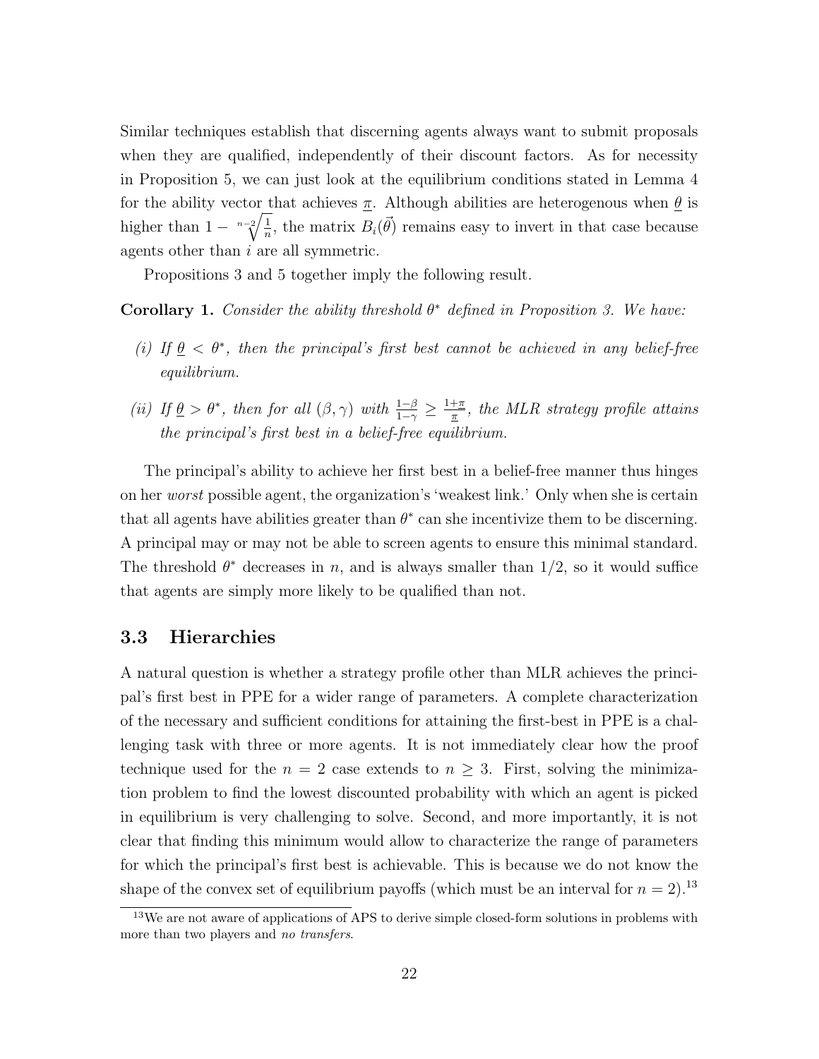Similar techniques establish that discerning agents always want to submit proposals when they are qualified, independently of their discount factors. As for necessity in Proposition 5, we can just look at the equilibrium conditions stated in Lemma 4 for the ability vector that achieves $\underline{\pi}$. Although abilities are heterogenous when $\underline{\theta}$ is higher than $1 - \sqrt[n-2]{\frac{1}{n}}$, the matrix $B_i(\vec{\theta})$ remains easy to invert in that case because agents other than $i$ are all symmetric.

Propositions 3 and 5 together imply the following result.

**Corollary 1.** *Consider the ability threshold $\theta^*$ defined in Proposition 3. We have:*

*(i) If $\underline{\theta} < \theta^*$, then the principal's first best cannot be achieved in any belief-free equilibrium.*

*(ii) If $\underline{\theta} > \theta^*$, then for all $(\beta, \gamma)$ with $\frac{1-\beta}{1-\gamma} \geq \frac{1+\underline{\pi}}{\underline{\pi}}$, the MLR strategy profile attains the principal's first best in a belief-free equilibrium.*

The principal's ability to achieve her first best in a belief-free manner thus hinges on her *worst* possible agent, the organization's 'weakest link.' Only when she is certain that all agents have abilities greater than $\theta^*$ can she incentivize them to be discerning. A principal may or may not be able to screen agents to ensure this minimal standard. The threshold $\theta^*$ decreases in $n$, and is always smaller than $1/2$, so it would suffice that agents are simply more likely to be qualified than not.

### 3.3 Hierarchies

A natural question is whether a strategy profile other than MLR achieves the principal's first best in PPE for a wider range of parameters. A complete characterization of the necessary and sufficient conditions for attaining the first-best in PPE is a challenging task with three or more agents. It is not immediately clear how the proof technique used for the $n = 2$ case extends to $n \geq 3$. First, solving the minimization problem to find the lowest discounted probability with which an agent is picked in equilibrium is very challenging to solve. Second, and more importantly, it is not clear that finding this minimum would allow to characterize the range of parameters for which the principal's first best is achievable. This is because we do not know the shape of the convex set of equilibrium payoffs (which must be an interval for $n = 2$).[13]

[13] We are not aware of applications of APS to derive simple closed-form solutions in problems with more than two players and *no transfers*.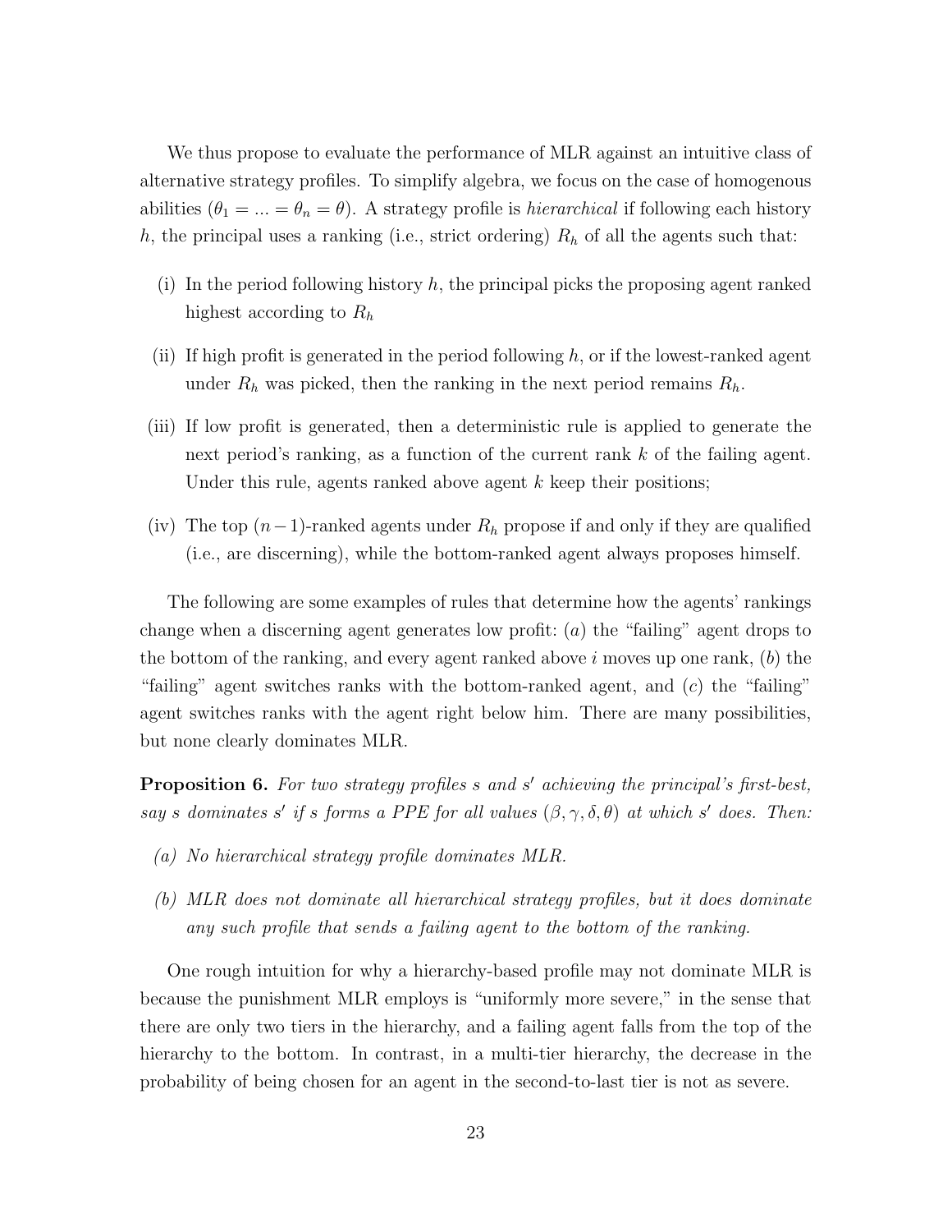We thus propose to evaluate the performance of MLR against an intuitive class of alternative strategy profiles. To simplify algebra, we focus on the case of homogenous abilities ($\theta_1 = ... = \theta_n = \theta$). A strategy profile is *hierarchical* if following each history $h$, the principal uses a ranking (i.e., strict ordering) $R_h$ of all the agents such that:

(i) In the period following history $h$, the principal picks the proposing agent ranked highest according to $R_h$

(ii) If high profit is generated in the period following $h$, or if the lowest-ranked agent under $R_h$ was picked, then the ranking in the next period remains $R_h$.

(iii) If low profit is generated, then a deterministic rule is applied to generate the next period's ranking, as a function of the current rank $k$ of the failing agent. Under this rule, agents ranked above agent $k$ keep their positions;

(iv) The top $(n-1)$-ranked agents under $R_h$ propose if and only if they are qualified (i.e., are discerning), while the bottom-ranked agent always proposes himself.

The following are some examples of rules that determine how the agents' rankings change when a discerning agent generates low profit: $(a)$ the "failing" agent drops to the bottom of the ranking, and every agent ranked above $i$ moves up one rank, $(b)$ the "failing" agent switches ranks with the bottom-ranked agent, and $(c)$ the "failing" agent switches ranks with the agent right below him. There are many possibilities, but none clearly dominates MLR.

**Proposition 6.** *For two strategy profiles $s$ and $s'$ achieving the principal's first-best, say $s$ dominates $s'$ if $s$ forms a PPE for all values $(\beta, \gamma, \delta, \theta)$ at which $s'$ does. Then:*

*(a) No hierarchical strategy profile dominates MLR.*

*(b) MLR does not dominate all hierarchical strategy profiles, but it does dominate any such profile that sends a failing agent to the bottom of the ranking.*

One rough intuition for why a hierarchy-based profile may not dominate MLR is because the punishment MLR employs is "uniformly more severe," in the sense that there are only two tiers in the hierarchy, and a failing agent falls from the top of the hierarchy to the bottom. In contrast, in a multi-tier hierarchy, the decrease in the probability of being chosen for an agent in the second-to-last tier is not as severe.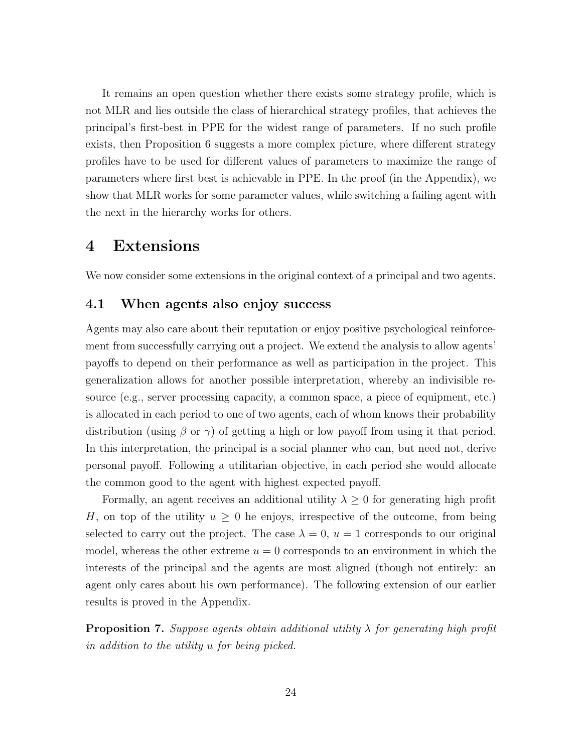It remains an open question whether there exists some strategy profile, which is not MLR and lies outside the class of hierarchical strategy profiles, that achieves the principal's first-best in PPE for the widest range of parameters. If no such profile exists, then Proposition 6 suggests a more complex picture, where different strategy profiles have to be used for different values of parameters to maximize the range of parameters where first best is achievable in PPE. In the proof (in the Appendix), we show that MLR works for some parameter values, while switching a failing agent with the next in the hierarchy works for others.

# 4 Extensions

We now consider some extensions in the original context of a principal and two agents.

## 4.1 When agents also enjoy success

Agents may also care about their reputation or enjoy positive psychological reinforcement from successfully carrying out a project. We extend the analysis to allow agents' payoffs to depend on their performance as well as participation in the project. This generalization allows for another possible interpretation, whereby an indivisible resource (e.g., server processing capacity, a common space, a piece of equipment, etc.) is allocated in each period to one of two agents, each of whom knows their probability distribution (using $\beta$ or $\gamma$) of getting a high or low payoff from using it that period. In this interpretation, the principal is a social planner who can, but need not, derive personal payoff. Following a utilitarian objective, in each period she would allocate the common good to the agent with highest expected payoff.

Formally, an agent receives an additional utility $\lambda \geq 0$ for generating high profit $H$, on top of the utility $u \geq 0$ he enjoys, irrespective of the outcome, from being selected to carry out the project. The case $\lambda = 0$, $u = 1$ corresponds to our original model, whereas the other extreme $u = 0$ corresponds to an environment in which the interests of the principal and the agents are most aligned (though not entirely: an agent only cares about his own performance). The following extension of our earlier results is proved in the Appendix.

**Proposition 7.** *Suppose agents obtain additional utility $\lambda$ for generating high profit in addition to the utility $u$ for being picked.*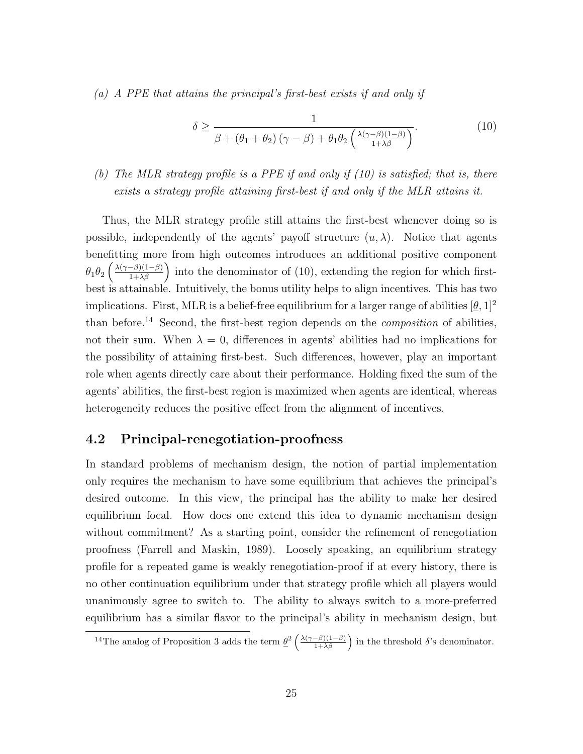*(a) A PPE that attains the principal's first-best exists if and only if*

$$\delta \geq \frac{1}{\beta + (\theta_1 + \theta_2)(\gamma - \beta) + \theta_1 \theta_2 \left( \frac{\lambda(\gamma-\beta)(1-\beta)}{1+\lambda\beta} \right)}. \tag{10}$$

*(b) The MLR strategy profile is a PPE if and only if (10) is satisfied; that is, there exists a strategy profile attaining first-best if and only if the MLR attains it.*

Thus, the MLR strategy profile still attains the first-best whenever doing so is possible, independently of the agents' payoff structure $(u, \lambda)$. Notice that agents benefitting more from high outcomes introduces an additional positive component $\theta_1 \theta_2 \left( \frac{\lambda(\gamma-\beta)(1-\beta)}{1+\lambda\beta} \right)$ into the denominator of (10), extending the region for which first-best is attainable. Intuitively, the bonus utility helps to align incentives. This has two implications. First, MLR is a belief-free equilibrium for a larger range of abilities $[\underline{\theta}, 1]^2$ than before.[14] Second, the first-best region depends on the *composition* of abilities, not their sum. When $\lambda = 0$, differences in agents' abilities had no implications for the possibility of attaining first-best. Such differences, however, play an important role when agents directly care about their performance. Holding fixed the sum of the agents' abilities, the first-best region is maximized when agents are identical, whereas heterogeneity reduces the positive effect from the alignment of incentives.

## 4.2 Principal-renegotiation-proofness

In standard problems of mechanism design, the notion of partial implementation only requires the mechanism to have some equilibrium that achieves the principal's desired outcome. In this view, the principal has the ability to make her desired equilibrium focal. How does one extend this idea to dynamic mechanism design without commitment? As a starting point, consider the refinement of renegotiation proofness (Farrell and Maskin, 1989). Loosely speaking, an equilibrium strategy profile for a repeated game is weakly renegotiation-proof if at every history, there is no other continuation equilibrium under that strategy profile which all players would unanimously agree to switch to. The ability to always switch to a more-preferred equilibrium has a similar flavor to the principal's ability in mechanism design, but

[14] The analog of Proposition 3 adds the term $\underline{\theta}^2 \left( \frac{\lambda(\gamma-\beta)(1-\beta)}{1+\lambda\beta} \right)$ in the threshold $\delta$'s denominator.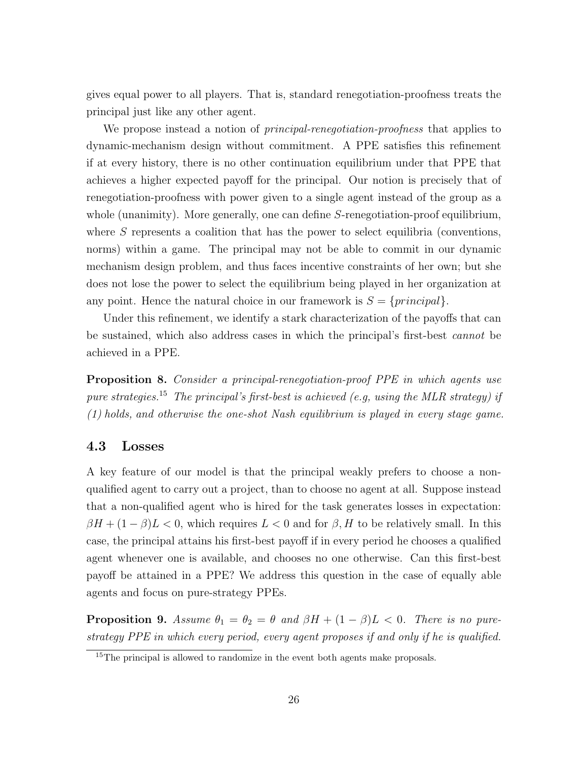gives equal power to all players. That is, standard renegotiation-proofness treats the principal just like any other agent.

We propose instead a notion of *principal-renegotiation-proofness* that applies to dynamic-mechanism design without commitment. A PPE satisfies this refinement if at every history, there is no other continuation equilibrium under that PPE that achieves a higher expected payoff for the principal. Our notion is precisely that of renegotiation-proofness with power given to a single agent instead of the group as a whole (unanimity). More generally, one can define $S$-renegotiation-proof equilibrium, where $S$ represents a coalition that has the power to select equilibria (conventions, norms) within a game. The principal may not be able to commit in our dynamic mechanism design problem, and thus faces incentive constraints of her own; but she does not lose the power to select the equilibrium being played in her organization at any point. Hence the natural choice in our framework is $S = \{principal\}$.

Under this refinement, we identify a stark characterization of the payoffs that can be sustained, which also address cases in which the principal's first-best *cannot* be achieved in a PPE.

**Proposition 8.** *Consider a principal-renegotiation-proof PPE in which agents use pure strategies.*[15] *The principal's first-best is achieved (e.g, using the MLR strategy) if (1) holds, and otherwise the one-shot Nash equilibrium is played in every stage game.*

### 4.3 Losses

A key feature of our model is that the principal weakly prefers to choose a non-qualified agent to carry out a project, than to choose no agent at all. Suppose instead that a non-qualified agent who is hired for the task generates losses in expectation: $\beta H + (1 - \beta)L < 0$, which requires $L < 0$ and for $\beta, H$ to be relatively small. In this case, the principal attains his first-best payoff if in every period he chooses a qualified agent whenever one is available, and chooses no one otherwise. Can this first-best payoff be attained in a PPE? We address this question in the case of equally able agents and focus on pure-strategy PPEs.

**Proposition 9.** *Assume $\theta_1 = \theta_2 = \theta$ and $\beta H + (1 - \beta)L < 0$. There is no pure-strategy PPE in which every period, every agent proposes if and only if he is qualified.*

[15] The principal is allowed to randomize in the event both agents make proposals.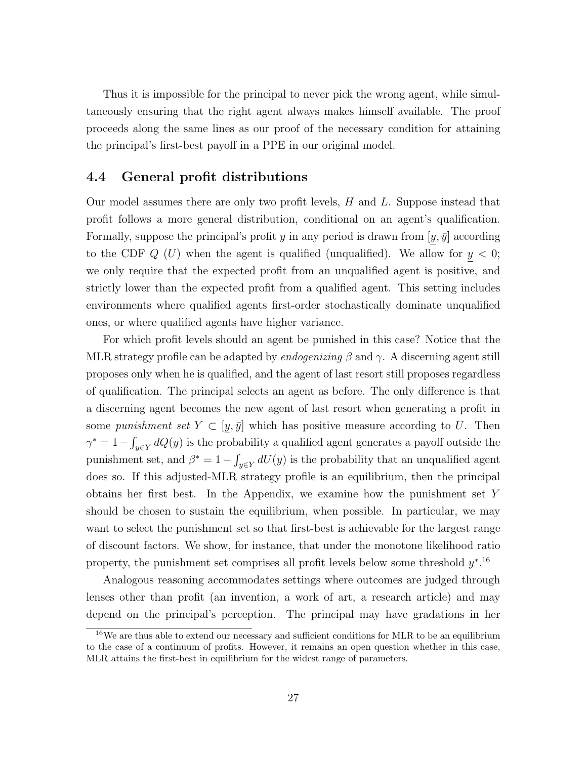Thus it is impossible for the principal to never pick the wrong agent, while simultaneously ensuring that the right agent always makes himself available. The proof proceeds along the same lines as our proof of the necessary condition for attaining the principal's first-best payoff in a PPE in our original model.

### 4.4 General profit distributions

Our model assumes there are only two profit levels, $H$ and $L$. Suppose instead that profit follows a more general distribution, conditional on an agent's qualification. Formally, suppose the principal's profit $y$ in any period is drawn from $[\underline{y}, \bar{y}]$ according to the CDF $Q$ ($U$) when the agent is qualified (unqualified). We allow for $\underline{y} < 0$; we only require that the expected profit from an unqualified agent is positive, and strictly lower than the expected profit from a qualified agent. This setting includes environments where qualified agents first-order stochastically dominate unqualified ones, or where qualified agents have higher variance.

For which profit levels should an agent be punished in this case? Notice that the MLR strategy profile can be adapted by *endogenizing* $\beta$ and $\gamma$. A discerning agent still proposes only when he is qualified, and the agent of last resort still proposes regardless of qualification. The principal selects an agent as before. The only difference is that a discerning agent becomes the new agent of last resort when generating a profit in some *punishment set* $Y \subset [\underline{y}, \bar{y}]$ which has positive measure according to $U$. Then $\gamma^* = 1 - \int_{y \in Y} dQ(y)$ is the probability a qualified agent generates a payoff outside the punishment set, and $\beta^* = 1 - \int_{y \in Y} dU(y)$ is the probability that an unqualified agent does so. If this adjusted-MLR strategy profile is an equilibrium, then the principal obtains her first best. In the Appendix, we examine how the punishment set $Y$ should be chosen to sustain the equilibrium, when possible. In particular, we may want to select the punishment set so that first-best is achievable for the largest range of discount factors. We show, for instance, that under the monotone likelihood ratio property, the punishment set comprises all profit levels below some threshold $y^*$.[16]

Analogous reasoning accommodates settings where outcomes are judged through lenses other than profit (an invention, a work of art, a research article) and may depend on the principal's perception. The principal may have gradations in her

[16] We are thus able to extend our necessary and sufficient conditions for MLR to be an equilibrium to the case of a continuum of profits. However, it remains an open question whether in this case, MLR attains the first-best in equilibrium for the widest range of parameters.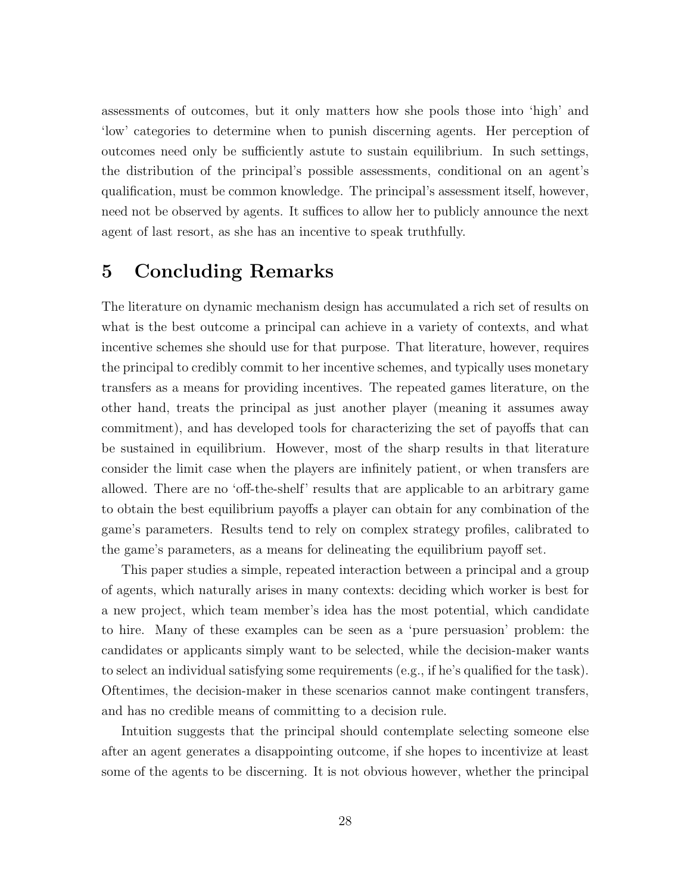assessments of outcomes, but it only matters how she pools those into 'high' and 'low' categories to determine when to punish discerning agents. Her perception of outcomes need only be sufficiently astute to sustain equilibrium. In such settings, the distribution of the principal's possible assessments, conditional on an agent's qualification, must be common knowledge. The principal's assessment itself, however, need not be observed by agents. It suffices to allow her to publicly announce the next agent of last resort, as she has an incentive to speak truthfully.

# 5 Concluding Remarks

The literature on dynamic mechanism design has accumulated a rich set of results on what is the best outcome a principal can achieve in a variety of contexts, and what incentive schemes she should use for that purpose. That literature, however, requires the principal to credibly commit to her incentive schemes, and typically uses monetary transfers as a means for providing incentives. The repeated games literature, on the other hand, treats the principal as just another player (meaning it assumes away commitment), and has developed tools for characterizing the set of payoffs that can be sustained in equilibrium. However, most of the sharp results in that literature consider the limit case when the players are infinitely patient, or when transfers are allowed. There are no 'off-the-shelf' results that are applicable to an arbitrary game to obtain the best equilibrium payoffs a player can obtain for any combination of the game's parameters. Results tend to rely on complex strategy profiles, calibrated to the game's parameters, as a means for delineating the equilibrium payoff set.

This paper studies a simple, repeated interaction between a principal and a group of agents, which naturally arises in many contexts: deciding which worker is best for a new project, which team member's idea has the most potential, which candidate to hire. Many of these examples can be seen as a 'pure persuasion' problem: the candidates or applicants simply want to be selected, while the decision-maker wants to select an individual satisfying some requirements (e.g., if he's qualified for the task). Oftentimes, the decision-maker in these scenarios cannot make contingent transfers, and has no credible means of committing to a decision rule.

Intuition suggests that the principal should contemplate selecting someone else after an agent generates a disappointing outcome, if she hopes to incentivize at least some of the agents to be discerning. It is not obvious however, whether the principal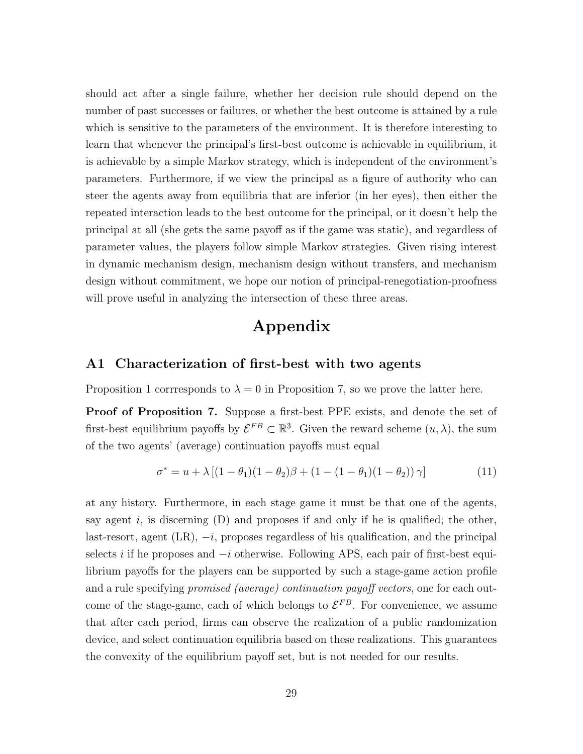should act after a single failure, whether her decision rule should depend on the number of past successes or failures, or whether the best outcome is attained by a rule which is sensitive to the parameters of the environment. It is therefore interesting to learn that whenever the principal's first-best outcome is achievable in equilibrium, it is achievable by a simple Markov strategy, which is independent of the environment's parameters. Furthermore, if we view the principal as a figure of authority who can steer the agents away from equilibria that are inferior (in her eyes), then either the repeated interaction leads to the best outcome for the principal, or it doesn't help the principal at all (she gets the same payoff as if the game was static), and regardless of parameter values, the players follow simple Markov strategies. Given rising interest in dynamic mechanism design, mechanism design without transfers, and mechanism design without commitment, we hope our notion of principal-renegotiation-proofness will prove useful in analyzing the intersection of these three areas.

# Appendix

## A1 Characterization of first-best with two agents

Proposition 1 corrresponds to $\lambda = 0$ in Proposition 7, so we prove the latter here.

**Proof of Proposition 7.** Suppose a first-best PPE exists, and denote the set of first-best equilibrium payoffs by $\mathcal{E}^{FB} \subset \mathbb{R}^3$. Given the reward scheme $(u, \lambda)$, the sum of the two agents' (average) continuation payoffs must equal

$$\sigma^* = u + \lambda \left[(1-\theta_1)(1-\theta_2)\beta + (1-(1-\theta_1)(1-\theta_2))\,\gamma\right] \tag{11}$$

at any history. Furthermore, in each stage game it must be that one of the agents, say agent $i$, is discerning (D) and proposes if and only if he is qualified; the other, last-resort, agent (LR), $-i$, proposes regardless of his qualification, and the principal selects $i$ if he proposes and $-i$ otherwise. Following APS, each pair of first-best equilibrium payoffs for the players can be supported by such a stage-game action profile and a rule specifying *promised (average) continuation payoff vectors*, one for each outcome of the stage-game, each of which belongs to $\mathcal{E}^{FB}$. For convenience, we assume that after each period, firms can observe the realization of a public randomization device, and select continuation equilibria based on these realizations. This guarantees the convexity of the equilibrium payoff set, but is not needed for our results.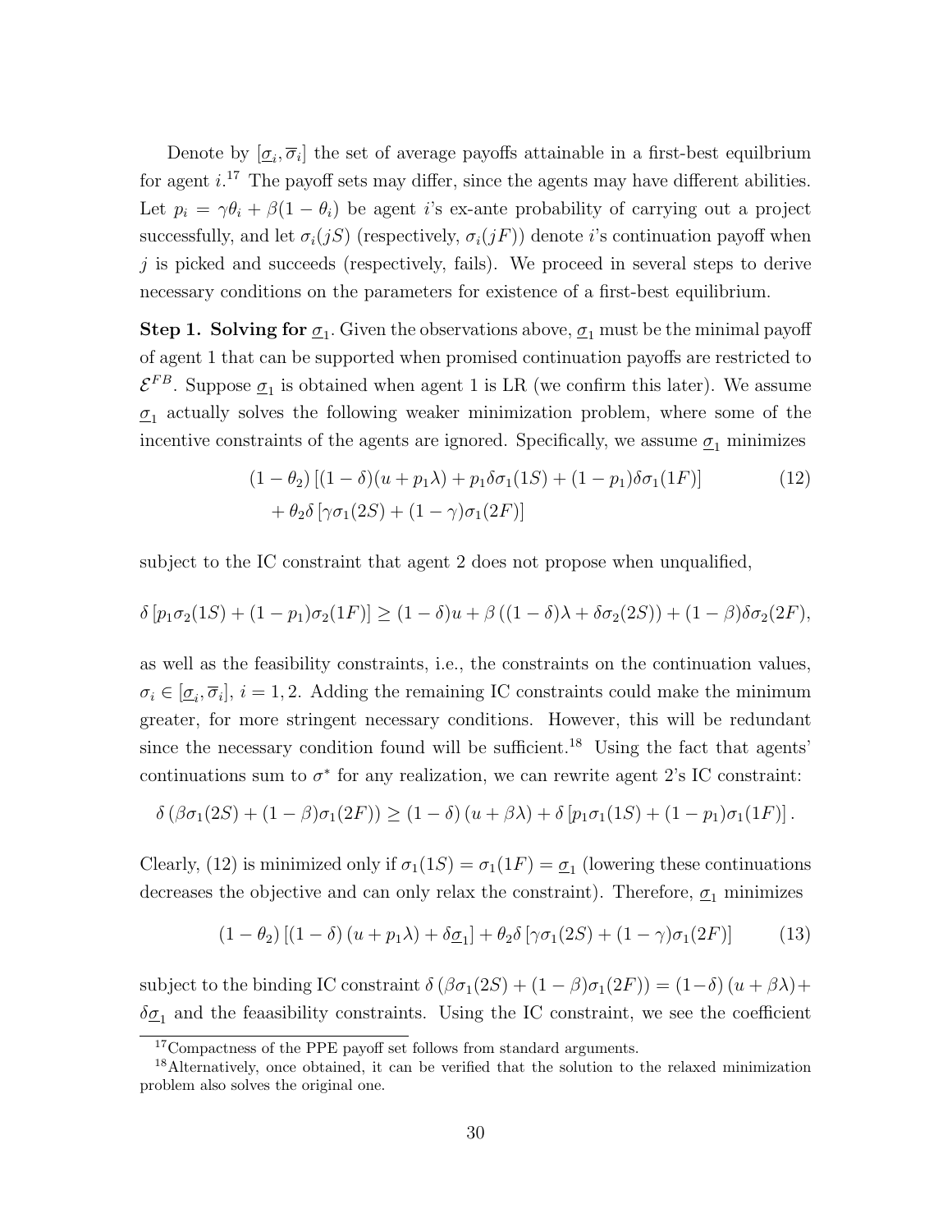Denote by $[\underline{\sigma}_i, \overline{\sigma}_i]$ the set of average payoffs attainable in a first-best equilbrium for agent $i$.[17] The payoff sets may differ, since the agents may have different abilities. Let $p_i = \gamma\theta_i + \beta(1-\theta_i)$ be agent $i$'s ex-ante probability of carrying out a project successfully, and let $\sigma_i(jS)$ (respectively, $\sigma_i(jF)$) denote $i$'s continuation payoff when $j$ is picked and succeeds (respectively, fails). We proceed in several steps to derive necessary conditions on the parameters for existence of a first-best equilibrium.

**Step 1. Solving for $\underline{\sigma}_1$.** Given the observations above, $\underline{\sigma}_1$ must be the minimal payoff of agent 1 that can be supported when promised continuation payoffs are restricted to $\mathcal{E}^{FB}$. Suppose $\underline{\sigma}_1$ is obtained when agent 1 is LR (we confirm this later). We assume $\underline{\sigma}_1$ actually solves the following weaker minimization problem, where some of the incentive constraints of the agents are ignored. Specifically, we assume $\underline{\sigma}_1$ minimizes

$$(1-\theta_2)\left[(1-\delta)(u+p_1\lambda) + p_1\delta\sigma_1(1S) + (1-p_1)\delta\sigma_1(1F)\right] \\ + \theta_2\delta\left[\gamma\sigma_1(2S) + (1-\gamma)\sigma_1(2F)\right] \tag{12}$$

subject to the IC constraint that agent 2 does not propose when unqualified,

$$\delta\left[p_1\sigma_2(1S) + (1-p_1)\sigma_2(1F)\right] \geq (1-\delta)u + \beta\left((1-\delta)\lambda + \delta\sigma_2(2S)\right) + (1-\beta)\delta\sigma_2(2F),$$

as well as the feasibility constraints, i.e., the constraints on the continuation values, $\sigma_i \in [\underline{\sigma}_i, \overline{\sigma}_i]$, $i = 1, 2$. Adding the remaining IC constraints could make the minimum greater, for more stringent necessary conditions. However, this will be redundant since the necessary condition found will be sufficient.[18] Using the fact that agents' continuations sum to $\sigma^*$ for any realization, we can rewrite agent 2's IC constraint:

$$\delta\left(\beta\sigma_1(2S) + (1-\beta)\sigma_1(2F)\right) \geq (1-\delta)\left(u + \beta\lambda\right) + \delta\left[p_1\sigma_1(1S) + (1-p_1)\sigma_1(1F)\right].$$

Clearly, (12) is minimized only if $\sigma_1(1S) = \sigma_1(1F) = \underline{\sigma}_1$ (lowering these continuations decreases the objective and can only relax the constraint). Therefore, $\underline{\sigma}_1$ minimizes

$$(1-\theta_2)\left[(1-\delta)\left(u + p_1\lambda\right) + \delta\underline{\sigma}_1\right] + \theta_2\delta\left[\gamma\sigma_1(2S) + (1-\gamma)\sigma_1(2F)\right] \tag{13}$$

subject to the binding IC constraint $\delta\left(\beta\sigma_1(2S) + (1-\beta)\sigma_1(2F)\right) = (1-\delta)\left(u+\beta\lambda\right) + \delta\underline{\sigma}_1$ and the feaasibility constraints. Using the IC constraint, we see the coefficient

[17] Compactness of the PPE payoff set follows from standard arguments.

[18] Alternatively, once obtained, it can be verified that the solution to the relaxed minimization problem also solves the original one.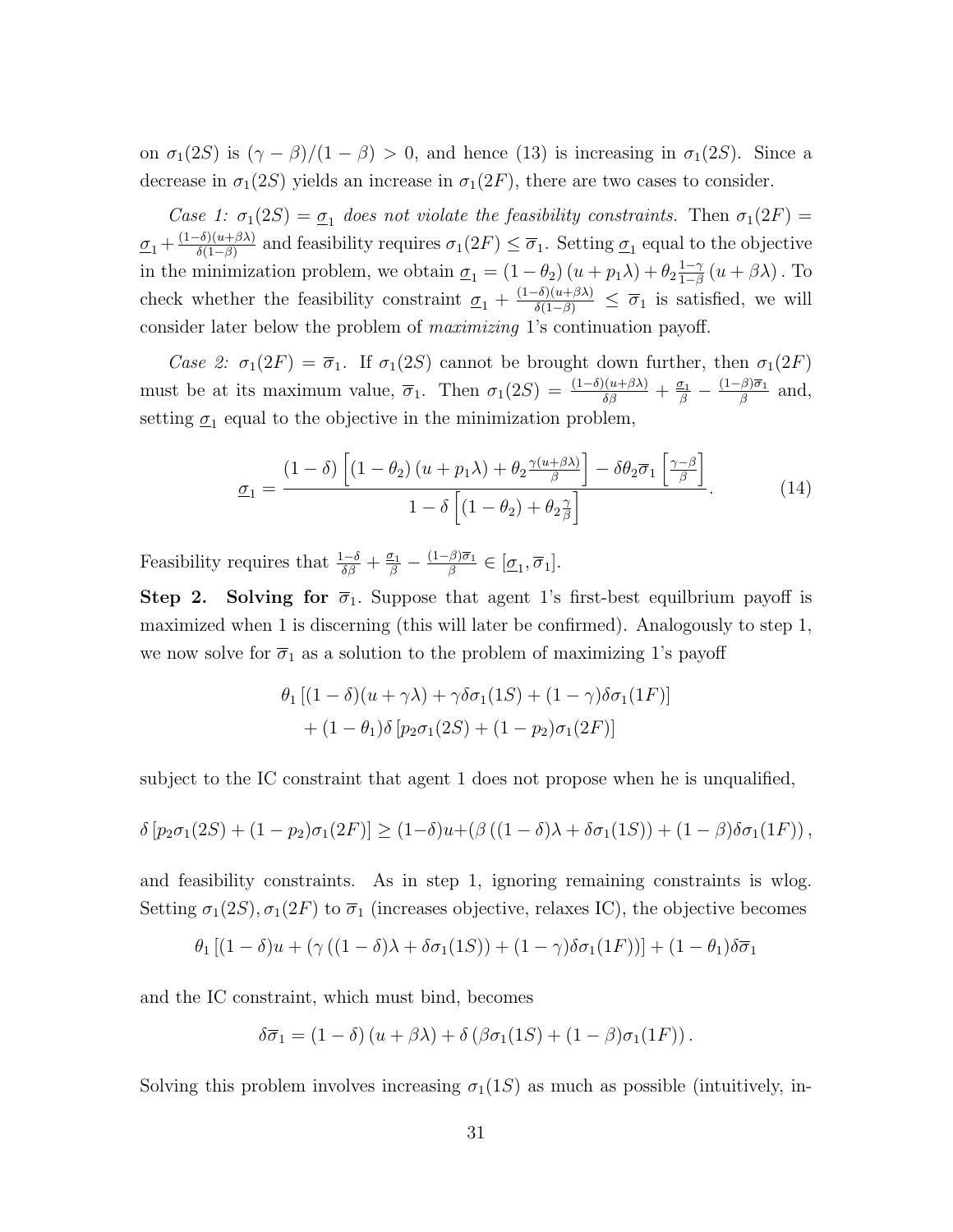on $\sigma_1(2S)$ is $(\gamma - \beta)/(1-\beta) > 0$, and hence (13) is increasing in $\sigma_1(2S)$. Since a decrease in $\sigma_1(2S)$ yields an increase in $\sigma_1(2F)$, there are two cases to consider.

*Case 1: $\sigma_1(2S) = \underline{\sigma}_1$ does not violate the feasibility constraints.* Then $\sigma_1(2F) = \underline{\sigma}_1 + \frac{(1-\delta)(u+\beta\lambda)}{\delta(1-\beta)}$ and feasibility requires $\sigma_1(2F) \leq \overline{\sigma}_1$. Setting $\underline{\sigma}_1$ equal to the objective in the minimization problem, we obtain $\underline{\sigma}_1 = (1-\theta_2)(u + p_1\lambda) + \theta_2 \frac{1-\gamma}{1-\beta}(u+\beta\lambda)$. To check whether the feasibility constraint $\underline{\sigma}_1 + \frac{(1-\delta)(u+\beta\lambda)}{\delta(1-\beta)} \leq \overline{\sigma}_1$ is satisfied, we will consider later below the problem of *maximizing* 1's continuation payoff.

*Case 2: $\sigma_1(2F) = \overline{\sigma}_1$.* If $\sigma_1(2S)$ cannot be brought down further, then $\sigma_1(2F)$ must be at its maximum value, $\overline{\sigma}_1$. Then $\sigma_1(2S) = \frac{(1-\delta)(u+\beta\lambda)}{\delta\beta} + \frac{\underline{\sigma}_1}{\beta} - \frac{(1-\beta)\overline{\sigma}_1}{\beta}$ and, setting $\underline{\sigma}_1$ equal to the objective in the minimization problem,

$$\underline{\sigma}_1 = \frac{(1-\delta)\left[(1-\theta_2)(u+p_1\lambda) + \theta_2 \frac{\gamma(u+\beta\lambda)}{\beta}\right] - \delta\theta_2\overline{\sigma}_1\left[\frac{\gamma-\beta}{\beta}\right]}{1-\delta\left[(1-\theta_2) + \theta_2\frac{\gamma}{\beta}\right]}. \tag{14}$$

Feasibility requires that $\frac{1-\delta}{\delta\beta} + \frac{\underline{\sigma}_1}{\beta} - \frac{(1-\beta)\overline{\sigma}_1}{\beta} \in [\underline{\sigma}_1, \overline{\sigma}_1]$.

**Step 2. Solving for $\overline{\sigma}_1$.** Suppose that agent 1's first-best equilbrium payoff is maximized when 1 is discerning (this will later be confirmed). Analogously to step 1, we now solve for $\overline{\sigma}_1$ as a solution to the problem of maximizing 1's payoff

$$\theta_1\left[(1-\delta)(u+\gamma\lambda) + \gamma\delta\sigma_1(1S) + (1-\gamma)\delta\sigma_1(1F)\right] \\ + (1-\theta_1)\delta\left[p_2\sigma_1(2S) + (1-p_2)\sigma_1(2F)\right]$$

subject to the IC constraint that agent 1 does not propose when he is unqualified,

$$\delta\left[p_2\sigma_1(2S) + (1-p_2)\sigma_1(2F)\right] \geq (1-\delta)u + \left(\beta\left((1-\delta)\lambda + \delta\sigma_1(1S)\right) + (1-\beta)\delta\sigma_1(1F)\right),$$

and feasibility constraints. As in step 1, ignoring remaining constraints is wlog. Setting $\sigma_1(2S), \sigma_1(2F)$ to $\overline{\sigma}_1$ (increases objective, relaxes IC), the objective becomes

$$\theta_1\left[(1-\delta)u + \left(\gamma\left((1-\delta)\lambda + \delta\sigma_1(1S)\right) + (1-\gamma)\delta\sigma_1(1F)\right)\right] + (1-\theta_1)\delta\overline{\sigma}_1$$

and the IC constraint, which must bind, becomes

$$\delta\overline{\sigma}_1 = (1-\delta)(u+\beta\lambda) + \delta\left(\beta\sigma_1(1S) + (1-\beta)\sigma_1(1F)\right).$$

Solving this problem involves increasing $\sigma_1(1S)$ as much as possible (intuitively, in-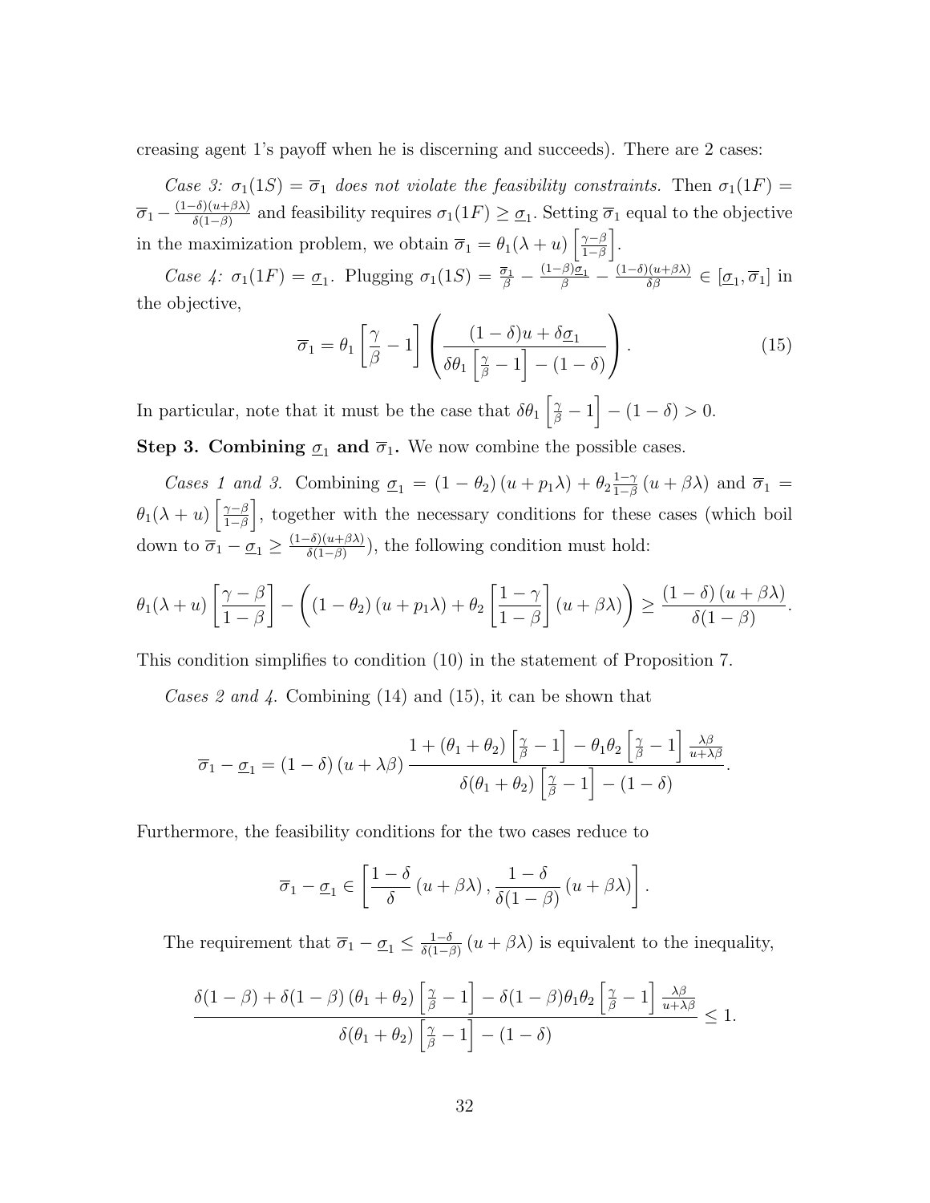creasing agent 1's payoff when he is discerning and succeeds). There are 2 cases:

*Case 3: $\sigma_1(1S) = \overline{\sigma}_1$ does not violate the feasibility constraints.* Then $\sigma_1(1F) = \overline{\sigma}_1 - \frac{(1-\delta)(u+\beta\lambda)}{\delta(1-\beta)}$ and feasibility requires $\sigma_1(1F) \geq \underline{\sigma}_1$. Setting $\overline{\sigma}_1$ equal to the objective in the maximization problem, we obtain $\overline{\sigma}_1 = \theta_1(\lambda + u)\left[\frac{\gamma-\beta}{1-\beta}\right]$.

*Case 4: $\sigma_1(1F) = \underline{\sigma}_1$.* Plugging $\sigma_1(1S) = \frac{\overline{\sigma}_1}{\beta} - \frac{(1-\beta)\underline{\sigma}_1}{\beta} - \frac{(1-\delta)(u+\beta\lambda)}{\delta\beta} \in [\underline{\sigma}_1, \overline{\sigma}_1]$ in the objective,

$$\overline{\sigma}_1 = \theta_1\left[\frac{\gamma}{\beta} - 1\right]\left(\frac{(1-\delta)u + \delta\underline{\sigma}_1}{\delta\theta_1\left[\frac{\gamma}{\beta} - 1\right] - (1-\delta)}\right). \tag{15}$$

In particular, note that it must be the case that $\delta\theta_1\left[\frac{\gamma}{\beta} - 1\right] - (1-\delta) > 0$.

**Step 3. Combining $\underline{\sigma}_1$ and $\overline{\sigma}_1$.** We now combine the possible cases.

*Cases 1 and 3.* Combining $\underline{\sigma}_1 = (1-\theta_2)(u + p_1\lambda) + \theta_2\frac{1-\gamma}{1-\beta}(u+\beta\lambda)$ and $\overline{\sigma}_1 = \theta_1(\lambda + u)\left[\frac{\gamma-\beta}{1-\beta}\right]$, together with the necessary conditions for these cases (which boil down to $\overline{\sigma}_1 - \underline{\sigma}_1 \geq \frac{(1-\delta)(u+\beta\lambda)}{\delta(1-\beta)}$), the following condition must hold:

$$\theta_1(\lambda + u)\left[\frac{\gamma-\beta}{1-\beta}\right] - \left((1-\theta_2)(u + p_1\lambda) + \theta_2\left[\frac{1-\gamma}{1-\beta}\right](u+\beta\lambda)\right) \geq \frac{(1-\delta)(u+\beta\lambda)}{\delta(1-\beta)}.$$

This condition simplifies to condition (10) in the statement of Proposition 7.

*Cases 2 and 4.* Combining (14) and (15), it can be shown that

$$\overline{\sigma}_1 - \underline{\sigma}_1 = (1-\delta)(u+\lambda\beta)\frac{1 + (\theta_1+\theta_2)\left[\frac{\gamma}{\beta} - 1\right] - \theta_1\theta_2\left[\frac{\gamma}{\beta} - 1\right]\frac{\lambda\beta}{u+\lambda\beta}}{\delta(\theta_1+\theta_2)\left[\frac{\gamma}{\beta} - 1\right] - (1-\delta)}.$$

Furthermore, the feasibility conditions for the two cases reduce to

$$\overline{\sigma}_1 - \underline{\sigma}_1 \in \left[\frac{1-\delta}{\delta}(u+\beta\lambda), \frac{1-\delta}{\delta(1-\beta)}(u+\beta\lambda)\right].$$

The requirement that $\overline{\sigma}_1 - \underline{\sigma}_1 \leq \frac{1-\delta}{\delta(1-\beta)}(u+\beta\lambda)$ is equivalent to the inequality,

$$\frac{\delta(1-\beta) + \delta(1-\beta)(\theta_1+\theta_2)\left[\frac{\gamma}{\beta} - 1\right] - \delta(1-\beta)\theta_1\theta_2\left[\frac{\gamma}{\beta} - 1\right]\frac{\lambda\beta}{u+\lambda\beta}}{\delta(\theta_1+\theta_2)\left[\frac{\gamma}{\beta} - 1\right] - (1-\delta)} \leq 1.$$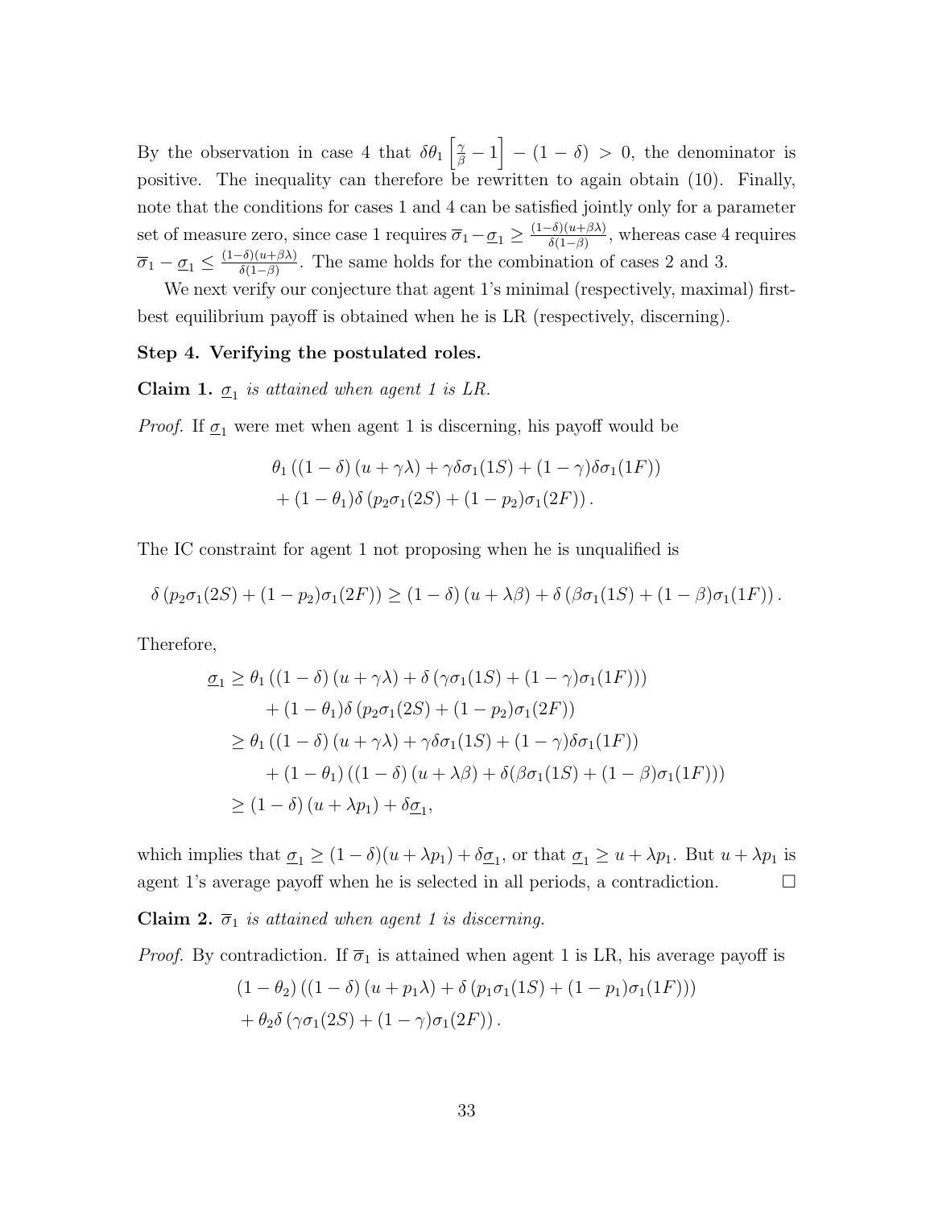By the observation in case 4 that $\delta\theta_1\left[\frac{\gamma}{\beta}-1\right]-(1-\delta)>0$, the denominator is positive. The inequality can therefore be rewritten to again obtain (10). Finally, note that the conditions for cases 1 and 4 can be satisfied jointly only for a parameter set of measure zero, since case 1 requires $\overline{\sigma}_1-\underline{\sigma}_1\geq\frac{(1-\delta)(u+\beta\lambda)}{\delta(1-\beta)}$, whereas case 4 requires $\overline{\sigma}_1-\underline{\sigma}_1\leq\frac{(1-\delta)(u+\beta\lambda)}{\delta(1-\beta)}$. The same holds for the combination of cases 2 and 3.

We next verify our conjecture that agent 1's minimal (respectively, maximal) first-best equilibrium payoff is obtained when he is LR (respectively, discerning).

**Step 4. Verifying the postulated roles.**

**Claim 1.** *$\underline{\sigma}_1$ is attained when agent 1 is LR.*

*Proof.* If $\underline{\sigma}_1$ were met when agent 1 is discerning, his payoff would be

$$\theta_1\left((1-\delta)(u+\gamma\lambda)+\gamma\delta\sigma_1(1S)+(1-\gamma)\delta\sigma_1(1F)\right)\\+(1-\theta_1)\delta\left(p_2\sigma_1(2S)+(1-p_2)\sigma_1(2F)\right).$$

The IC constraint for agent 1 not proposing when he is unqualified is

$$\delta\left(p_2\sigma_1(2S)+(1-p_2)\sigma_1(2F)\right)\geq(1-\delta)(u+\lambda\beta)+\delta\left(\beta\sigma_1(1S)+(1-\beta)\sigma_1(1F)\right).$$

Therefore,

$$\begin{aligned}\underline{\sigma}_1&\geq\theta_1\left((1-\delta)(u+\gamma\lambda)+\delta\left(\gamma\sigma_1(1S)+(1-\gamma)\sigma_1(1F)\right)\right)\\&\quad+(1-\theta_1)\delta\left(p_2\sigma_1(2S)+(1-p_2)\sigma_1(2F)\right)\\&\geq\theta_1\left((1-\delta)(u+\gamma\lambda)+\gamma\delta\sigma_1(1S)+(1-\gamma)\delta\sigma_1(1F)\right)\\&\quad+(1-\theta_1)\left((1-\delta)(u+\lambda\beta)+\delta(\beta\sigma_1(1S)+(1-\beta)\sigma_1(1F))\right)\\&\geq(1-\delta)(u+\lambda p_1)+\delta\underline{\sigma}_1,\end{aligned}$$

which implies that $\underline{\sigma}_1\geq(1-\delta)(u+\lambda p_1)+\delta\underline{\sigma}_1$, or that $\underline{\sigma}_1\geq u+\lambda p_1$. But $u+\lambda p_1$ is agent 1's average payoff when he is selected in all periods, a contradiction. $\square$

**Claim 2.** *$\overline{\sigma}_1$ is attained when agent 1 is discerning.*

*Proof.* By contradiction. If $\overline{\sigma}_1$ is attained when agent 1 is LR, his average payoff is

$$(1-\theta_2)\left((1-\delta)(u+p_1\lambda)+\delta\left(p_1\sigma_1(1S)+(1-p_1)\sigma_1(1F)\right)\right)\\+\theta_2\delta\left(\gamma\sigma_1(2S)+(1-\gamma)\sigma_1(2F)\right).$$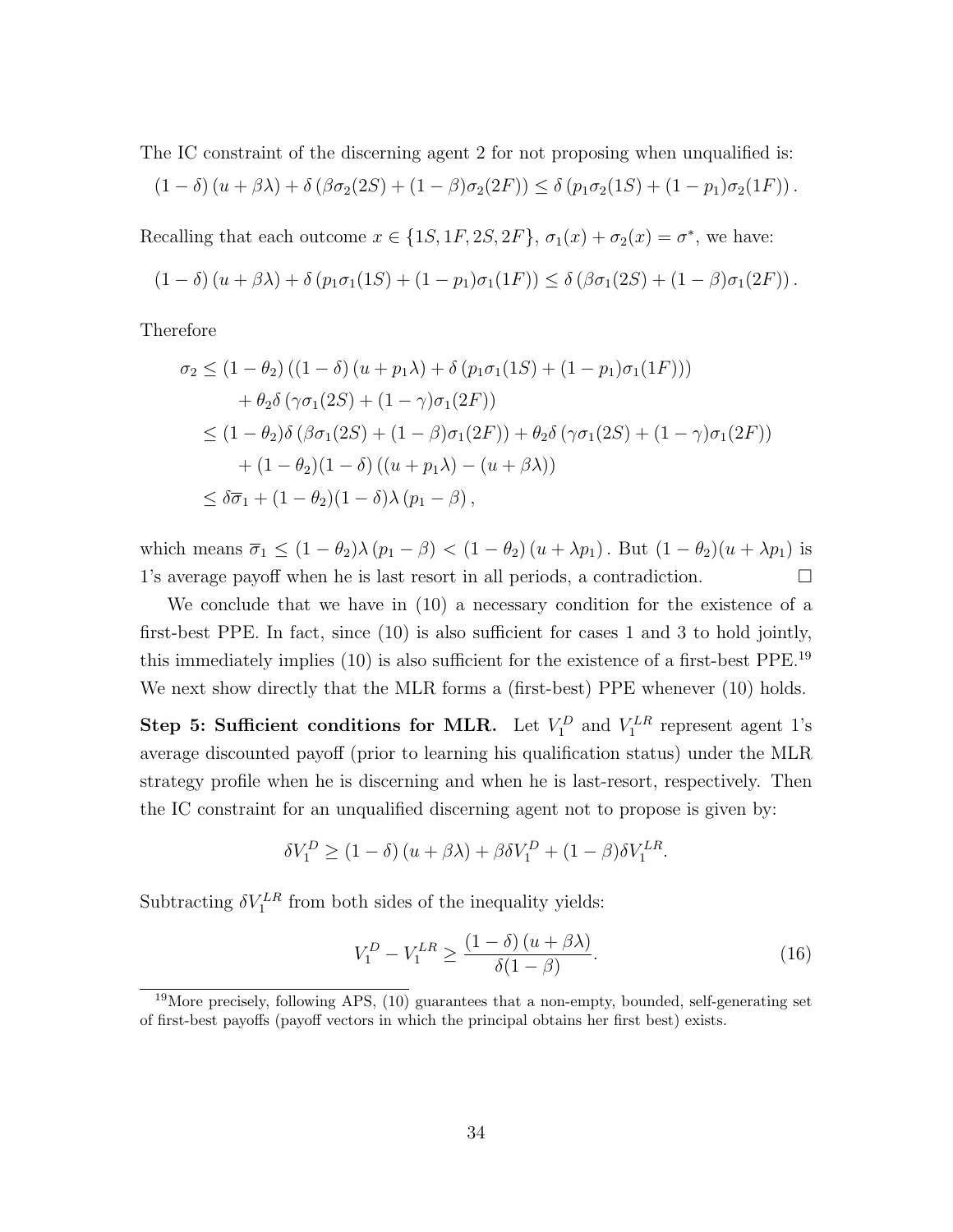The IC constraint of the discerning agent 2 for not proposing when unqualified is:

$$(1-\delta)(u+\beta\lambda)+\delta(\beta\sigma_2(2S)+(1-\beta)\sigma_2(2F))\leq\delta(p_1\sigma_2(1S)+(1-p_1)\sigma_2(1F)).$$

Recalling that each outcome $x\in\{1S,1F,2S,2F\}$, $\sigma_1(x)+\sigma_2(x)=\sigma^*$, we have:

$$(1-\delta)(u+\beta\lambda)+\delta(p_1\sigma_1(1S)+(1-p_1)\sigma_1(1F))\leq\delta(\beta\sigma_1(2S)+(1-\beta)\sigma_1(2F)).$$

Therefore

$$\begin{aligned}
\sigma_2 &\leq (1-\theta_2)\left((1-\delta)(u+p_1\lambda)+\delta(p_1\sigma_1(1S)+(1-p_1)\sigma_1(1F))\right)\\
&\quad+\theta_2\delta(\gamma\sigma_1(2S)+(1-\gamma)\sigma_1(2F))\\
&\leq (1-\theta_2)\delta(\beta\sigma_1(2S)+(1-\beta)\sigma_1(2F))+\theta_2\delta(\gamma\sigma_1(2S)+(1-\gamma)\sigma_1(2F))\\
&\quad+(1-\theta_2)(1-\delta)((u+p_1\lambda)-(u+\beta\lambda))\\
&\leq \delta\overline{\sigma}_1+(1-\theta_2)(1-\delta)\lambda(p_1-\beta),
\end{aligned}$$

which means $\overline{\sigma}_1\leq(1-\theta_2)\lambda(p_1-\beta)<(1-\theta_2)(u+\lambda p_1)$. But $(1-\theta_2)(u+\lambda p_1)$ is 1's average payoff when he is last resort in all periods, a contradiction. $\square$

We conclude that we have in (10) a necessary condition for the existence of a first-best PPE. In fact, since (10) is also sufficient for cases 1 and 3 to hold jointly, this immediately implies (10) is also sufficient for the existence of a first-best PPE.[19] We next show directly that the MLR forms a (first-best) PPE whenever (10) holds.

**Step 5: Sufficient conditions for MLR.** Let $V_1^D$ and $V_1^{LR}$ represent agent 1's average discounted payoff (prior to learning his qualification status) under the MLR strategy profile when he is discerning and when he is last-resort, respectively. Then the IC constraint for an unqualified discerning agent not to propose is given by:

$$\delta V_1^D\geq(1-\delta)(u+\beta\lambda)+\beta\delta V_1^D+(1-\beta)\delta V_1^{LR}.$$

Subtracting $\delta V_1^{LR}$ from both sides of the inequality yields:

$$V_1^D-V_1^{LR}\geq\frac{(1-\delta)(u+\beta\lambda)}{\delta(1-\beta)}. \tag{16}$$

[19] More precisely, following APS, (10) guarantees that a non-empty, bounded, self-generating set of first-best payoffs (payoff vectors in which the principal obtains her first best) exists.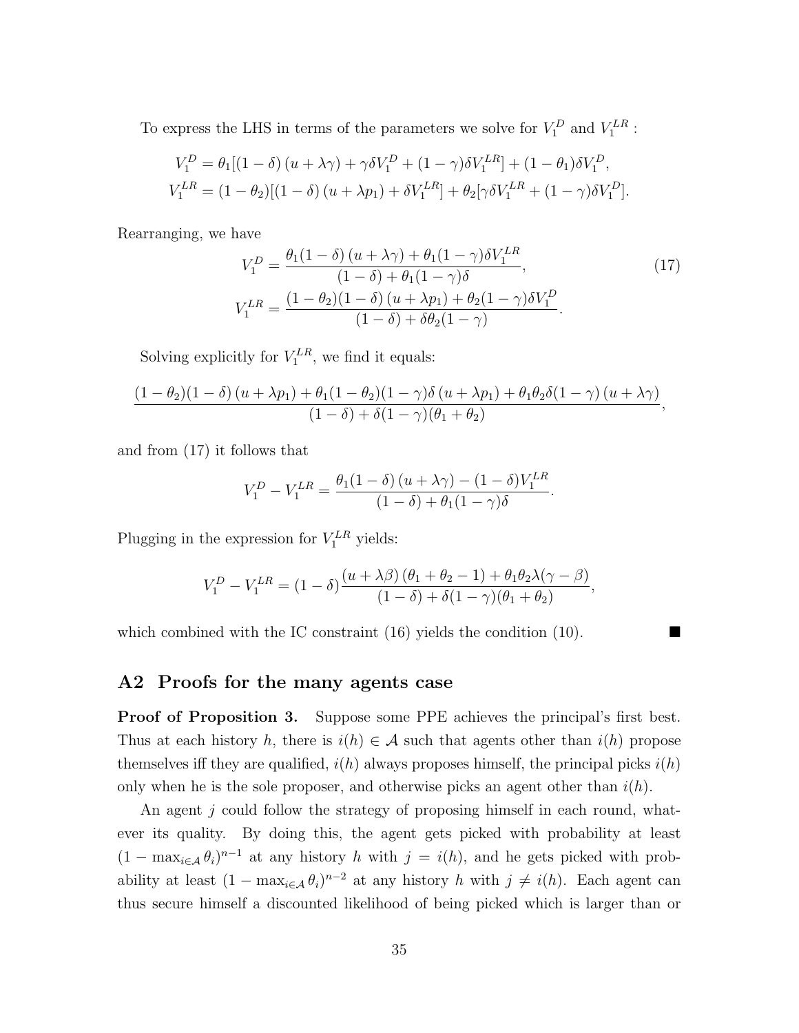To express the LHS in terms of the parameters we solve for $V_1^D$ and $V_1^{LR}$ :

$$
\begin{aligned}
V_1^D &= \theta_1[(1-\delta)(u+\lambda\gamma) + \gamma\delta V_1^D + (1-\gamma)\delta V_1^{LR}] + (1-\theta_1)\delta V_1^D, \\
V_1^{LR} &= (1-\theta_2)[(1-\delta)(u+\lambda p_1) + \delta V_1^{LR}] + \theta_2[\gamma\delta V_1^{LR} + (1-\gamma)\delta V_1^D].
\end{aligned}
$$

Rearranging, we have

$$
\begin{aligned}
V_1^D &= \frac{\theta_1(1-\delta)(u+\lambda\gamma) + \theta_1(1-\gamma)\delta V_1^{LR}}{(1-\delta) + \theta_1(1-\gamma)\delta}, \\
V_1^{LR} &= \frac{(1-\theta_2)(1-\delta)(u+\lambda p_1) + \theta_2(1-\gamma)\delta V_1^D}{(1-\delta) + \delta\theta_2(1-\gamma)}.
\end{aligned}
\tag{17}
$$

Solving explicitly for $V_1^{LR}$, we find it equals:

$$
\frac{(1-\theta_2)(1-\delta)(u+\lambda p_1) + \theta_1(1-\theta_2)(1-\gamma)\delta(u+\lambda p_1) + \theta_1\theta_2\delta(1-\gamma)(u+\lambda\gamma)}{(1-\delta) + \delta(1-\gamma)(\theta_1+\theta_2)},
$$

and from (17) it follows that

$$
V_1^D - V_1^{LR} = \frac{\theta_1(1-\delta)(u+\lambda\gamma) - (1-\delta)V_1^{LR}}{(1-\delta) + \theta_1(1-\gamma)\delta}.
$$

Plugging in the expression for $V_1^{LR}$ yields:

$$
V_1^D - V_1^{LR} = (1-\delta)\frac{(u+\lambda\beta)(\theta_1+\theta_2-1) + \theta_1\theta_2\lambda(\gamma-\beta)}{(1-\delta) + \delta(1-\gamma)(\theta_1+\theta_2)},
$$

which combined with the IC constraint (16) yields the condition (10). ■

## A2 Proofs for the many agents case

**Proof of Proposition 3.** Suppose some PPE achieves the principal's first best. Thus at each history $h$, there is $i(h) \in \mathcal{A}$ such that agents other than $i(h)$ propose themselves iff they are qualified, $i(h)$ always proposes himself, the principal picks $i(h)$ only when he is the sole proposer, and otherwise picks an agent other than $i(h)$.

An agent $j$ could follow the strategy of proposing himself in each round, whatever its quality. By doing this, the agent gets picked with probability at least $(1-\max_{i\in\mathcal{A}}\theta_i)^{n-1}$ at any history $h$ with $j = i(h)$, and he gets picked with probability at least $(1-\max_{i\in\mathcal{A}}\theta_i)^{n-2}$ at any history $h$ with $j \neq i(h)$. Each agent can thus secure himself a discounted likelihood of being picked which is larger than or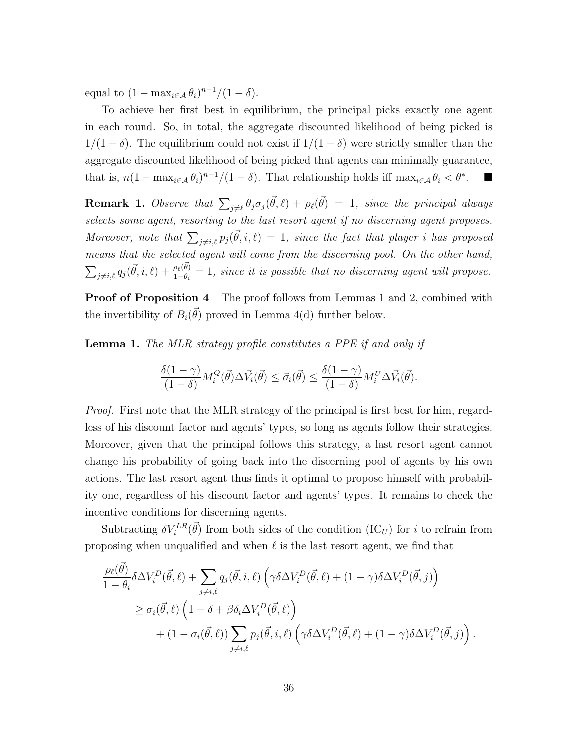equal to $(1 - \max_{i\in\mathcal{A}} \theta_i)^{n-1}/(1-\delta)$.

To achieve her first best in equilibrium, the principal picks exactly one agent in each round. So, in total, the aggregate discounted likelihood of being picked is $1/(1-\delta)$. The equilibrium could not exist if $1/(1-\delta)$ were strictly smaller than the aggregate discounted likelihood of being picked that agents can minimally guarantee, that is, $n(1 - \max_{i\in\mathcal{A}} \theta_i)^{n-1}/(1-\delta)$. That relationship holds iff $\max_{i\in\mathcal{A}} \theta_i < \theta^*$. ■

**Remark 1.** *Observe that* $\sum_{j\neq\ell} \theta_j \sigma_j(\vec{\theta}, \ell) + \rho_\ell(\vec{\theta}) = 1$*, since the principal always selects some agent, resorting to the last resort agent if no discerning agent proposes. Moreover, note that* $\sum_{j\neq i,\ell} p_j(\vec{\theta}, i, \ell) = 1$*, since the fact that player $i$ has proposed means that the selected agent will come from the discerning pool. On the other hand,* $\sum_{j\neq i,\ell} q_j(\vec{\theta}, i, \ell) + \frac{\rho_\ell(\vec{\theta})}{1-\theta_i} = 1$*, since it is possible that no discerning agent will propose.*

**Proof of Proposition 4** The proof follows from Lemmas 1 and 2, combined with the invertibility of $B_i(\vec{\theta})$ proved in Lemma 4(d) further below.

**Lemma 1.** *The MLR strategy profile constitutes a PPE if and only if*

$$\frac{\delta(1-\gamma)}{(1-\delta)} M_i^Q(\vec{\theta}) \Delta \vec{V}_i(\vec{\theta}) \leq \vec{\sigma}_i(\vec{\theta}) \leq \frac{\delta(1-\gamma)}{(1-\delta)} M_i^U \Delta \vec{V}_i(\vec{\theta}).$$

*Proof.* First note that the MLR strategy of the principal is first best for him, regardless of his discount factor and agents' types, so long as agents follow their strategies. Moreover, given that the principal follows this strategy, a last resort agent cannot change his probability of going back into the discerning pool of agents by his own actions. The last resort agent thus finds it optimal to propose himself with probability one, regardless of his discount factor and agents' types. It remains to check the incentive conditions for discerning agents.

Subtracting $\delta V_i^{LR}(\vec{\theta})$ from both sides of the condition (IC$_U$) for $i$ to refrain from proposing when unqualified and when $\ell$ is the last resort agent, we find that

$$\begin{aligned}
\frac{\rho_\ell(\vec{\theta})}{1-\theta_i} \delta \Delta V_i^D(\vec{\theta}, \ell) &+ \sum_{j\neq i,\ell} q_j(\vec{\theta}, i, \ell) \left( \gamma \delta \Delta V_i^D(\vec{\theta}, \ell) + (1-\gamma)\delta \Delta V_i^D(\vec{\theta}, j) \right) \\
&\geq \sigma_i(\vec{\theta}, \ell) \left( 1 - \delta + \beta \delta_i \Delta V_i^D(\vec{\theta}, \ell) \right) \\
&\quad + (1 - \sigma_i(\vec{\theta}, \ell)) \sum_{j\neq i,\ell} p_j(\vec{\theta}, i, \ell) \left( \gamma \delta \Delta V_i^D(\vec{\theta}, \ell) + (1-\gamma)\delta \Delta V_i^D(\vec{\theta}, j) \right).
\end{aligned}$$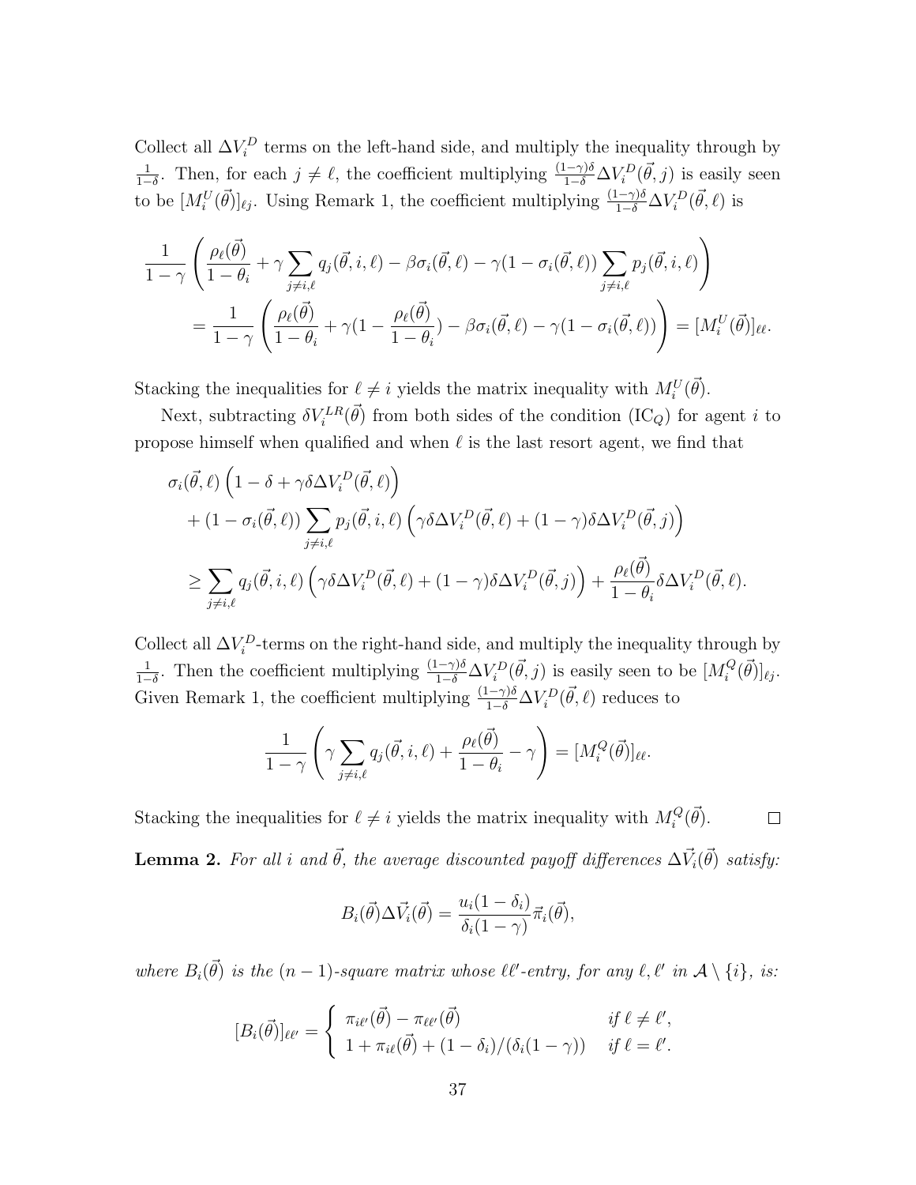Collect all $\Delta V_i^D$ terms on the left-hand side, and multiply the inequality through by $\frac{1}{1-\delta}$. Then, for each $j \neq \ell$, the coefficient multiplying $\frac{(1-\gamma)\delta}{1-\delta}\Delta V_i^D(\vec{\theta}, j)$ is easily seen to be $[M_i^U(\vec{\theta})]_{\ell j}$. Using Remark 1, the coefficient multiplying $\frac{(1-\gamma)\delta}{1-\delta}\Delta V_i^D(\vec{\theta}, \ell)$ is

$$
\begin{aligned}
&\frac{1}{1-\gamma}\left(\frac{\rho_\ell(\vec{\theta})}{1-\theta_i} + \gamma \sum_{j\neq i,\ell} q_j(\vec{\theta}, i, \ell) - \beta\sigma_i(\vec{\theta}, \ell) - \gamma(1-\sigma_i(\vec{\theta}, \ell))\sum_{j\neq i,\ell} p_j(\vec{\theta}, i, \ell)\right) \\
&\quad = \frac{1}{1-\gamma}\left(\frac{\rho_\ell(\vec{\theta})}{1-\theta_i} + \gamma(1 - \frac{\rho_\ell(\vec{\theta})}{1-\theta_i}) - \beta\sigma_i(\vec{\theta}, \ell) - \gamma(1-\sigma_i(\vec{\theta}, \ell))\right) = [M_i^U(\vec{\theta})]_{\ell\ell}.
\end{aligned}
$$

Stacking the inequalities for $\ell \neq i$ yields the matrix inequality with $M_i^U(\vec{\theta})$.

Next, subtracting $\delta V_i^{LR}(\vec{\theta})$ from both sides of the condition (IC$_Q$) for agent $i$ to propose himself when qualified and when $\ell$ is the last resort agent, we find that

$$
\begin{aligned}
&\sigma_i(\vec{\theta}, \ell)\left(1 - \delta + \gamma\delta\Delta V_i^D(\vec{\theta}, \ell)\right) \\
&\quad + (1-\sigma_i(\vec{\theta}, \ell))\sum_{j\neq i,\ell} p_j(\vec{\theta}, i, \ell)\left(\gamma\delta\Delta V_i^D(\vec{\theta}, \ell) + (1-\gamma)\delta\Delta V_i^D(\vec{\theta}, j)\right) \\
&\geq \sum_{j\neq i,\ell} q_j(\vec{\theta}, i, \ell)\left(\gamma\delta\Delta V_i^D(\vec{\theta}, \ell) + (1-\gamma)\delta\Delta V_i^D(\vec{\theta}, j)\right) + \frac{\rho_\ell(\vec{\theta})}{1-\theta_i}\delta\Delta V_i^D(\vec{\theta}, \ell).
\end{aligned}
$$

Collect all $\Delta V_i^D$-terms on the right-hand side, and multiply the inequality through by $\frac{1}{1-\delta}$. Then the coefficient multiplying $\frac{(1-\gamma)\delta}{1-\delta}\Delta V_i^D(\vec{\theta}, j)$ is easily seen to be $[M_i^Q(\vec{\theta})]_{\ell j}$. Given Remark 1, the coefficient multiplying $\frac{(1-\gamma)\delta}{1-\delta}\Delta V_i^D(\vec{\theta}, \ell)$ reduces to

$$
\frac{1}{1-\gamma}\left(\gamma\sum_{j\neq i,\ell} q_j(\vec{\theta}, i, \ell) + \frac{\rho_\ell(\vec{\theta})}{1-\theta_i} - \gamma\right) = [M_i^Q(\vec{\theta})]_{\ell\ell}.
$$

Stacking the inequalities for $\ell \neq i$ yields the matrix inequality with $M_i^Q(\vec{\theta})$. $\square$

**Lemma 2.** *For all $i$ and $\vec{\theta}$, the average discounted payoff differences $\Delta\vec{V}_i(\vec{\theta})$ satisfy:*

$$
B_i(\vec{\theta})\Delta\vec{V}_i(\vec{\theta}) = \frac{u_i(1-\delta_i)}{\delta_i(1-\gamma)}\vec{\pi}_i(\vec{\theta}),
$$

*where $B_i(\vec{\theta})$ is the $(n-1)$-square matrix whose $\ell\ell'$-entry, for any $\ell, \ell'$ in $\mathcal{A} \setminus \{i\}$, is:*

$$
[B_i(\vec{\theta})]_{\ell\ell'} = \begin{cases} \pi_{i\ell'}(\vec{\theta}) - \pi_{\ell\ell'}(\vec{\theta}) & \text{if } \ell \neq \ell', \\ 1 + \pi_{i\ell}(\vec{\theta}) + (1-\delta_i)/(\delta_i(1-\gamma)) & \text{if } \ell = \ell'. \end{cases}
$$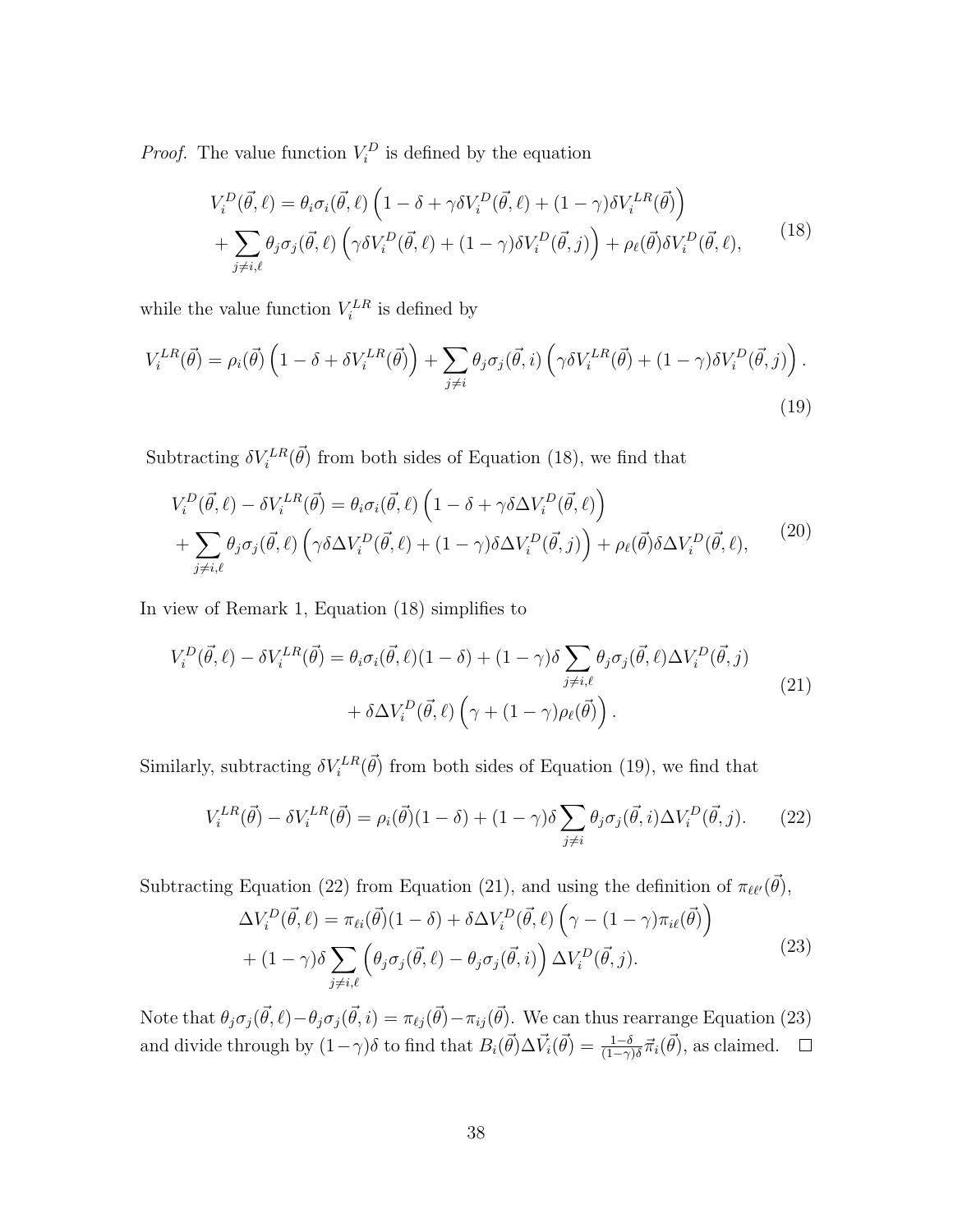*Proof.* The value function $V_i^D$ is defined by the equation

$$
\begin{aligned}
V_i^D(\vec{\theta},\ell) &= \theta_i\sigma_i(\vec{\theta},\ell)\left(1-\delta+\gamma\delta V_i^D(\vec{\theta},\ell)+(1-\gamma)\delta V_i^{LR}(\vec{\theta})\right) \\
&+\sum_{j\neq i,\ell}\theta_j\sigma_j(\vec{\theta},\ell)\left(\gamma\delta V_i^D(\vec{\theta},\ell)+(1-\gamma)\delta V_i^D(\vec{\theta},j)\right)+\rho_\ell(\vec{\theta})\delta V_i^D(\vec{\theta},\ell),
\end{aligned}
\tag{18}
$$

while the value function $V_i^{LR}$ is defined by

$$
V_i^{LR}(\vec{\theta}) = \rho_i(\vec{\theta})\left(1-\delta+\delta V_i^{LR}(\vec{\theta})\right)+\sum_{j\neq i}\theta_j\sigma_j(\vec{\theta},i)\left(\gamma\delta V_i^{LR}(\vec{\theta})+(1-\gamma)\delta V_i^D(\vec{\theta},j)\right).
\tag{19}
$$

Subtracting $\delta V_i^{LR}(\vec{\theta})$ from both sides of Equation (18), we find that

$$
\begin{aligned}
V_i^D(\vec{\theta},\ell)-\delta V_i^{LR}(\vec{\theta}) &= \theta_i\sigma_i(\vec{\theta},\ell)\left(1-\delta+\gamma\delta\Delta V_i^D(\vec{\theta},\ell)\right) \\
&+\sum_{j\neq i,\ell}\theta_j\sigma_j(\vec{\theta},\ell)\left(\gamma\delta\Delta V_i^D(\vec{\theta},\ell)+(1-\gamma)\delta\Delta V_i^D(\vec{\theta},j)\right)+\rho_\ell(\vec{\theta})\delta\Delta V_i^D(\vec{\theta},\ell),
\end{aligned}
\tag{20}
$$

In view of Remark 1, Equation (18) simplifies to

$$
\begin{aligned}
V_i^D(\vec{\theta},\ell)-\delta V_i^{LR}(\vec{\theta}) = \theta_i\sigma_i(\vec{\theta},\ell)(1-\delta)+(1-\gamma)\delta\sum_{j\neq i,\ell}\theta_j\sigma_j(\vec{\theta},\ell)\Delta V_i^D(\vec{\theta},j) \\
+\delta\Delta V_i^D(\vec{\theta},\ell)\left(\gamma+(1-\gamma)\rho_\ell(\vec{\theta})\right).
\end{aligned}
\tag{21}
$$

Similarly, subtracting $\delta V_i^{LR}(\vec{\theta})$ from both sides of Equation (19), we find that

$$
V_i^{LR}(\vec{\theta})-\delta V_i^{LR}(\vec{\theta}) = \rho_i(\vec{\theta})(1-\delta)+(1-\gamma)\delta\sum_{j\neq i}\theta_j\sigma_j(\vec{\theta},i)\Delta V_i^D(\vec{\theta},j).
\tag{22}
$$

Subtracting Equation (22) from Equation (21), and using the definition of $\pi_{\ell\ell'}(\vec{\theta})$,

$$
\begin{aligned}
\Delta V_i^D(\vec{\theta},\ell) &= \pi_{\ell i}(\vec{\theta})(1-\delta)+\delta\Delta V_i^D(\vec{\theta},\ell)\left(\gamma-(1-\gamma)\pi_{i\ell}(\vec{\theta})\right) \\
&+(1-\gamma)\delta\sum_{j\neq i,\ell}\left(\theta_j\sigma_j(\vec{\theta},\ell)-\theta_j\sigma_j(\vec{\theta},i)\right)\Delta V_i^D(\vec{\theta},j).
\end{aligned}
\tag{23}
$$

Note that $\theta_j\sigma_j(\vec{\theta},\ell)-\theta_j\sigma_j(\vec{\theta},i)=\pi_{\ell j}(\vec{\theta})-\pi_{ij}(\vec{\theta})$. We can thus rearrange Equation (23) and divide through by $(1-\gamma)\delta$ to find that $B_i(\vec{\theta})\Delta\vec{V}_i(\vec{\theta})=\frac{1-\delta}{(1-\gamma)\delta}\vec{\pi}_i(\vec{\theta})$, as claimed. $\square$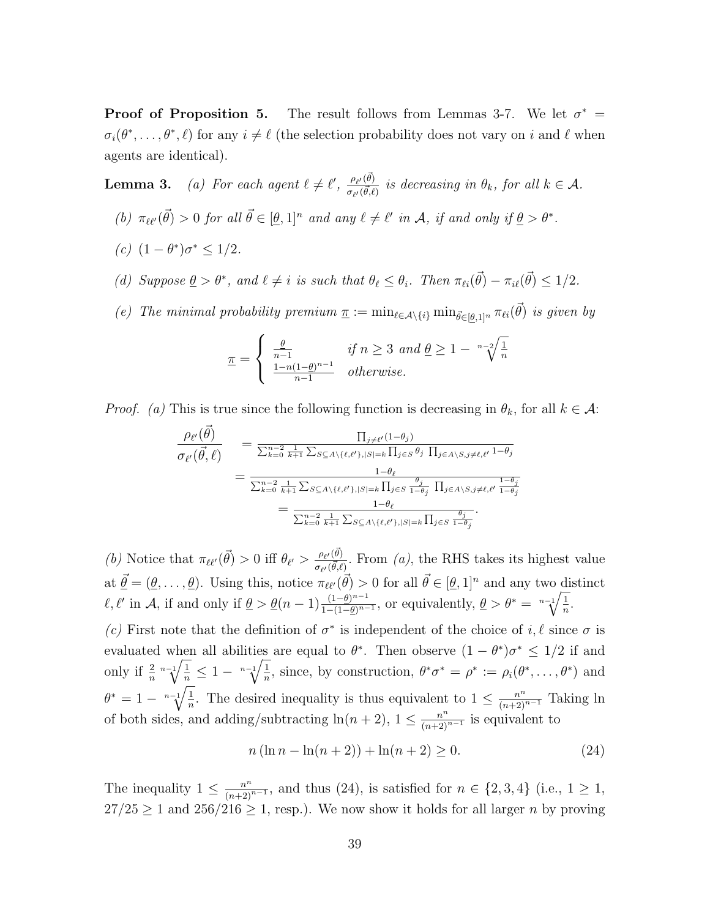**Proof of Proposition 5.** The result follows from Lemmas 3-7. We let $\sigma^* = \sigma_i(\theta^*, \ldots, \theta^*, \ell)$ for any $i \neq \ell$ (the selection probability does not vary on $i$ and $\ell$ when agents are identical).

**Lemma 3.** *(a) For each agent $\ell \neq \ell'$, $\frac{\rho_{\ell'}(\vec{\theta})}{\sigma_{\ell'}(\vec{\theta}, \ell)}$ is decreasing in $\theta_k$, for all $k \in \mathcal{A}$.*

*(b) $\pi_{\ell\ell'}(\vec{\theta}) > 0$ for all $\vec{\theta} \in [\underline{\theta}, 1]^n$ and any $\ell \neq \ell'$ in $\mathcal{A}$, if and only if $\underline{\theta} > \theta^*$.*

*(c) $(1 - \theta^*)\sigma^* \leq 1/2$.*

*(d) Suppose $\underline{\theta} > \theta^*$, and $\ell \neq i$ is such that $\theta_\ell \leq \theta_i$. Then $\pi_{\ell i}(\vec{\theta}) - \pi_{i\ell}(\vec{\theta}) \leq 1/2$.*

*(e) The minimal probability premium $\underline{\pi} := \min_{\ell \in \mathcal{A} \setminus \{i\}} \min_{\vec{\theta} \in [\underline{\theta}, 1]^n} \pi_{\ell i}(\vec{\theta})$ is given by*

$$\underline{\pi} = \begin{cases} \frac{\underline{\theta}}{n-1} & \text{if } n \geq 3 \text{ and } \underline{\theta} \geq 1 - \sqrt[n-2]{\frac{1}{n}} \\ \frac{1 - n(1-\underline{\theta})^{n-1}}{n-1} & \text{otherwise.} \end{cases}$$

*Proof. (a)* This is true since the following function is decreasing in $\theta_k$, for all $k \in \mathcal{A}$:

$$\begin{aligned} \frac{\rho_{\ell'}(\vec{\theta})}{\sigma_{\ell'}(\vec{\theta}, \ell)} &= \frac{\prod_{j \neq \ell'}(1-\theta_j)}{\sum_{k=0}^{n-2} \frac{1}{k+1} \sum_{S \subseteq A \setminus \{\ell, \ell'\}, |S|=k} \prod_{j \in S} \theta_j \prod_{j \in A \setminus S, j \neq \ell, \ell'} 1-\theta_j} \\ &= \frac{1-\theta_\ell}{\sum_{k=0}^{n-2} \frac{1}{k+1} \sum_{S \subseteq A \setminus \{\ell, \ell'\}, |S|=k} \prod_{j \in S} \frac{\theta_j}{1-\theta_j} \prod_{j \in A \setminus S, j \neq \ell, \ell'} \frac{1-\theta_j}{1-\theta_j}} \\ &= \frac{1-\theta_\ell}{\sum_{k=0}^{n-2} \frac{1}{k+1} \sum_{S \subseteq A \setminus \{\ell, \ell'\}, |S|=k} \prod_{j \in S} \frac{\theta_j}{1-\theta_j}}. \end{aligned}$$

*(b)* Notice that $\pi_{\ell\ell'}(\vec{\theta}) > 0$ iff $\theta_{\ell'} > \frac{\rho_{\ell'}(\vec{\theta})}{\sigma_{\ell'}(\vec{\theta}, \ell)}$. From *(a)*, the RHS takes its highest value at $\vec{\theta} = (\underline{\theta}, \ldots, \underline{\theta})$. Using this, notice $\pi_{\ell\ell'}(\vec{\theta}) > 0$ for all $\vec{\theta} \in [\underline{\theta}, 1]^n$ and any two distinct $\ell, \ell'$ in $\mathcal{A}$, if and only if $\underline{\theta} > \underline{\theta}(n-1)\frac{(1-\underline{\theta})^{n-1}}{1-(1-\underline{\theta})^{n-1}}$, or equivalently, $\underline{\theta} > \theta^* = \sqrt[n-1]{\frac{1}{n}}$.

*(c)* First note that the definition of $\sigma^*$ is independent of the choice of $i, \ell$ since $\sigma$ is evaluated when all abilities are equal to $\theta^*$. Then observe $(1 - \theta^*)\sigma^* \leq 1/2$ if and only if $\frac{2}{n} \sqrt[n-1]{\frac{1}{n}} \leq 1 - \sqrt[n-1]{\frac{1}{n}}$, since, by construction, $\theta^*\sigma^* = \rho^* := \rho_i(\theta^*, \ldots, \theta^*)$ and $\theta^* = 1 - \sqrt[n-1]{\frac{1}{n}}$. The desired inequality is thus equivalent to $1 \leq \frac{n^n}{(n+2)^{n-1}}$ Taking ln of both sides, and adding/subtracting $\ln(n+2)$, $1 \leq \frac{n^n}{(n+2)^{n-1}}$ is equivalent to

$$n(\ln n - \ln(n+2)) + \ln(n+2) \geq 0. \tag{24}$$

The inequality $1 \leq \frac{n^n}{(n+2)^{n-1}}$, and thus (24), is satisfied for $n \in \{2, 3, 4\}$ (i.e., $1 \geq 1$, $27/25 \geq 1$ and $256/216 \geq 1$, resp.). We now show it holds for all larger $n$ by proving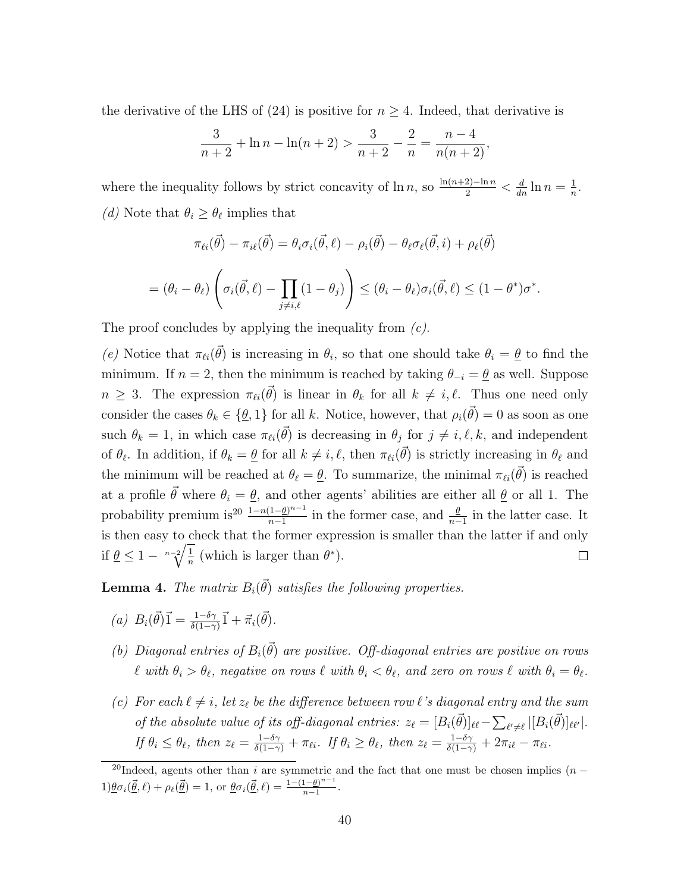the derivative of the LHS of (24) is positive for $n \geq 4$. Indeed, that derivative is

$$\frac{3}{n+2} + \ln n - \ln(n+2) > \frac{3}{n+2} - \frac{2}{n} = \frac{n-4}{n(n+2)},$$

where the inequality follows by strict concavity of $\ln n$, so $\frac{\ln(n+2) - \ln n}{2} < \frac{d}{dn} \ln n = \frac{1}{n}$.

*(d)* Note that $\theta_i \geq \theta_\ell$ implies that

$$\pi_{\ell i}(\vec{\theta}) - \pi_{i\ell}(\vec{\theta}) = \theta_i \sigma_i(\vec{\theta}, \ell) - \rho_i(\vec{\theta}) - \theta_\ell \sigma_\ell(\vec{\theta}, i) + \rho_\ell(\vec{\theta})$$

$$= (\theta_i - \theta_\ell) \left( \sigma_i(\vec{\theta}, \ell) - \prod_{j \neq i, \ell} (1 - \theta_j) \right) \leq (\theta_i - \theta_\ell) \sigma_i(\vec{\theta}, \ell) \leq (1 - \theta^*) \sigma^*.$$

The proof concludes by applying the inequality from *(c)*.

*(e)* Notice that $\pi_{\ell i}(\vec{\theta})$ is increasing in $\theta_i$, so that one should take $\theta_i = \underline{\theta}$ to find the minimum. If $n = 2$, then the minimum is reached by taking $\theta_{-i} = \underline{\theta}$ as well. Suppose $n \geq 3$. The expression $\pi_{\ell i}(\vec{\theta})$ is linear in $\theta_k$ for all $k \neq i, \ell$. Thus one need only consider the cases $\theta_k \in \{\underline{\theta}, 1\}$ for all $k$. Notice, however, that $\rho_i(\vec{\theta}) = 0$ as soon as one such $\theta_k = 1$, in which case $\pi_{\ell i}(\vec{\theta})$ is decreasing in $\theta_j$ for $j \neq i, \ell, k$, and independent of $\theta_\ell$. In addition, if $\theta_k = \underline{\theta}$ for all $k \neq i, \ell$, then $\pi_{\ell i}(\vec{\theta})$ is strictly increasing in $\theta_\ell$ and the minimum will be reached at $\theta_\ell = \underline{\theta}$. To summarize, the minimal $\pi_{\ell i}(\vec{\theta})$ is reached at a profile $\vec{\theta}$ where $\theta_i = \underline{\theta}$, and other agents' abilities are either all $\underline{\theta}$ or all 1. The probability premium is[20] $\frac{1 - n(1-\underline{\theta})^{n-1}}{n-1}$ in the former case, and $\frac{\underline{\theta}}{n-1}$ in the latter case. It is then easy to check that the former expression is smaller than the latter if and only if $\underline{\theta} \leq 1 - \sqrt[n-2]{\frac{1}{n}}$ (which is larger than $\theta^*$). ☐

**Lemma 4.** *The matrix $B_i(\vec{\theta})$ satisfies the following properties.*

*(a)* $B_i(\vec{\theta})\vec{1} = \frac{1 - \delta\gamma}{\delta(1-\gamma)} \vec{1} + \vec{\pi}_i(\vec{\theta})$.

*(b)* *Diagonal entries of $B_i(\vec{\theta})$ are positive. Off-diagonal entries are positive on rows $\ell$ with $\theta_i > \theta_\ell$, negative on rows $\ell$ with $\theta_i < \theta_\ell$, and zero on rows $\ell$ with $\theta_i = \theta_\ell$.*

*(c)* *For each $\ell \neq i$, let $z_\ell$ be the difference between row $\ell$'s diagonal entry and the sum of the absolute value of its off-diagonal entries: $z_\ell = [B_i(\vec{\theta})]_{\ell\ell} - \sum_{\ell' \neq \ell} |[B_i(\vec{\theta})]_{\ell\ell'}|$. If $\theta_i \leq \theta_\ell$, then $z_\ell = \frac{1 - \delta\gamma}{\delta(1-\gamma)} + \pi_{\ell i}$. If $\theta_i \geq \theta_\ell$, then $z_\ell = \frac{1 - \delta\gamma}{\delta(1-\gamma)} + 2\pi_{i\ell} - \pi_{\ell i}$.*

[20] Indeed, agents other than $i$ are symmetric and the fact that one must be chosen implies $(n - 1)\underline{\theta}\sigma_i(\vec{\underline{\theta}}, \ell) + \rho_\ell(\vec{\underline{\theta}}) = 1$, or $\underline{\theta}\sigma_i(\vec{\underline{\theta}}, \ell) = \frac{1 - (1-\underline{\theta})^{n-1}}{n-1}$.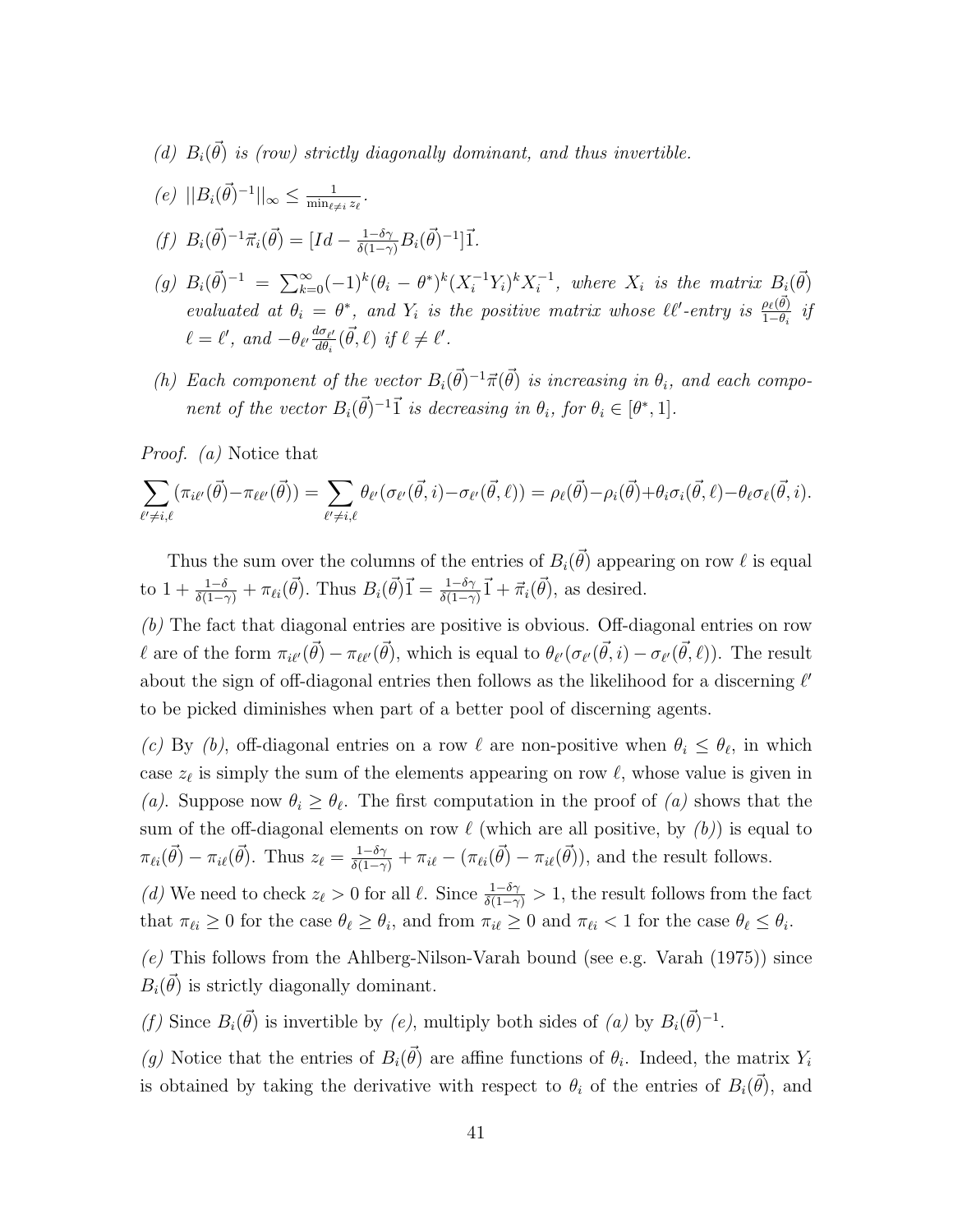(d) *$B_i(\vec{\theta})$ is (row) strictly diagonally dominant, and thus invertible.*

(e) *$||B_i(\vec{\theta})^{-1}||_\infty \leq \frac{1}{\min_{\ell \neq i} z_\ell}$.*

(f) *$B_i(\vec{\theta})^{-1}\vec{\pi}_i(\vec{\theta}) = [Id - \frac{1-\delta\gamma}{\delta(1-\gamma)} B_i(\vec{\theta})^{-1}]\vec{1}$.*

(g) *$B_i(\vec{\theta})^{-1} = \sum_{k=0}^{\infty}(-1)^k(\theta_i - \theta^*)^k (X_i^{-1}Y_i)^k X_i^{-1}$, where $X_i$ is the matrix $B_i(\vec{\theta})$ evaluated at $\theta_i = \theta^*$, and $Y_i$ is the positive matrix whose $\ell\ell'$-entry is $\frac{\rho_\ell(\vec{\theta})}{1-\theta_i}$ if $\ell = \ell'$, and $-\theta_{\ell'}\frac{d\sigma_{\ell'}}{d\theta_i}(\vec{\theta}, \ell)$ if $\ell \neq \ell'$.*

(h) *Each component of the vector $B_i(\vec{\theta})^{-1}\vec{\pi}(\vec{\theta})$ is increasing in $\theta_i$, and each component of the vector $B_i(\vec{\theta})^{-1}\vec{1}$ is decreasing in $\theta_i$, for $\theta_i \in [\theta^*, 1]$.*

*Proof.* *(a)* Notice that

$$\sum_{\ell' \neq i, \ell}(\pi_{i\ell'}(\vec{\theta}) - \pi_{\ell\ell'}(\vec{\theta})) = \sum_{\ell' \neq i, \ell}\theta_{\ell'}(\sigma_{\ell'}(\vec{\theta}, i) - \sigma_{\ell'}(\vec{\theta}, \ell)) = \rho_\ell(\vec{\theta}) - \rho_i(\vec{\theta}) + \theta_i\sigma_i(\vec{\theta}, \ell) - \theta_\ell\sigma_\ell(\vec{\theta}, i).$$

Thus the sum over the columns of the entries of $B_i(\vec{\theta})$ appearing on row $\ell$ is equal to $1 + \frac{1-\delta}{\delta(1-\gamma)} + \pi_{\ell i}(\vec{\theta})$. Thus $B_i(\vec{\theta})\vec{1} = \frac{1-\delta\gamma}{\delta(1-\gamma)}\vec{1} + \vec{\pi}_i(\vec{\theta})$, as desired.

*(b)* The fact that diagonal entries are positive is obvious. Off-diagonal entries on row $\ell$ are of the form $\pi_{i\ell'}(\vec{\theta}) - \pi_{\ell\ell'}(\vec{\theta})$, which is equal to $\theta_{\ell'}(\sigma_{\ell'}(\vec{\theta}, i) - \sigma_{\ell'}(\vec{\theta}, \ell))$. The result about the sign of off-diagonal entries then follows as the likelihood for a discerning $\ell'$ to be picked diminishes when part of a better pool of discerning agents.

*(c)* By *(b)*, off-diagonal entries on a row $\ell$ are non-positive when $\theta_i \leq \theta_\ell$, in which case $z_\ell$ is simply the sum of the elements appearing on row $\ell$, whose value is given in *(a)*. Suppose now $\theta_i \geq \theta_\ell$. The first computation in the proof of *(a)* shows that the sum of the off-diagonal elements on row $\ell$ (which are all positive, by *(b)*) is equal to $\pi_{\ell i}(\vec{\theta}) - \pi_{i\ell}(\vec{\theta})$. Thus $z_\ell = \frac{1-\delta\gamma}{\delta(1-\gamma)} + \pi_{i\ell} - (\pi_{\ell i}(\vec{\theta}) - \pi_{i\ell}(\vec{\theta}))$, and the result follows.

*(d)* We need to check $z_\ell > 0$ for all $\ell$. Since $\frac{1-\delta\gamma}{\delta(1-\gamma)} > 1$, the result follows from the fact that $\pi_{\ell i} \geq 0$ for the case $\theta_\ell \geq \theta_i$, and from $\pi_{i\ell} \geq 0$ and $\pi_{\ell i} < 1$ for the case $\theta_\ell \leq \theta_i$.

*(e)* This follows from the Ahlberg-Nilson-Varah bound (see e.g. Varah (1975)) since $B_i(\vec{\theta})$ is strictly diagonally dominant.

*(f)* Since $B_i(\vec{\theta})$ is invertible by *(e)*, multiply both sides of *(a)* by $B_i(\vec{\theta})^{-1}$.

*(g)* Notice that the entries of $B_i(\vec{\theta})$ are affine functions of $\theta_i$. Indeed, the matrix $Y_i$ is obtained by taking the derivative with respect to $\theta_i$ of the entries of $B_i(\vec{\theta})$, and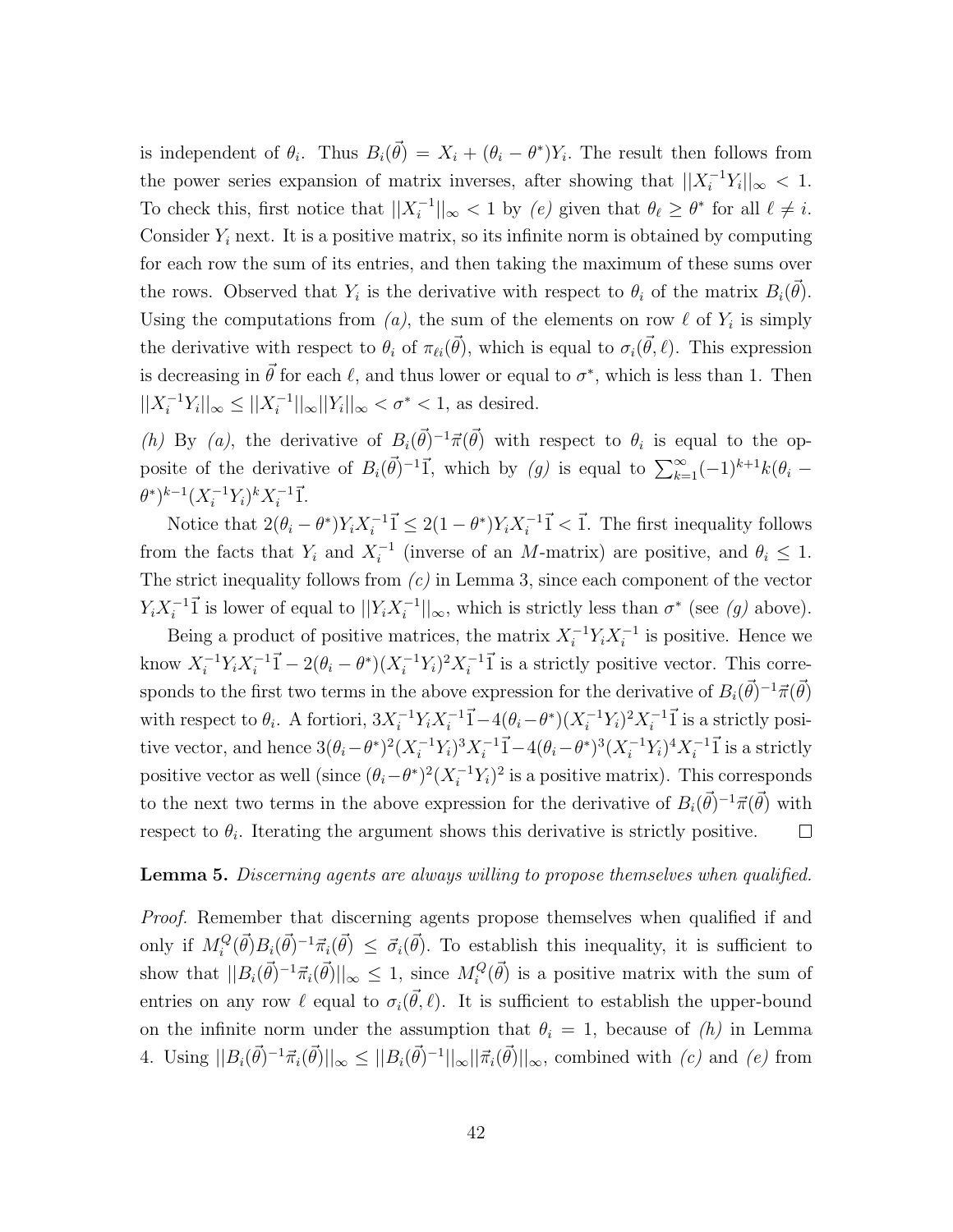is independent of $\theta_i$. Thus $B_i(\vec{\theta}) = X_i + (\theta_i - \theta^*)Y_i$. The result then follows from the power series expansion of matrix inverses, after showing that $||X_i^{-1}Y_i||_\infty < 1$. To check this, first notice that $||X_i^{-1}||_\infty < 1$ by *(e)* given that $\theta_\ell \geq \theta^*$ for all $\ell \neq i$. Consider $Y_i$ next. It is a positive matrix, so its infinite norm is obtained by computing for each row the sum of its entries, and then taking the maximum of these sums over the rows. Observed that $Y_i$ is the derivative with respect to $\theta_i$ of the matrix $B_i(\vec{\theta})$. Using the computations from *(a)*, the sum of the elements on row $\ell$ of $Y_i$ is simply the derivative with respect to $\theta_i$ of $\pi_{\ell i}(\vec{\theta})$, which is equal to $\sigma_i(\vec{\theta}, \ell)$. This expression is decreasing in $\vec{\theta}$ for each $\ell$, and thus lower or equal to $\sigma^*$, which is less than 1. Then $||X_i^{-1}Y_i||_\infty \leq ||X_i^{-1}||_\infty ||Y_i||_\infty < \sigma^* < 1$, as desired.

*(h)* By *(a)*, the derivative of $B_i(\vec{\theta})^{-1}\vec{\pi}(\vec{\theta})$ with respect to $\theta_i$ is equal to the opposite of the derivative of $B_i(\vec{\theta})^{-1}\vec{1}$, which by *(g)* is equal to $\sum_{k=1}^{\infty}(-1)^{k+1}k(\theta_i - \theta^*)^{k-1}(X_i^{-1}Y_i)^k X_i^{-1}\vec{1}$.

Notice that $2(\theta_i - \theta^*)Y_i X_i^{-1}\vec{1} \leq 2(1-\theta^*)Y_i X_i^{-1}\vec{1} < \vec{1}$. The first inequality follows from the facts that $Y_i$ and $X_i^{-1}$ (inverse of an $M$-matrix) are positive, and $\theta_i \leq 1$. The strict inequality follows from *(c)* in Lemma 3, since each component of the vector $Y_i X_i^{-1}\vec{1}$ is lower of equal to $||Y_i X_i^{-1}||_\infty$, which is strictly less than $\sigma^*$ (see *(g)* above).

Being a product of positive matrices, the matrix $X_i^{-1}Y_i X_i^{-1}$ is positive. Hence we know $X_i^{-1}Y_i X_i^{-1}\vec{1} - 2(\theta_i - \theta^*)(X_i^{-1}Y_i)^2 X_i^{-1}\vec{1}$ is a strictly positive vector. This corresponds to the first two terms in the above expression for the derivative of $B_i(\vec{\theta})^{-1}\vec{\pi}(\vec{\theta})$ with respect to $\theta_i$. A fortiori, $3X_i^{-1}Y_i X_i^{-1}\vec{1} - 4(\theta_i - \theta^*)(X_i^{-1}Y_i)^2 X_i^{-1}\vec{1}$ is a strictly positive vector, and hence $3(\theta_i - \theta^*)^2(X_i^{-1}Y_i)^3 X_i^{-1}\vec{1} - 4(\theta_i - \theta^*)^3(X_i^{-1}Y_i)^4 X_i^{-1}\vec{1}$ is a strictly positive vector as well (since $(\theta_i - \theta^*)^2(X_i^{-1}Y_i)^2$ is a positive matrix). This corresponds to the next two terms in the above expression for the derivative of $B_i(\vec{\theta})^{-1}\vec{\pi}(\vec{\theta})$ with respect to $\theta_i$. Iterating the argument shows this derivative is strictly positive. □

**Lemma 5.** *Discerning agents are always willing to propose themselves when qualified.*

*Proof.* Remember that discerning agents propose themselves when qualified if and only if $M_i^Q(\vec{\theta})B_i(\vec{\theta})^{-1}\vec{\pi}_i(\vec{\theta}) \leq \vec{\sigma}_i(\vec{\theta})$. To establish this inequality, it is sufficient to show that $||B_i(\vec{\theta})^{-1}\vec{\pi}_i(\vec{\theta})||_\infty \leq 1$, since $M_i^Q(\vec{\theta})$ is a positive matrix with the sum of entries on any row $\ell$ equal to $\sigma_i(\vec{\theta}, \ell)$. It is sufficient to establish the upper-bound on the infinite norm under the assumption that $\theta_i = 1$, because of *(h)* in Lemma 4. Using $||B_i(\vec{\theta})^{-1}\vec{\pi}_i(\vec{\theta})||_\infty \leq ||B_i(\vec{\theta})^{-1}||_\infty ||\vec{\pi}_i(\vec{\theta})||_\infty$, combined with *(c)* and *(e)* from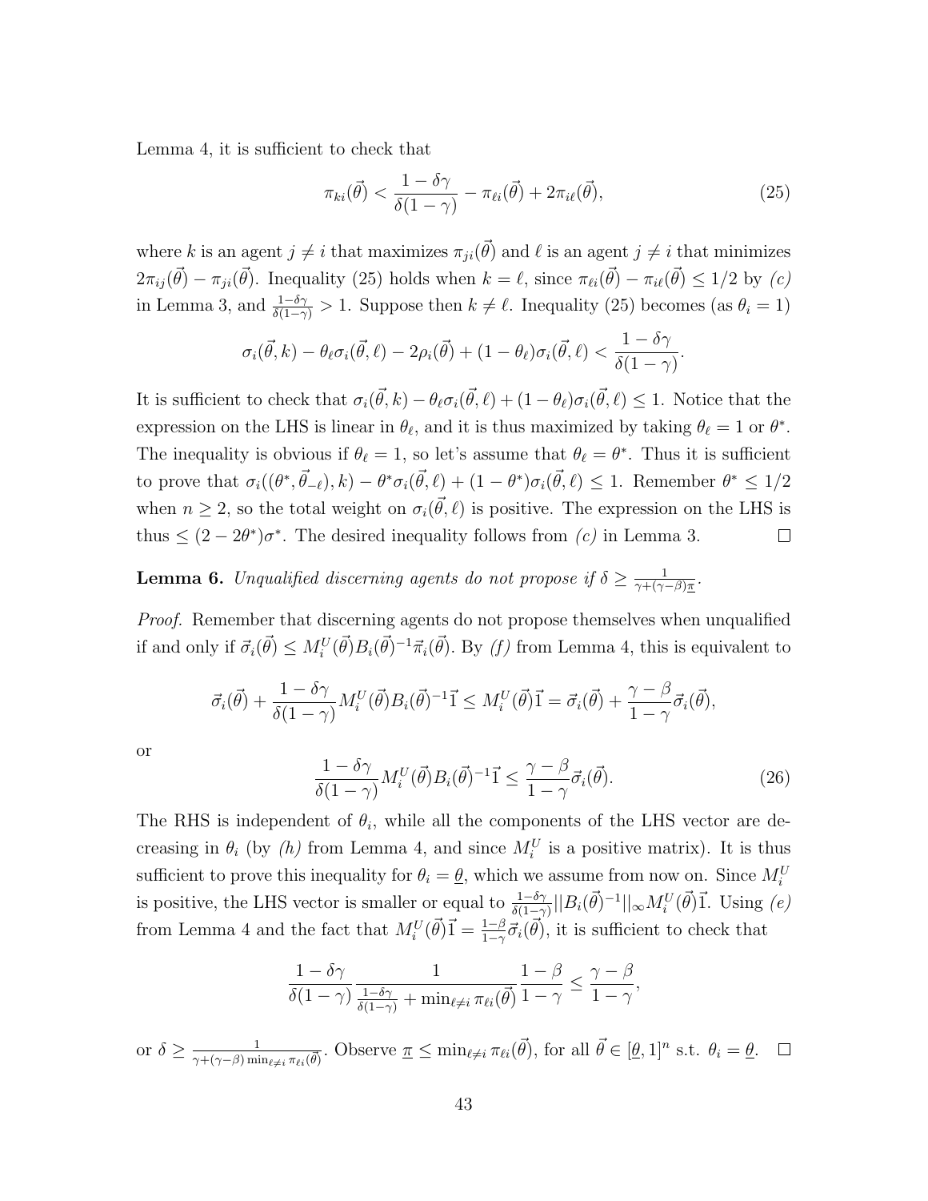Lemma 4, it is sufficient to check that

$$\pi_{ki}(\vec{\theta}) < \frac{1-\delta\gamma}{\delta(1-\gamma)} - \pi_{\ell i}(\vec{\theta}) + 2\pi_{i\ell}(\vec{\theta}), \tag{25}$$

where $k$ is an agent $j \neq i$ that maximizes $\pi_{ji}(\vec{\theta})$ and $\ell$ is an agent $j \neq i$ that minimizes $2\pi_{ij}(\vec{\theta}) - \pi_{ji}(\vec{\theta})$. Inequality (25) holds when $k = \ell$, since $\pi_{\ell i}(\vec{\theta}) - \pi_{i\ell}(\vec{\theta}) \leq 1/2$ by *(c)* in Lemma 3, and $\frac{1-\delta\gamma}{\delta(1-\gamma)} > 1$. Suppose then $k \neq \ell$. Inequality (25) becomes (as $\theta_i = 1$)

$$\sigma_i(\vec{\theta}, k) - \theta_\ell \sigma_i(\vec{\theta}, \ell) - 2\rho_i(\vec{\theta}) + (1-\theta_\ell)\sigma_i(\vec{\theta}, \ell) < \frac{1-\delta\gamma}{\delta(1-\gamma)}.$$

It is sufficient to check that $\sigma_i(\vec{\theta}, k) - \theta_\ell \sigma_i(\vec{\theta}, \ell) + (1-\theta_\ell)\sigma_i(\vec{\theta}, \ell) \leq 1$. Notice that the expression on the LHS is linear in $\theta_\ell$, and it is thus maximized by taking $\theta_\ell = 1$ or $\theta^*$. The inequality is obvious if $\theta_\ell = 1$, so let's assume that $\theta_\ell = \theta^*$. Thus it is sufficient to prove that $\sigma_i((\theta^*, \vec{\theta}_{-\ell}), k) - \theta^* \sigma_i(\vec{\theta}, \ell) + (1-\theta^*)\sigma_i(\vec{\theta}, \ell) \leq 1$. Remember $\theta^* \leq 1/2$ when $n \geq 2$, so the total weight on $\sigma_i(\vec{\theta}, \ell)$ is positive. The expression on the LHS is thus $\leq (2 - 2\theta^*)\sigma^*$. The desired inequality follows from *(c)* in Lemma 3. $\square$

**Lemma 6.** *Unqualified discerning agents do not propose if $\delta \geq \frac{1}{\gamma + (\gamma-\beta)\underline{\pi}}$.*

*Proof.* Remember that discerning agents do not propose themselves when unqualified if and only if $\vec{\sigma}_i(\vec{\theta}) \leq M_i^U(\vec{\theta}) B_i(\vec{\theta})^{-1} \vec{\pi}_i(\vec{\theta})$. By *(f)* from Lemma 4, this is equivalent to

$$\vec{\sigma}_i(\vec{\theta}) + \frac{1-\delta\gamma}{\delta(1-\gamma)} M_i^U(\vec{\theta}) B_i(\vec{\theta})^{-1} \vec{1} \leq M_i^U(\vec{\theta})\vec{1} = \vec{\sigma}_i(\vec{\theta}) + \frac{\gamma-\beta}{1-\gamma}\vec{\sigma}_i(\vec{\theta}),$$

or

$$\frac{1-\delta\gamma}{\delta(1-\gamma)} M_i^U(\vec{\theta}) B_i(\vec{\theta})^{-1} \vec{1} \leq \frac{\gamma-\beta}{1-\gamma}\vec{\sigma}_i(\vec{\theta}). \tag{26}$$

The RHS is independent of $\theta_i$, while all the components of the LHS vector are decreasing in $\theta_i$ (by *(h)* from Lemma 4, and since $M_i^U$ is a positive matrix). It is thus sufficient to prove this inequality for $\theta_i = \underline{\theta}$, which we assume from now on. Since $M_i^U$ is positive, the LHS vector is smaller or equal to $\frac{1-\delta\gamma}{\delta(1-\gamma)} ||B_i(\vec{\theta})^{-1}||_\infty M_i^U(\vec{\theta})\vec{1}$. Using *(e)* from Lemma 4 and the fact that $M_i^U(\vec{\theta})\vec{1} = \frac{1-\beta}{1-\gamma}\vec{\sigma}_i(\vec{\theta})$, it is sufficient to check that

$$\frac{1-\delta\gamma}{\delta(1-\gamma)} \frac{1}{\frac{1-\delta\gamma}{\delta(1-\gamma)} + \min_{\ell \neq i} \pi_{\ell i}(\vec{\theta})} \frac{1-\beta}{1-\gamma} \leq \frac{\gamma-\beta}{1-\gamma},$$

or $\delta \geq \frac{1}{\gamma + (\gamma-\beta)\min_{\ell \neq i} \pi_{\ell i}(\vec{\theta})}$. Observe $\underline{\pi} \leq \min_{\ell \neq i} \pi_{\ell i}(\vec{\theta})$, for all $\vec{\theta} \in [\underline{\theta}, 1]^n$ s.t. $\theta_i = \underline{\theta}$. $\square$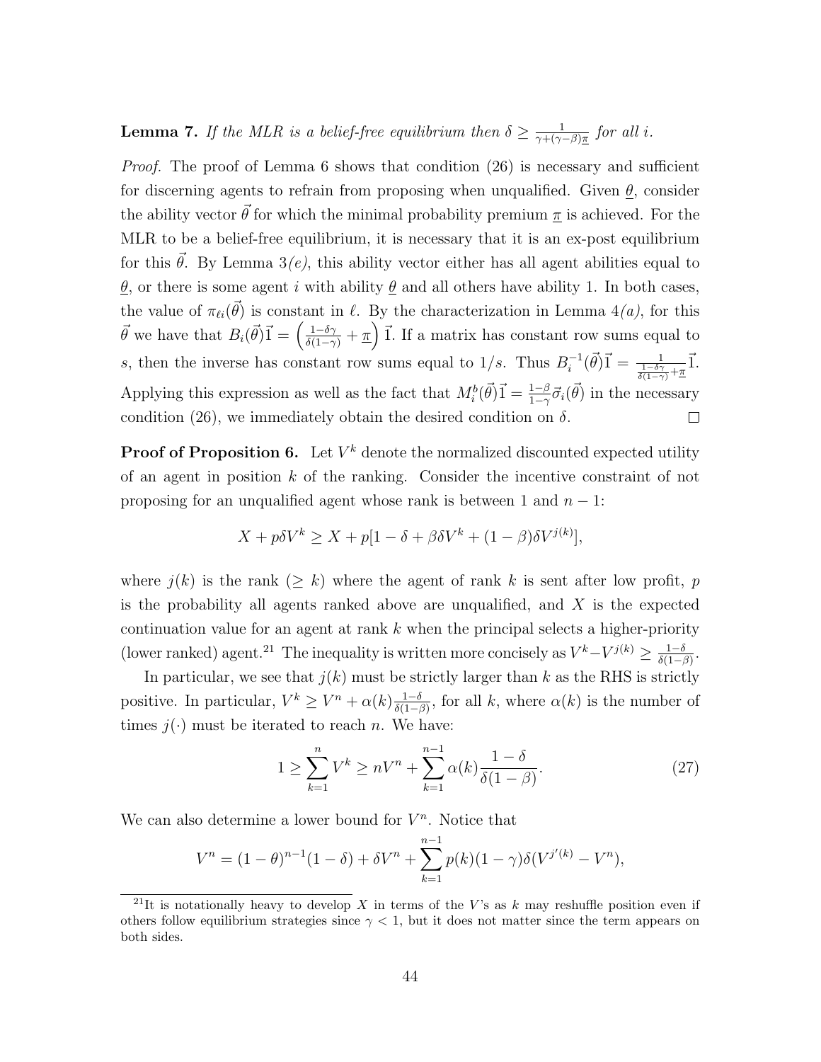**Lemma 7.** *If the MLR is a belief-free equilibrium then $\delta \geq \frac{1}{\gamma + (\gamma - \beta)\underline{\pi}}$ for all $i$.*

*Proof.* The proof of Lemma 6 shows that condition (26) is necessary and sufficient for discerning agents to refrain from proposing when unqualified. Given $\underline{\theta}$, consider the ability vector $\vec{\theta}$ for which the minimal probability premium $\underline{\pi}$ is achieved. For the MLR to be a belief-free equilibrium, it is necessary that it is an ex-post equilibrium for this $\vec{\theta}$. By Lemma 3*(e)*, this ability vector either has all agent abilities equal to $\underline{\theta}$, or there is some agent $i$ with ability $\underline{\theta}$ and all others have ability 1. In both cases, the value of $\pi_{\ell i}(\vec{\theta})$ is constant in $\ell$. By the characterization in Lemma 4*(a)*, for this $\vec{\theta}$ we have that $B_i(\vec{\theta})\vec{1} = \left(\frac{1-\delta\gamma}{\delta(1-\gamma)} + \underline{\pi}\right)\vec{1}$. If a matrix has constant row sums equal to $s$, then the inverse has constant row sums equal to $1/s$. Thus $B_i^{-1}(\vec{\theta})\vec{1} = \frac{1}{\frac{1-\delta\gamma}{\delta(1-\gamma)} + \underline{\pi}}\vec{1}$. Applying this expression as well as the fact that $M_i^b(\vec{\theta})\vec{1} = \frac{1-\beta}{1-\gamma}\vec{\sigma}_i(\vec{\theta})$ in the necessary condition (26), we immediately obtain the desired condition on $\delta$. $\square$

**Proof of Proposition 6.** Let $V^k$ denote the normalized discounted expected utility of an agent in position $k$ of the ranking. Consider the incentive constraint of not proposing for an unqualified agent whose rank is between 1 and $n-1$:

$$X + p\delta V^k \geq X + p[1 - \delta + \beta\delta V^k + (1-\beta)\delta V^{j(k)}],$$

where $j(k)$ is the rank ($\geq k$) where the agent of rank $k$ is sent after low profit, $p$ is the probability all agents ranked above are unqualified, and $X$ is the expected continuation value for an agent at rank $k$ when the principal selects a higher-priority (lower ranked) agent.[21] The inequality is written more concisely as $V^k - V^{j(k)} \geq \frac{1-\delta}{\delta(1-\beta)}$.

In particular, we see that $j(k)$ must be strictly larger than $k$ as the RHS is strictly positive. In particular, $V^k \geq V^n + \alpha(k)\frac{1-\delta}{\delta(1-\beta)}$, for all $k$, where $\alpha(k)$ is the number of times $j(\cdot)$ must be iterated to reach $n$. We have:

$$1 \geq \sum_{k=1}^{n} V^k \geq nV^n + \sum_{k=1}^{n-1} \alpha(k)\frac{1-\delta}{\delta(1-\beta)}. \tag{27}$$

We can also determine a lower bound for $V^n$. Notice that

$$V^n = (1-\theta)^{n-1}(1-\delta) + \delta V^n + \sum_{k=1}^{n-1} p(k)(1-\gamma)\delta(V^{j'(k)} - V^n),$$

[21] It is notationally heavy to develop $X$ in terms of the $V$'s as $k$ may reshuffle position even if others follow equilibrium strategies since $\gamma < 1$, but it does not matter since the term appears on both sides.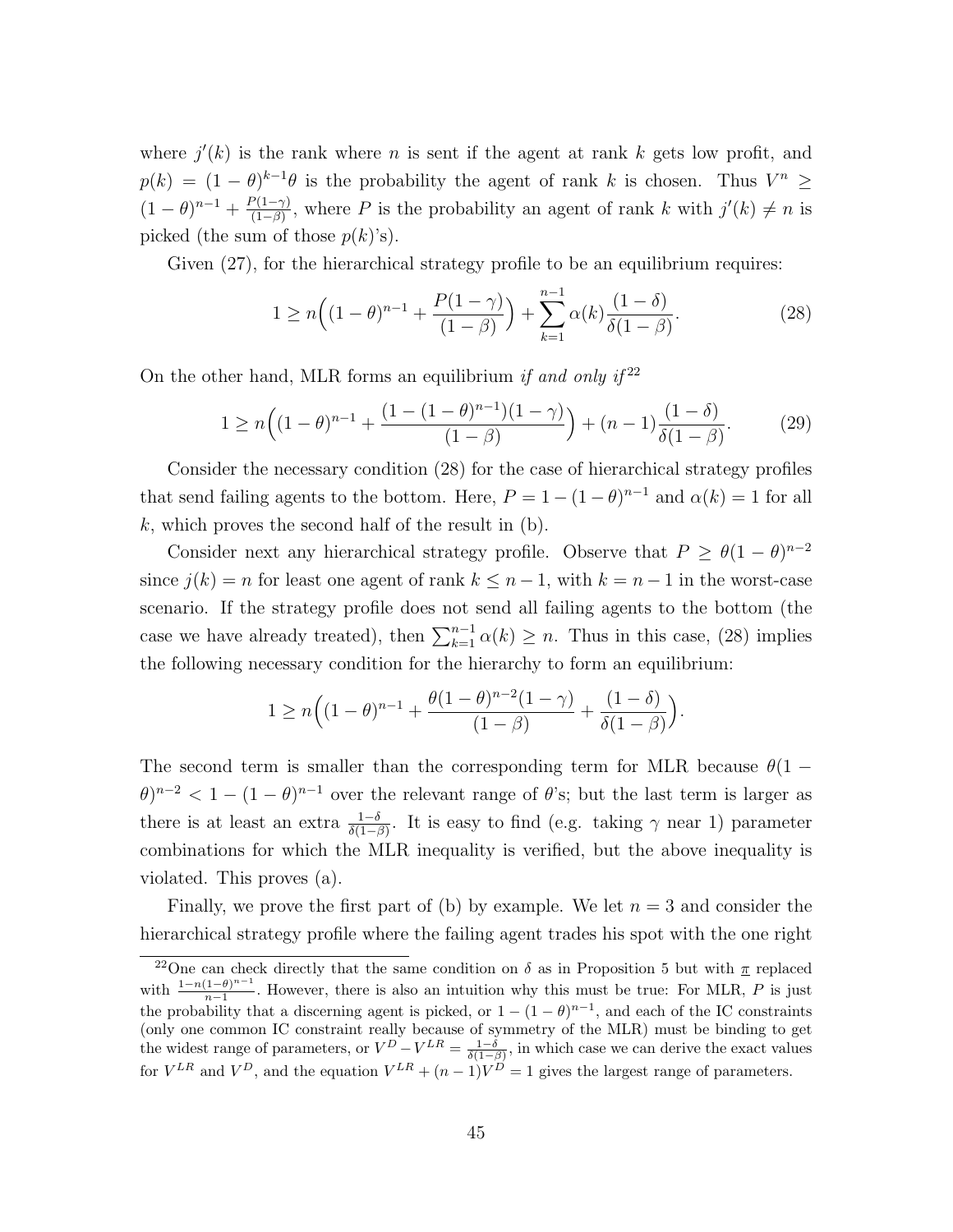where $j'(k)$ is the rank where $n$ is sent if the agent at rank $k$ gets low profit, and $p(k) = (1-\theta)^{k-1}\theta$ is the probability the agent of rank $k$ is chosen. Thus $V^n \geq (1-\theta)^{n-1} + \frac{P(1-\gamma)}{(1-\beta)}$, where $P$ is the probability an agent of rank $k$ with $j'(k) \neq n$ is picked (the sum of those $p(k)$'s).

Given (27), for the hierarchical strategy profile to be an equilibrium requires:

$$1 \geq n\Big((1-\theta)^{n-1} + \frac{P(1-\gamma)}{(1-\beta)}\Big) + \sum_{k=1}^{n-1} \alpha(k)\frac{(1-\delta)}{\delta(1-\beta)}. \tag{28}$$

On the other hand, MLR forms an equilibrium *if and only if*[22]

$$1 \geq n\Big((1-\theta)^{n-1} + \frac{(1-(1-\theta)^{n-1})(1-\gamma)}{(1-\beta)}\Big) + (n-1)\frac{(1-\delta)}{\delta(1-\beta)}. \tag{29}$$

Consider the necessary condition (28) for the case of hierarchical strategy profiles that send failing agents to the bottom. Here, $P = 1-(1-\theta)^{n-1}$ and $\alpha(k) = 1$ for all $k$, which proves the second half of the result in (b).

Consider next any hierarchical strategy profile. Observe that $P \geq \theta(1-\theta)^{n-2}$ since $j(k) = n$ for least one agent of rank $k \leq n-1$, with $k = n-1$ in the worst-case scenario. If the strategy profile does not send all failing agents to the bottom (the case we have already treated), then $\sum_{k=1}^{n-1}\alpha(k) \geq n$. Thus in this case, (28) implies the following necessary condition for the hierarchy to form an equilibrium:

$$1 \geq n\Big((1-\theta)^{n-1} + \frac{\theta(1-\theta)^{n-2}(1-\gamma)}{(1-\beta)} + \frac{(1-\delta)}{\delta(1-\beta)}\Big).$$

The second term is smaller than the corresponding term for MLR because $\theta(1-\theta)^{n-2} < 1-(1-\theta)^{n-1}$ over the relevant range of $\theta$'s; but the last term is larger as there is at least an extra $\frac{1-\delta}{\delta(1-\beta)}$. It is easy to find (e.g. taking $\gamma$ near 1) parameter combinations for which the MLR inequality is verified, but the above inequality is violated. This proves (a).

Finally, we prove the first part of (b) by example. We let $n = 3$ and consider the hierarchical strategy profile where the failing agent trades his spot with the one right

---

[22] One can check directly that the same condition on $\delta$ as in Proposition 5 but with $\underline{\pi}$ replaced with $\frac{1-n(1-\theta)^{n-1}}{n-1}$. However, there is also an intuition why this must be true: For MLR, $P$ is just the probability that a discerning agent is picked, or $1-(1-\theta)^{n-1}$, and each of the IC constraints (only one common IC constraint really because of symmetry of the MLR) must be binding to get the widest range of parameters, or $V^D - V^{LR} = \frac{1-\delta}{\delta(1-\beta)}$, in which case we can derive the exact values for $V^{LR}$ and $V^D$, and the equation $V^{LR} + (n-1)V^D = 1$ gives the largest range of parameters.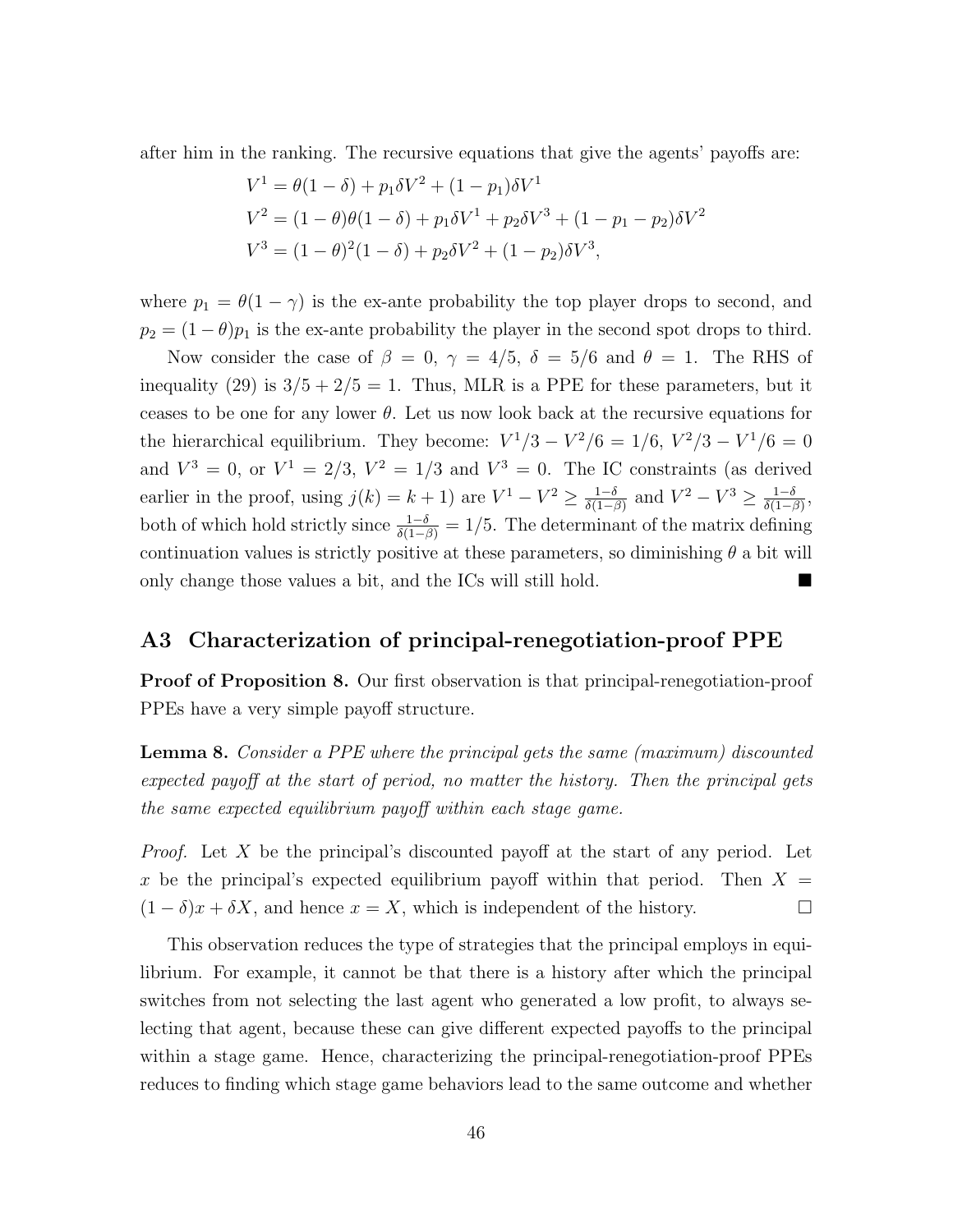after him in the ranking. The recursive equations that give the agents' payoffs are:

$$V^1 = \theta(1-\delta) + p_1\delta V^2 + (1-p_1)\delta V^1$$
$$V^2 = (1-\theta)\theta(1-\delta) + p_1\delta V^1 + p_2\delta V^3 + (1-p_1-p_2)\delta V^2$$
$$V^3 = (1-\theta)^2(1-\delta) + p_2\delta V^2 + (1-p_2)\delta V^3,$$

where $p_1 = \theta(1-\gamma)$ is the ex-ante probability the top player drops to second, and $p_2 = (1-\theta)p_1$ is the ex-ante probability the player in the second spot drops to third.

Now consider the case of $\beta = 0$, $\gamma = 4/5$, $\delta = 5/6$ and $\theta = 1$. The RHS of inequality (29) is $3/5 + 2/5 = 1$. Thus, MLR is a PPE for these parameters, but it ceases to be one for any lower $\theta$. Let us now look back at the recursive equations for the hierarchical equilibrium. They become: $V^1/3 - V^2/6 = 1/6$, $V^2/3 - V^1/6 = 0$ and $V^3 = 0$, or $V^1 = 2/3$, $V^2 = 1/3$ and $V^3 = 0$. The IC constraints (as derived earlier in the proof, using $j(k) = k+1$) are $V^1 - V^2 \geq \frac{1-\delta}{\delta(1-\beta)}$ and $V^2 - V^3 \geq \frac{1-\delta}{\delta(1-\beta)}$, both of which hold strictly since $\frac{1-\delta}{\delta(1-\beta)} = 1/5$. The determinant of the matrix defining continuation values is strictly positive at these parameters, so diminishing $\theta$ a bit will only change those values a bit, and the ICs will still hold. ■

## A3 Characterization of principal-renegotiation-proof PPE

**Proof of Proposition 8.** Our first observation is that principal-renegotiation-proof PPEs have a very simple payoff structure.

**Lemma 8.** *Consider a PPE where the principal gets the same (maximum) discounted expected payoff at the start of period, no matter the history. Then the principal gets the same expected equilibrium payoff within each stage game.*

*Proof.* Let $X$ be the principal's discounted payoff at the start of any period. Let $x$ be the principal's expected equilibrium payoff within that period. Then $X = (1-\delta)x + \delta X$, and hence $x = X$, which is independent of the history. □

This observation reduces the type of strategies that the principal employs in equilibrium. For example, it cannot be that there is a history after which the principal switches from not selecting the last agent who generated a low profit, to always selecting that agent, because these can give different expected payoffs to the principal within a stage game. Hence, characterizing the principal-renegotiation-proof PPEs reduces to finding which stage game behaviors lead to the same outcome and whether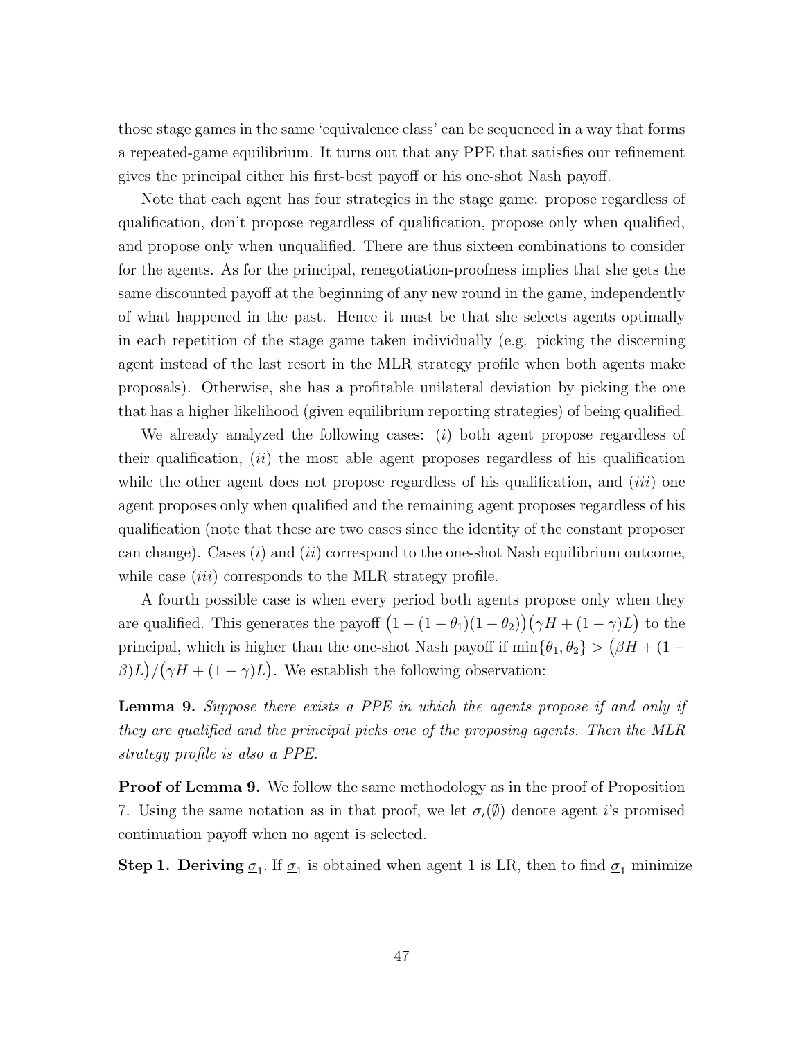those stage games in the same 'equivalence class' can be sequenced in a way that forms a repeated-game equilibrium. It turns out that any PPE that satisfies our refinement gives the principal either his first-best payoff or his one-shot Nash payoff.

Note that each agent has four strategies in the stage game: propose regardless of qualification, don't propose regardless of qualification, propose only when qualified, and propose only when unqualified. There are thus sixteen combinations to consider for the agents. As for the principal, renegotiation-proofness implies that she gets the same discounted payoff at the beginning of any new round in the game, independently of what happened in the past. Hence it must be that she selects agents optimally in each repetition of the stage game taken individually (e.g. picking the discerning agent instead of the last resort in the MLR strategy profile when both agents make proposals). Otherwise, she has a profitable unilateral deviation by picking the one that has a higher likelihood (given equilibrium reporting strategies) of being qualified.

We already analyzed the following cases: $(i)$ both agent propose regardless of their qualification, $(ii)$ the most able agent proposes regardless of his qualification while the other agent does not propose regardless of his qualification, and $(iii)$ one agent proposes only when qualified and the remaining agent proposes regardless of his qualification (note that these are two cases since the identity of the constant proposer can change). Cases $(i)$ and $(ii)$ correspond to the one-shot Nash equilibrium outcome, while case $(iii)$ corresponds to the MLR strategy profile.

A fourth possible case is when every period both agents propose only when they are qualified. This generates the payoff $\big(1-(1-\theta_1)(1-\theta_2)\big)\big(\gamma H+(1-\gamma)L\big)$ to the principal, which is higher than the one-shot Nash payoff if $\min\{\theta_1,\theta_2\} > \big(\beta H+(1-\beta)L\big)/\big(\gamma H+(1-\gamma)L\big)$. We establish the following observation:

**Lemma 9.** *Suppose there exists a PPE in which the agents propose if and only if they are qualified and the principal picks one of the proposing agents. Then the MLR strategy profile is also a PPE.*

**Proof of Lemma 9.** We follow the same methodology as in the proof of Proposition 7. Using the same notation as in that proof, we let $\sigma_i(\emptyset)$ denote agent $i$'s promised continuation payoff when no agent is selected.

**Step 1. Deriving $\underline{\sigma}_1$.** If $\underline{\sigma}_1$ is obtained when agent 1 is LR, then to find $\underline{\sigma}_1$ minimize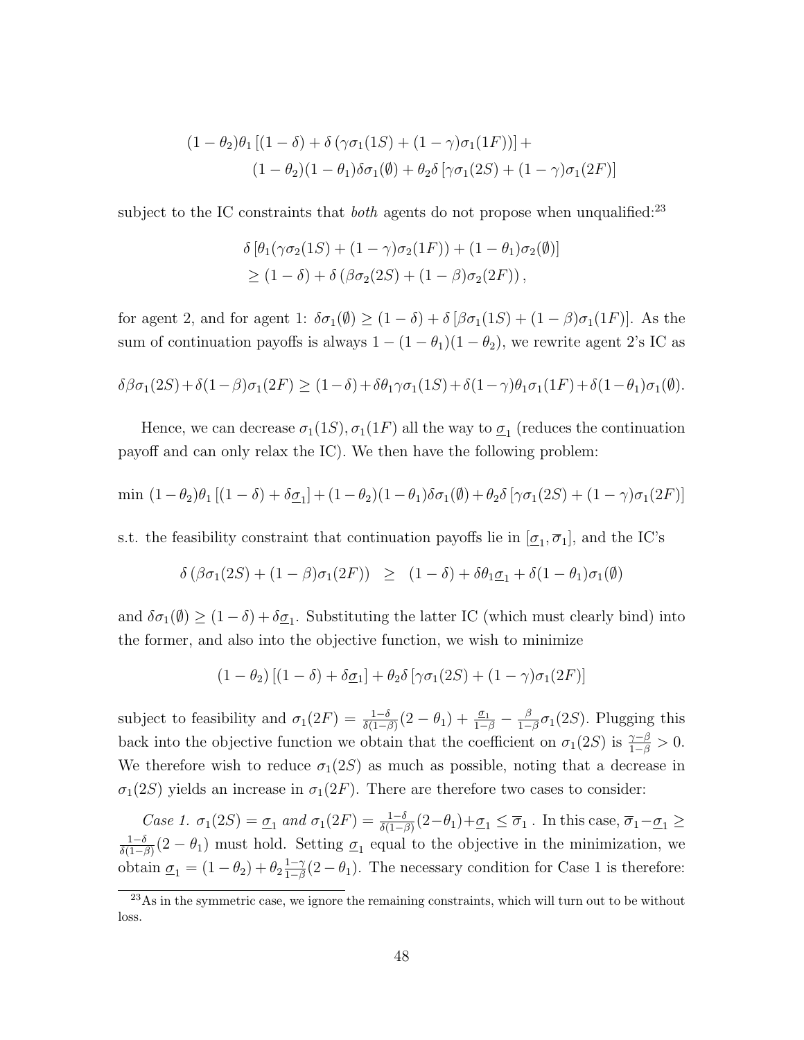$$(1-\theta_2)\theta_1\left[(1-\delta)+\delta\left(\gamma\sigma_1(1S)+(1-\gamma)\sigma_1(1F)\right)\right]+$$
$$(1-\theta_2)(1-\theta_1)\delta\sigma_1(\emptyset)+\theta_2\delta\left[\gamma\sigma_1(2S)+(1-\gamma)\sigma_1(2F)\right]$$

subject to the IC constraints that *both* agents do not propose when unqualified:[23]

$$\delta\left[\theta_1(\gamma\sigma_2(1S)+(1-\gamma)\sigma_2(1F))+(1-\theta_1)\sigma_2(\emptyset)\right]$$
$$\geq(1-\delta)+\delta\left(\beta\sigma_2(2S)+(1-\beta)\sigma_2(2F)\right),$$

for agent 2, and for agent 1: $\delta\sigma_1(\emptyset)\geq(1-\delta)+\delta\left[\beta\sigma_1(1S)+(1-\beta)\sigma_1(1F)\right]$. As the sum of continuation payoffs is always $1-(1-\theta_1)(1-\theta_2)$, we rewrite agent 2's IC as

$$\delta\beta\sigma_1(2S)+\delta(1-\beta)\sigma_1(2F)\geq(1-\delta)+\delta\theta_1\gamma\sigma_1(1S)+\delta(1-\gamma)\theta_1\sigma_1(1F)+\delta(1-\theta_1)\sigma_1(\emptyset).$$

Hence, we can decrease $\sigma_1(1S),\sigma_1(1F)$ all the way to $\underline{\sigma}_1$ (reduces the continuation payoff and can only relax the IC). We then have the following problem:

$$\min\ (1-\theta_2)\theta_1\left[(1-\delta)+\delta\underline{\sigma}_1\right]+(1-\theta_2)(1-\theta_1)\delta\sigma_1(\emptyset)+\theta_2\delta\left[\gamma\sigma_1(2S)+(1-\gamma)\sigma_1(2F)\right]$$

s.t. the feasibility constraint that continuation payoffs lie in $[\underline{\sigma}_1,\overline{\sigma}_1]$, and the IC's

$$\delta\left(\beta\sigma_1(2S)+(1-\beta)\sigma_1(2F)\right)\quad\geq\quad(1-\delta)+\delta\theta_1\underline{\sigma}_1+\delta(1-\theta_1)\sigma_1(\emptyset)$$

and $\delta\sigma_1(\emptyset)\geq(1-\delta)+\delta\underline{\sigma}_1$. Substituting the latter IC (which must clearly bind) into the former, and also into the objective function, we wish to minimize

$$(1-\theta_2)\left[(1-\delta)+\delta\underline{\sigma}_1\right]+\theta_2\delta\left[\gamma\sigma_1(2S)+(1-\gamma)\sigma_1(2F)\right]$$

subject to feasibility and $\sigma_1(2F)=\frac{1-\delta}{\delta(1-\beta)}(2-\theta_1)+\frac{\underline{\sigma}_1}{1-\beta}-\frac{\beta}{1-\beta}\sigma_1(2S)$. Plugging this back into the objective function we obtain that the coefficient on $\sigma_1(2S)$ is $\frac{\gamma-\beta}{1-\beta}>0$. We therefore wish to reduce $\sigma_1(2S)$ as much as possible, noting that a decrease in $\sigma_1(2S)$ yields an increase in $\sigma_1(2F)$. There are therefore two cases to consider:

*Case 1.* $\sigma_1(2S)=\underline{\sigma}_1$ *and* $\sigma_1(2F)=\frac{1-\delta}{\delta(1-\beta)}(2-\theta_1)+\underline{\sigma}_1\leq\overline{\sigma}_1$ . In this case, $\overline{\sigma}_1-\underline{\sigma}_1\geq\frac{1-\delta}{\delta(1-\beta)}(2-\theta_1)$ must hold. Setting $\underline{\sigma}_1$ equal to the objective in the minimization, we obtain $\underline{\sigma}_1=(1-\theta_2)+\theta_2\frac{1-\gamma}{1-\beta}(2-\theta_1)$. The necessary condition for Case 1 is therefore:

[23] As in the symmetric case, we ignore the remaining constraints, which will turn out to be without loss.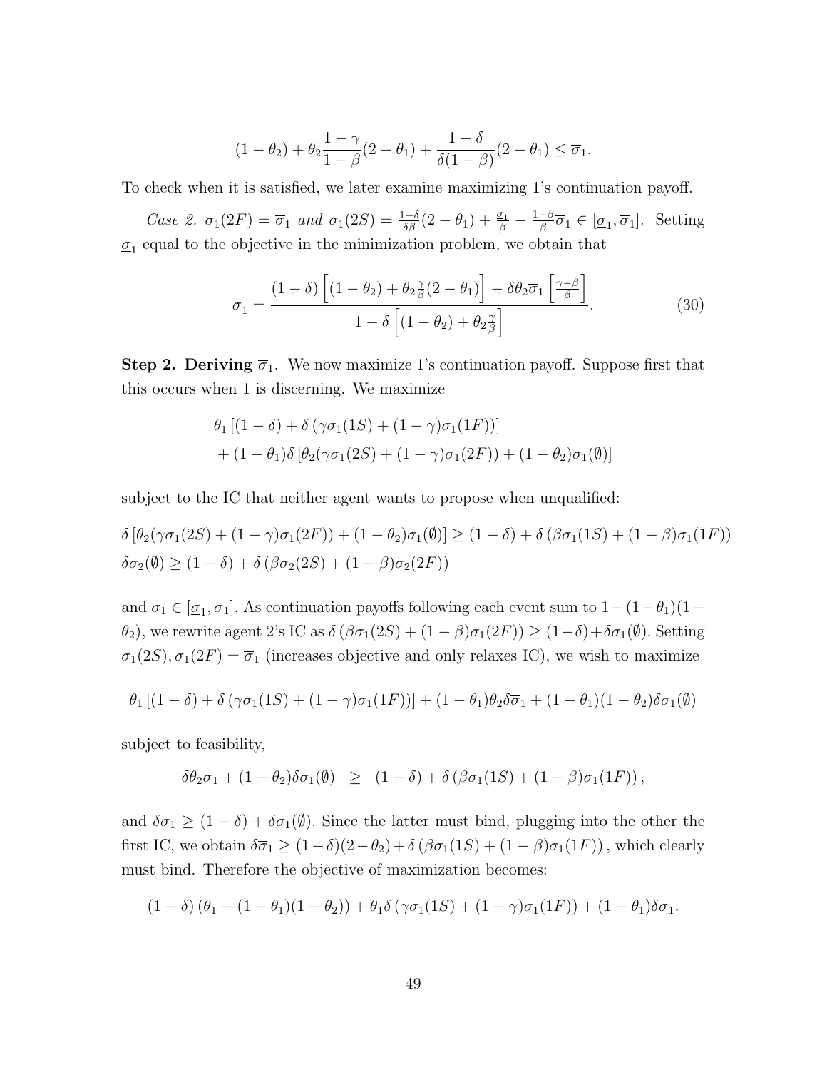$$(1-\theta_2)+\theta_2\frac{1-\gamma}{1-\beta}(2-\theta_1)+\frac{1-\delta}{\delta(1-\beta)}(2-\theta_1)\leq\overline{\sigma}_1.$$

To check when it is satisfied, we later examine maximizing 1's continuation payoff.

*Case 2.* $\sigma_1(2F)=\overline{\sigma}_1$ *and* $\sigma_1(2S)=\frac{1-\delta}{\delta\beta}(2-\theta_1)+\frac{\underline{\sigma}_1}{\beta}-\frac{1-\beta}{\beta}\overline{\sigma}_1\in[\underline{\sigma}_1,\overline{\sigma}_1]$. Setting $\underline{\sigma}_1$ equal to the objective in the minimization problem, we obtain that

$$\underline{\sigma}_1=\frac{(1-\delta)\left[(1-\theta_2)+\theta_2\frac{\gamma}{\beta}(2-\theta_1)\right]-\delta\theta_2\overline{\sigma}_1\left[\frac{\gamma-\beta}{\beta}\right]}{1-\delta\left[(1-\theta_2)+\theta_2\frac{\gamma}{\beta}\right]}. \tag{30}$$

**Step 2. Deriving $\overline{\sigma}_1$.** We now maximize 1's continuation payoff. Suppose first that this occurs when 1 is discerning. We maximize

$$\theta_1\left[(1-\delta)+\delta\left(\gamma\sigma_1(1S)+(1-\gamma)\sigma_1(1F)\right)\right]$$
$$+(1-\theta_1)\delta\left[\theta_2(\gamma\sigma_1(2S)+(1-\gamma)\sigma_1(2F))+(1-\theta_2)\sigma_1(\emptyset)\right]$$

subject to the IC that neither agent wants to propose when unqualified:

$$\delta\left[\theta_2(\gamma\sigma_1(2S)+(1-\gamma)\sigma_1(2F))+(1-\theta_2)\sigma_1(\emptyset)\right]\geq(1-\delta)+\delta\left(\beta\sigma_1(1S)+(1-\beta)\sigma_1(1F)\right)$$
$$\delta\sigma_2(\emptyset)\geq(1-\delta)+\delta\left(\beta\sigma_2(2S)+(1-\beta)\sigma_2(2F)\right)$$

and $\sigma_1\in[\underline{\sigma}_1,\overline{\sigma}_1]$. As continuation payoffs following each event sum to $1-(1-\theta_1)(1-\theta_2)$, we rewrite agent 2's IC as $\delta\left(\beta\sigma_1(2S)+(1-\beta)\sigma_1(2F)\right)\geq(1-\delta)+\delta\sigma_1(\emptyset)$. Setting $\sigma_1(2S),\sigma_1(2F)=\overline{\sigma}_1$ (increases objective and only relaxes IC), we wish to maximize

$$\theta_1\left[(1-\delta)+\delta\left(\gamma\sigma_1(1S)+(1-\gamma)\sigma_1(1F)\right)\right]+(1-\theta_1)\theta_2\delta\overline{\sigma}_1+(1-\theta_1)(1-\theta_2)\delta\sigma_1(\emptyset)$$

subject to feasibility,

$$\delta\theta_2\overline{\sigma}_1+(1-\theta_2)\delta\sigma_1(\emptyset)\quad\geq\quad(1-\delta)+\delta\left(\beta\sigma_1(1S)+(1-\beta)\sigma_1(1F)\right),$$

and $\delta\overline{\sigma}_1\geq(1-\delta)+\delta\sigma_1(\emptyset)$. Since the latter must bind, plugging into the other the first IC, we obtain $\delta\overline{\sigma}_1\geq(1-\delta)(2-\theta_2)+\delta\left(\beta\sigma_1(1S)+(1-\beta)\sigma_1(1F)\right)$, which clearly must bind. Therefore the objective of maximization becomes:

$$(1-\delta)\left(\theta_1-(1-\theta_1)(1-\theta_2)\right)+\theta_1\delta\left(\gamma\sigma_1(1S)+(1-\gamma)\sigma_1(1F)\right)+(1-\theta_1)\delta\overline{\sigma}_1.$$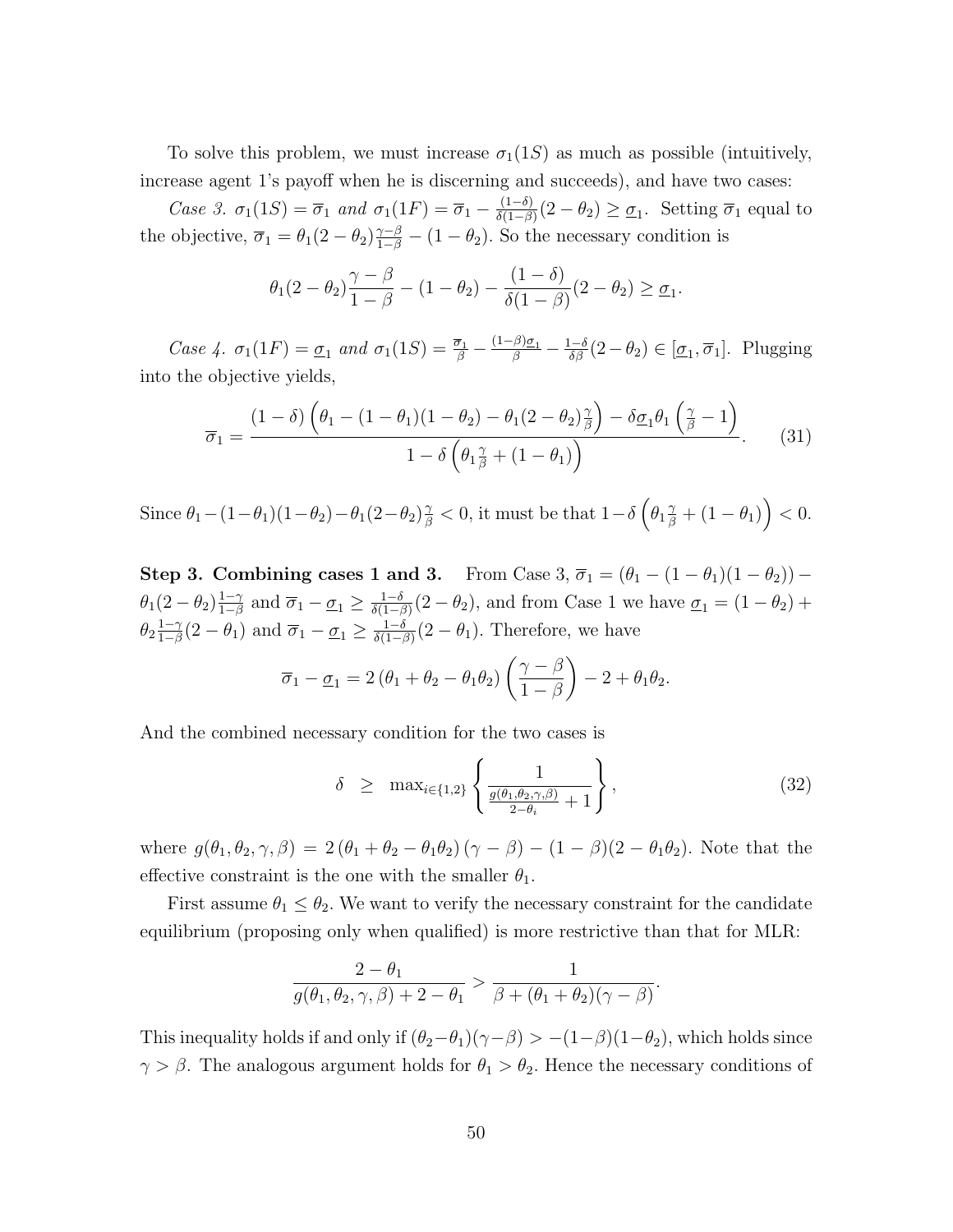To solve this problem, we must increase $\sigma_1(1S)$ as much as possible (intuitively, increase agent 1's payoff when he is discerning and succeeds), and have two cases:

*Case 3.* $\sigma_1(1S) = \overline{\sigma}_1$ *and* $\sigma_1(1F) = \overline{\sigma}_1 - \frac{(1-\delta)}{\delta(1-\beta)}(2-\theta_2) \geq \underline{\sigma}_1$. Setting $\overline{\sigma}_1$ equal to the objective, $\overline{\sigma}_1 = \theta_1(2-\theta_2)\frac{\gamma-\beta}{1-\beta} - (1-\theta_2)$. So the necessary condition is

$$\theta_1(2-\theta_2)\frac{\gamma-\beta}{1-\beta} - (1-\theta_2) - \frac{(1-\delta)}{\delta(1-\beta)}(2-\theta_2) \geq \underline{\sigma}_1.$$

*Case 4.* $\sigma_1(1F) = \underline{\sigma}_1$ *and* $\sigma_1(1S) = \frac{\overline{\sigma}_1}{\beta} - \frac{(1-\beta)\underline{\sigma}_1}{\beta} - \frac{1-\delta}{\delta\beta}(2-\theta_2) \in [\underline{\sigma}_1, \overline{\sigma}_1]$. Plugging into the objective yields,

$$\overline{\sigma}_1 = \frac{(1-\delta)\left(\theta_1 - (1-\theta_1)(1-\theta_2) - \theta_1(2-\theta_2)\frac{\gamma}{\beta}\right) - \delta\underline{\sigma}_1\theta_1\left(\frac{\gamma}{\beta}-1\right)}{1-\delta\left(\theta_1\frac{\gamma}{\beta} + (1-\theta_1)\right)}. \tag{31}$$

Since $\theta_1 - (1-\theta_1)(1-\theta_2) - \theta_1(2-\theta_2)\frac{\gamma}{\beta} < 0$, it must be that $1-\delta\left(\theta_1\frac{\gamma}{\beta} + (1-\theta_1)\right) < 0$.

**Step 3. Combining cases 1 and 3.** From Case 3, $\overline{\sigma}_1 = (\theta_1 - (1-\theta_1)(1-\theta_2)) - \theta_1(2-\theta_2)\frac{1-\gamma}{1-\beta}$ and $\overline{\sigma}_1 - \underline{\sigma}_1 \geq \frac{1-\delta}{\delta(1-\beta)}(2-\theta_2)$, and from Case 1 we have $\underline{\sigma}_1 = (1-\theta_2) + \theta_2\frac{1-\gamma}{1-\beta}(2-\theta_1)$ and $\overline{\sigma}_1 - \underline{\sigma}_1 \geq \frac{1-\delta}{\delta(1-\beta)}(2-\theta_1)$. Therefore, we have

$$\overline{\sigma}_1 - \underline{\sigma}_1 = 2\left(\theta_1 + \theta_2 - \theta_1\theta_2\right)\left(\frac{\gamma-\beta}{1-\beta}\right) - 2 + \theta_1\theta_2.$$

And the combined necessary condition for the two cases is

$$\delta \;\;\geq\;\; \max_{i\in\{1,2\}}\left\{\frac{1}{\frac{g(\theta_1,\theta_2,\gamma,\beta)}{2-\theta_i} + 1}\right\}, \tag{32}$$

where $g(\theta_1, \theta_2, \gamma, \beta) = 2\left(\theta_1 + \theta_2 - \theta_1\theta_2\right)(\gamma - \beta) - (1-\beta)(2-\theta_1\theta_2)$. Note that the effective constraint is the one with the smaller $\theta_1$.

First assume $\theta_1 \leq \theta_2$. We want to verify the necessary constraint for the candidate equilibrium (proposing only when qualified) is more restrictive than that for MLR:

$$\frac{2-\theta_1}{g(\theta_1,\theta_2,\gamma,\beta) + 2 - \theta_1} > \frac{1}{\beta + (\theta_1+\theta_2)(\gamma-\beta)}.$$

This inequality holds if and only if $(\theta_2-\theta_1)(\gamma-\beta) > -(1-\beta)(1-\theta_2)$, which holds since $\gamma > \beta$. The analogous argument holds for $\theta_1 > \theta_2$. Hence the necessary conditions of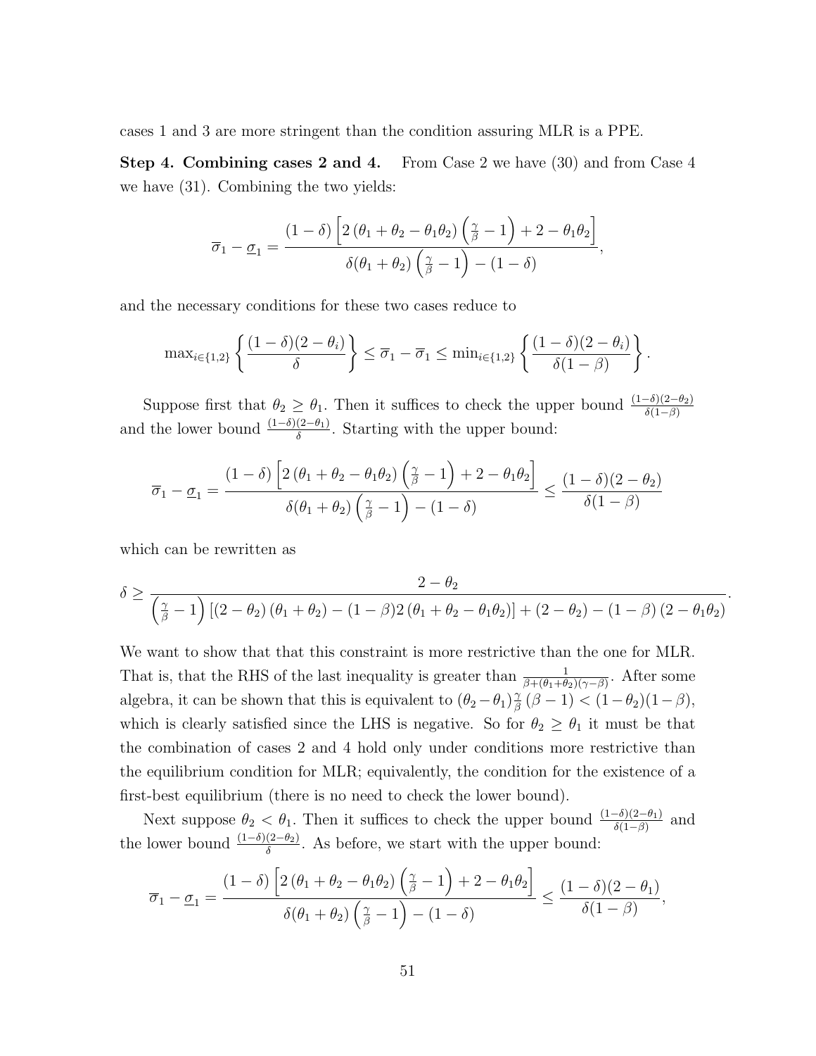cases 1 and 3 are more stringent than the condition assuring MLR is a PPE.

**Step 4. Combining cases 2 and 4.** From Case 2 we have (30) and from Case 4 we have (31). Combining the two yields:

$$\overline{\sigma}_1 - \underline{\sigma}_1 = \frac{(1-\delta)\left[2\left(\theta_1+\theta_2-\theta_1\theta_2\right)\left(\frac{\gamma}{\beta}-1\right)+2-\theta_1\theta_2\right]}{\delta(\theta_1+\theta_2)\left(\frac{\gamma}{\beta}-1\right)-(1-\delta)},$$

and the necessary conditions for these two cases reduce to

$$\max_{i\in\{1,2\}}\left\{\frac{(1-\delta)(2-\theta_i)}{\delta}\right\} \leq \overline{\sigma}_1 - \overline{\sigma}_1 \leq \min_{i\in\{1,2\}}\left\{\frac{(1-\delta)(2-\theta_i)}{\delta(1-\beta)}\right\}.$$

Suppose first that $\theta_2 \geq \theta_1$. Then it suffices to check the upper bound $\frac{(1-\delta)(2-\theta_2)}{\delta(1-\beta)}$ and the lower bound $\frac{(1-\delta)(2-\theta_1)}{\delta}$. Starting with the upper bound:

$$\overline{\sigma}_1 - \underline{\sigma}_1 = \frac{(1-\delta)\left[2\left(\theta_1+\theta_2-\theta_1\theta_2\right)\left(\frac{\gamma}{\beta}-1\right)+2-\theta_1\theta_2\right]}{\delta(\theta_1+\theta_2)\left(\frac{\gamma}{\beta}-1\right)-(1-\delta)} \leq \frac{(1-\delta)(2-\theta_2)}{\delta(1-\beta)}$$

which can be rewritten as

$$\delta \geq \frac{2-\theta_2}{\left(\frac{\gamma}{\beta}-1\right)\left[\left(2-\theta_2\right)\left(\theta_1+\theta_2\right)-(1-\beta)2\left(\theta_1+\theta_2-\theta_1\theta_2\right)\right]+\left(2-\theta_2\right)-\left(1-\beta\right)\left(2-\theta_1\theta_2\right)}.$$

We want to show that that this constraint is more restrictive than the one for MLR. That is, that the RHS of the last inequality is greater than $\frac{1}{\beta+(\theta_1+\theta_2)(\gamma-\beta)}$. After some algebra, it can be shown that this is equivalent to $(\theta_2-\theta_1)\frac{\gamma}{\beta}\left(\beta-1\right) < (1-\theta_2)(1-\beta)$, which is clearly satisfied since the LHS is negative. So for $\theta_2 \geq \theta_1$ it must be that the combination of cases 2 and 4 hold only under conditions more restrictive than the equilibrium condition for MLR; equivalently, the condition for the existence of a first-best equilibrium (there is no need to check the lower bound).

Next suppose $\theta_2 < \theta_1$. Then it suffices to check the upper bound $\frac{(1-\delta)(2-\theta_1)}{\delta(1-\beta)}$ and the lower bound $\frac{(1-\delta)(2-\theta_2)}{\delta}$. As before, we start with the upper bound:

$$\overline{\sigma}_1 - \underline{\sigma}_1 = \frac{(1-\delta)\left[2\left(\theta_1+\theta_2-\theta_1\theta_2\right)\left(\frac{\gamma}{\beta}-1\right)+2-\theta_1\theta_2\right]}{\delta(\theta_1+\theta_2)\left(\frac{\gamma}{\beta}-1\right)-(1-\delta)} \leq \frac{(1-\delta)(2-\theta_1)}{\delta(1-\beta)},$$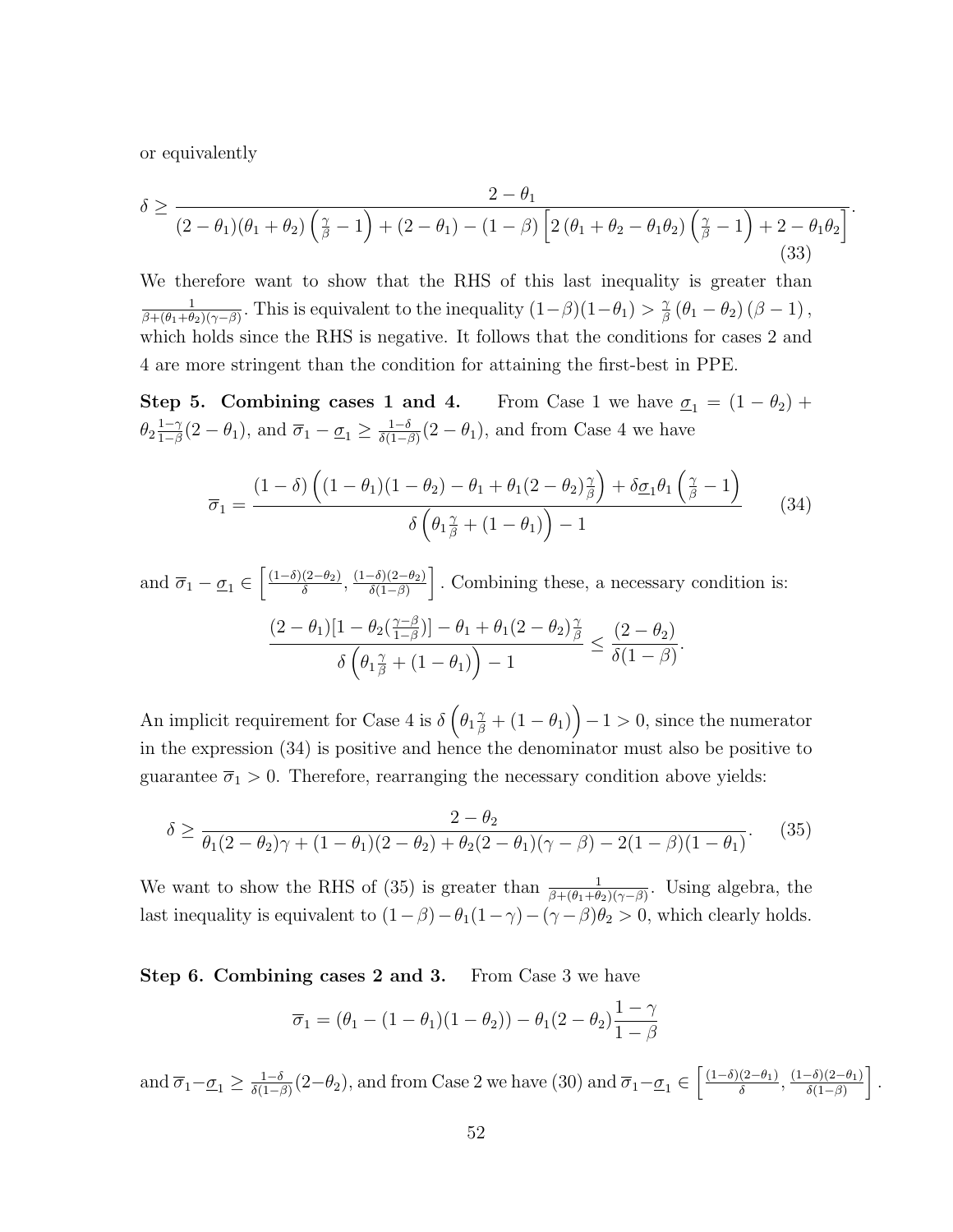or equivalently

$$\delta \geq \frac{2-\theta_1}{(2-\theta_1)(\theta_1+\theta_2)\left(\frac{\gamma}{\beta}-1\right)+(2-\theta_1)-(1-\beta)\left[2\left(\theta_1+\theta_2-\theta_1\theta_2\right)\left(\frac{\gamma}{\beta}-1\right)+2-\theta_1\theta_2\right]}. \tag{33}$$

We therefore want to show that the RHS of this last inequality is greater than $\frac{1}{\beta+(\theta_1+\theta_2)(\gamma-\beta)}$. This is equivalent to the inequality $(1-\beta)(1-\theta_1) > \frac{\gamma}{\beta}\left(\theta_1-\theta_2\right)\left(\beta-1\right),$ which holds since the RHS is negative. It follows that the conditions for cases 2 and 4 are more stringent than the condition for attaining the first-best in PPE.

**Step 5. Combining cases 1 and 4.** From Case 1 we have $\underline{\sigma}_1 = (1-\theta_2) + \theta_2\frac{1-\gamma}{1-\beta}(2-\theta_1)$, and $\overline{\sigma}_1 - \underline{\sigma}_1 \geq \frac{1-\delta}{\delta(1-\beta)}(2-\theta_1)$, and from Case 4 we have

$$\overline{\sigma}_1 = \frac{(1-\delta)\left((1-\theta_1)(1-\theta_2)-\theta_1+\theta_1(2-\theta_2)\frac{\gamma}{\beta}\right)+\delta\underline{\sigma}_1\theta_1\left(\frac{\gamma}{\beta}-1\right)}{\delta\left(\theta_1\frac{\gamma}{\beta}+(1-\theta_1)\right)-1} \tag{34}$$

and $\overline{\sigma}_1 - \underline{\sigma}_1 \in \left[\frac{(1-\delta)(2-\theta_2)}{\delta}, \frac{(1-\delta)(2-\theta_2)}{\delta(1-\beta)}\right]$. Combining these, a necessary condition is:

$$\frac{(2-\theta_1)[1-\theta_2(\frac{\gamma-\beta}{1-\beta})]-\theta_1+\theta_1(2-\theta_2)\frac{\gamma}{\beta}}{\delta\left(\theta_1\frac{\gamma}{\beta}+(1-\theta_1)\right)-1} \leq \frac{(2-\theta_2)}{\delta(1-\beta)}.$$

An implicit requirement for Case 4 is $\delta\left(\theta_1\frac{\gamma}{\beta}+(1-\theta_1)\right)-1>0$, since the numerator in the expression (34) is positive and hence the denominator must also be positive to guarantee $\overline{\sigma}_1 > 0$. Therefore, rearranging the necessary condition above yields:

$$\delta \geq \frac{2-\theta_2}{\theta_1(2-\theta_2)\gamma+(1-\theta_1)(2-\theta_2)+\theta_2(2-\theta_1)(\gamma-\beta)-2(1-\beta)(1-\theta_1)}. \tag{35}$$

We want to show the RHS of (35) is greater than $\frac{1}{\beta+(\theta_1+\theta_2)(\gamma-\beta)}$. Using algebra, the last inequality is equivalent to $(1-\beta)-\theta_1(1-\gamma)-(\gamma-\beta)\theta_2>0$, which clearly holds.

**Step 6. Combining cases 2 and 3.** From Case 3 we have

$$\overline{\sigma}_1 = (\theta_1-(1-\theta_1)(1-\theta_2))-\theta_1(2-\theta_2)\frac{1-\gamma}{1-\beta}$$

and $\overline{\sigma}_1 - \underline{\sigma}_1 \geq \frac{1-\delta}{\delta(1-\beta)}(2-\theta_2)$, and from Case 2 we have (30) and $\overline{\sigma}_1 - \underline{\sigma}_1 \in \left[\frac{(1-\delta)(2-\theta_1)}{\delta}, \frac{(1-\delta)(2-\theta_1)}{\delta(1-\beta)}\right]$.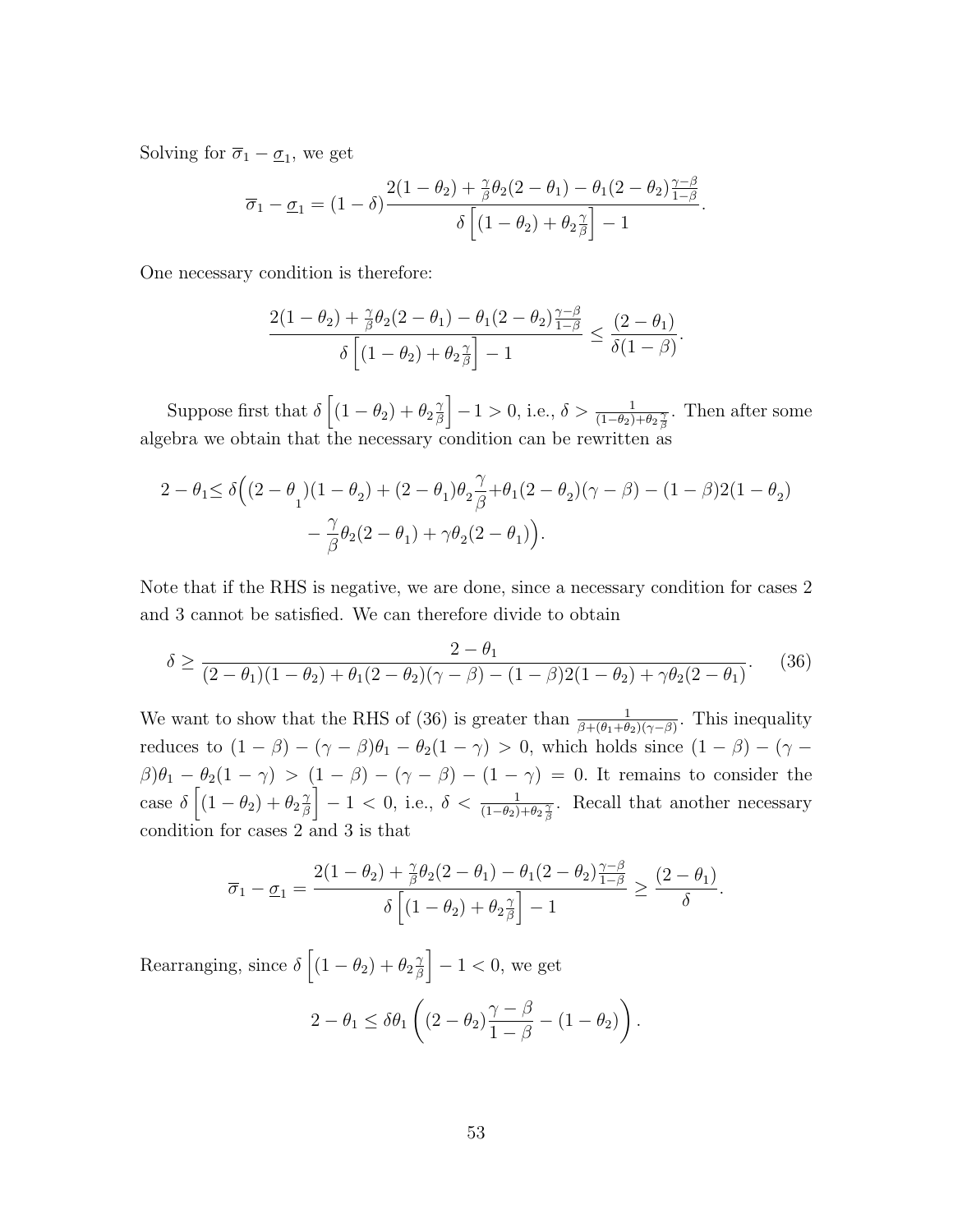Solving for $\overline{\sigma}_1 - \underline{\sigma}_1$, we get

$$\overline{\sigma}_1 - \underline{\sigma}_1 = (1-\delta)\frac{2(1-\theta_2) + \frac{\gamma}{\beta}\theta_2(2-\theta_1) - \theta_1(2-\theta_2)\frac{\gamma-\beta}{1-\beta}}{\delta\left[(1-\theta_2) + \theta_2\frac{\gamma}{\beta}\right] - 1}.$$

One necessary condition is therefore:

$$\frac{2(1-\theta_2) + \frac{\gamma}{\beta}\theta_2(2-\theta_1) - \theta_1(2-\theta_2)\frac{\gamma-\beta}{1-\beta}}{\delta\left[(1-\theta_2) + \theta_2\frac{\gamma}{\beta}\right] - 1} \leq \frac{(2-\theta_1)}{\delta(1-\beta)}.$$

Suppose first that $\delta\left[(1-\theta_2) + \theta_2\frac{\gamma}{\beta}\right] - 1 > 0$, i.e., $\delta > \frac{1}{(1-\theta_2)+\theta_2\frac{\gamma}{\beta}}$. Then after some algebra we obtain that the necessary condition can be rewritten as

$$2-\theta_1 \leq \delta\Big((2-\theta_1)(1-\theta_2) + (2-\theta_1)\theta_2\frac{\gamma}{\beta} + \theta_1(2-\theta_2)(\gamma-\beta) - (1-\beta)2(1-\theta_2) - \frac{\gamma}{\beta}\theta_2(2-\theta_1) + \gamma\theta_2(2-\theta_1)\Big).$$

Note that if the RHS is negative, we are done, since a necessary condition for cases 2 and 3 cannot be satisfied. We can therefore divide to obtain

$$\delta \geq \frac{2-\theta_1}{(2-\theta_1)(1-\theta_2) + \theta_1(2-\theta_2)(\gamma-\beta) - (1-\beta)2(1-\theta_2) + \gamma\theta_2(2-\theta_1)}. \quad (36)$$

We want to show that the RHS of (36) is greater than $\frac{1}{\beta+(\theta_1+\theta_2)(\gamma-\beta)}$. This inequality reduces to $(1-\beta) - (\gamma-\beta)\theta_1 - \theta_2(1-\gamma) > 0$, which holds since $(1-\beta) - (\gamma-\beta)\theta_1 - \theta_2(1-\gamma) > (1-\beta) - (\gamma-\beta) - (1-\gamma) = 0$. It remains to consider the case $\delta\left[(1-\theta_2) + \theta_2\frac{\gamma}{\beta}\right] - 1 < 0$, i.e., $\delta < \frac{1}{(1-\theta_2)+\theta_2\frac{\gamma}{\beta}}$. Recall that another necessary condition for cases 2 and 3 is that

$$\overline{\sigma}_1 - \underline{\sigma}_1 = \frac{2(1-\theta_2) + \frac{\gamma}{\beta}\theta_2(2-\theta_1) - \theta_1(2-\theta_2)\frac{\gamma-\beta}{1-\beta}}{\delta\left[(1-\theta_2) + \theta_2\frac{\gamma}{\beta}\right] - 1} \geq \frac{(2-\theta_1)}{\delta}.$$

Rearranging, since $\delta\left[(1-\theta_2) + \theta_2\frac{\gamma}{\beta}\right] - 1 < 0$, we get

$$2-\theta_1 \leq \delta\theta_1\left((2-\theta_2)\frac{\gamma-\beta}{1-\beta} - (1-\theta_2)\right).$$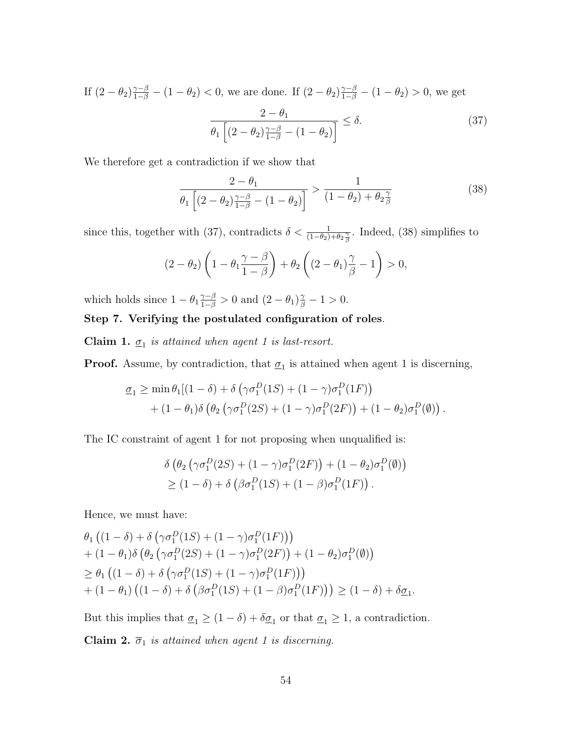If $(2-\theta_2)\frac{\gamma-\beta}{1-\beta}-(1-\theta_2)<0$, we are done. If $(2-\theta_2)\frac{\gamma-\beta}{1-\beta}-(1-\theta_2)>0$, we get

$$\frac{2-\theta_1}{\theta_1\left[(2-\theta_2)\frac{\gamma-\beta}{1-\beta}-(1-\theta_2)\right]}\leq\delta. \tag{37}$$

We therefore get a contradiction if we show that

$$\frac{2-\theta_1}{\theta_1\left[(2-\theta_2)\frac{\gamma-\beta}{1-\beta}-(1-\theta_2)\right]}>\frac{1}{(1-\theta_2)+\theta_2\frac{\gamma}{\beta}} \tag{38}$$

since this, together with (37), contradicts $\delta<\frac{1}{(1-\theta_2)+\theta_2\frac{\gamma}{\beta}}$. Indeed, (38) simplifies to

$$(2-\theta_2)\left(1-\theta_1\frac{\gamma-\beta}{1-\beta}\right)+\theta_2\left((2-\theta_1)\frac{\gamma}{\beta}-1\right)>0,$$

which holds since $1-\theta_1\frac{\gamma-\beta}{1-\beta}>0$ and $(2-\theta_1)\frac{\gamma}{\beta}-1>0$.

**Step 7. Verifying the postulated configuration of roles**.

**Claim 1.** *$\underline{\sigma}_1$ is attained when agent 1 is last-resort.*

**Proof.** Assume, by contradiction, that $\underline{\sigma}_1$ is attained when agent 1 is discerning,

$$\begin{aligned}\underline{\sigma}_1\geq\min\theta_1[(1-\delta)&+\delta\left(\gamma\sigma_1^D(1S)+(1-\gamma)\sigma_1^D(1F)\right)\\&+(1-\theta_1)\delta\left(\theta_2\left(\gamma\sigma_1^D(2S)+(1-\gamma)\sigma_1^D(2F)\right)+(1-\theta_2)\sigma_1^D(\emptyset)\right).\end{aligned}$$

The IC constraint of agent 1 for not proposing when unqualified is:

$$\begin{aligned}&\delta\left(\theta_2\left(\gamma\sigma_1^D(2S)+(1-\gamma)\sigma_1^D(2F)\right)+(1-\theta_2)\sigma_1^D(\emptyset)\right)\\&\geq(1-\delta)+\delta\left(\beta\sigma_1^D(1S)+(1-\beta)\sigma_1^D(1F)\right).\end{aligned}$$

Hence, we must have:

$$\begin{aligned}&\theta_1\left((1-\delta)+\delta\left(\gamma\sigma_1^D(1S)+(1-\gamma)\sigma_1^D(1F)\right)\right)\\&+(1-\theta_1)\delta\left(\theta_2\left(\gamma\sigma_1^D(2S)+(1-\gamma)\sigma_1^D(2F)\right)+(1-\theta_2)\sigma_1^D(\emptyset)\right)\\&\geq\theta_1\left((1-\delta)+\delta\left(\gamma\sigma_1^D(1S)+(1-\gamma)\sigma_1^D(1F)\right)\right)\\&+(1-\theta_1)\left((1-\delta)+\delta\left(\beta\sigma_1^D(1S)+(1-\beta)\sigma_1^D(1F)\right)\right)\geq(1-\delta)+\delta\underline{\sigma}_1.\end{aligned}$$

But this implies that $\underline{\sigma}_1\geq(1-\delta)+\delta\underline{\sigma}_1$ or that $\underline{\sigma}_1\geq 1$, a contradiction.

**Claim 2.** *$\overline{\sigma}_1$ is attained when agent 1 is discerning.*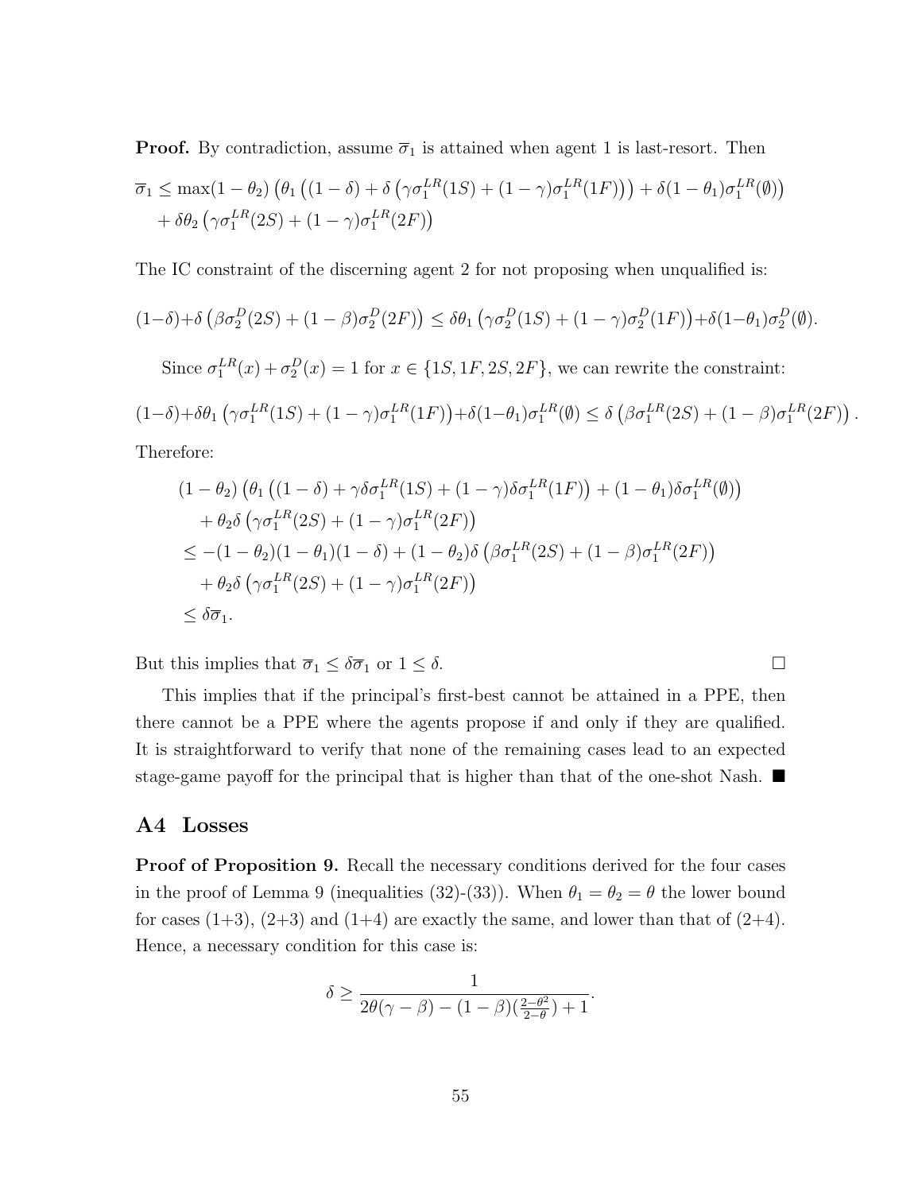**Proof.** By contradiction, assume $\overline{\sigma}_1$ is attained when agent 1 is last-resort. Then

$$\overline{\sigma}_1 \leq \max(1-\theta_2)\left(\theta_1\left((1-\delta)+\delta\left(\gamma\sigma_1^{LR}(1S)+(1-\gamma)\sigma_1^{LR}(1F)\right)\right)+\delta(1-\theta_1)\sigma_1^{LR}(\emptyset)\right) + \delta\theta_2\left(\gamma\sigma_1^{LR}(2S)+(1-\gamma)\sigma_1^{LR}(2F)\right)$$

The IC constraint of the discerning agent 2 for not proposing when unqualified is:

$$(1-\delta)+\delta\left(\beta\sigma_2^{D}(2S)+(1-\beta)\sigma_2^{D}(2F)\right) \leq \delta\theta_1\left(\gamma\sigma_2^{D}(1S)+(1-\gamma)\sigma_2^{D}(1F)\right)+\delta(1-\theta_1)\sigma_2^{D}(\emptyset).$$

Since $\sigma_1^{LR}(x)+\sigma_2^{D}(x)=1$ for $x\in\{1S,1F,2S,2F\}$, we can rewrite the constraint:

$$(1-\delta)+\delta\theta_1\left(\gamma\sigma_1^{LR}(1S)+(1-\gamma)\sigma_1^{LR}(1F)\right)+\delta(1-\theta_1)\sigma_1^{LR}(\emptyset) \leq \delta\left(\beta\sigma_1^{LR}(2S)+(1-\beta)\sigma_1^{LR}(2F)\right).$$

Therefore:

$$\begin{aligned}
&(1-\theta_2)\left(\theta_1\left((1-\delta)+\gamma\delta\sigma_1^{LR}(1S)+(1-\gamma)\delta\sigma_1^{LR}(1F)\right)+(1-\theta_1)\delta\sigma_1^{LR}(\emptyset)\right)\\
&\quad+\theta_2\delta\left(\gamma\sigma_1^{LR}(2S)+(1-\gamma)\sigma_1^{LR}(2F)\right)\\
&\leq -(1-\theta_2)(1-\theta_1)(1-\delta)+(1-\theta_2)\delta\left(\beta\sigma_1^{LR}(2S)+(1-\beta)\sigma_1^{LR}(2F)\right)\\
&\quad+\theta_2\delta\left(\gamma\sigma_1^{LR}(2S)+(1-\gamma)\sigma_1^{LR}(2F)\right)\\
&\leq \delta\overline{\sigma}_1.
\end{aligned}$$

But this implies that $\overline{\sigma}_1 \leq \delta\overline{\sigma}_1$ or $1\leq\delta$. □

This implies that if the principal's first-best cannot be attained in a PPE, then there cannot be a PPE where the agents propose if and only if they are qualified. It is straightforward to verify that none of the remaining cases lead to an expected stage-game payoff for the principal that is higher than that of the one-shot Nash. ■

## A4 Losses

**Proof of Proposition 9.** Recall the necessary conditions derived for the four cases in the proof of Lemma 9 (inequalities (32)-(33)). When $\theta_1=\theta_2=\theta$ the lower bound for cases (1+3), (2+3) and (1+4) are exactly the same, and lower than that of (2+4). Hence, a necessary condition for this case is:

$$\delta \geq \frac{1}{2\theta(\gamma-\beta)-(1-\beta)(\frac{2-\theta^2}{2-\theta})+1}.$$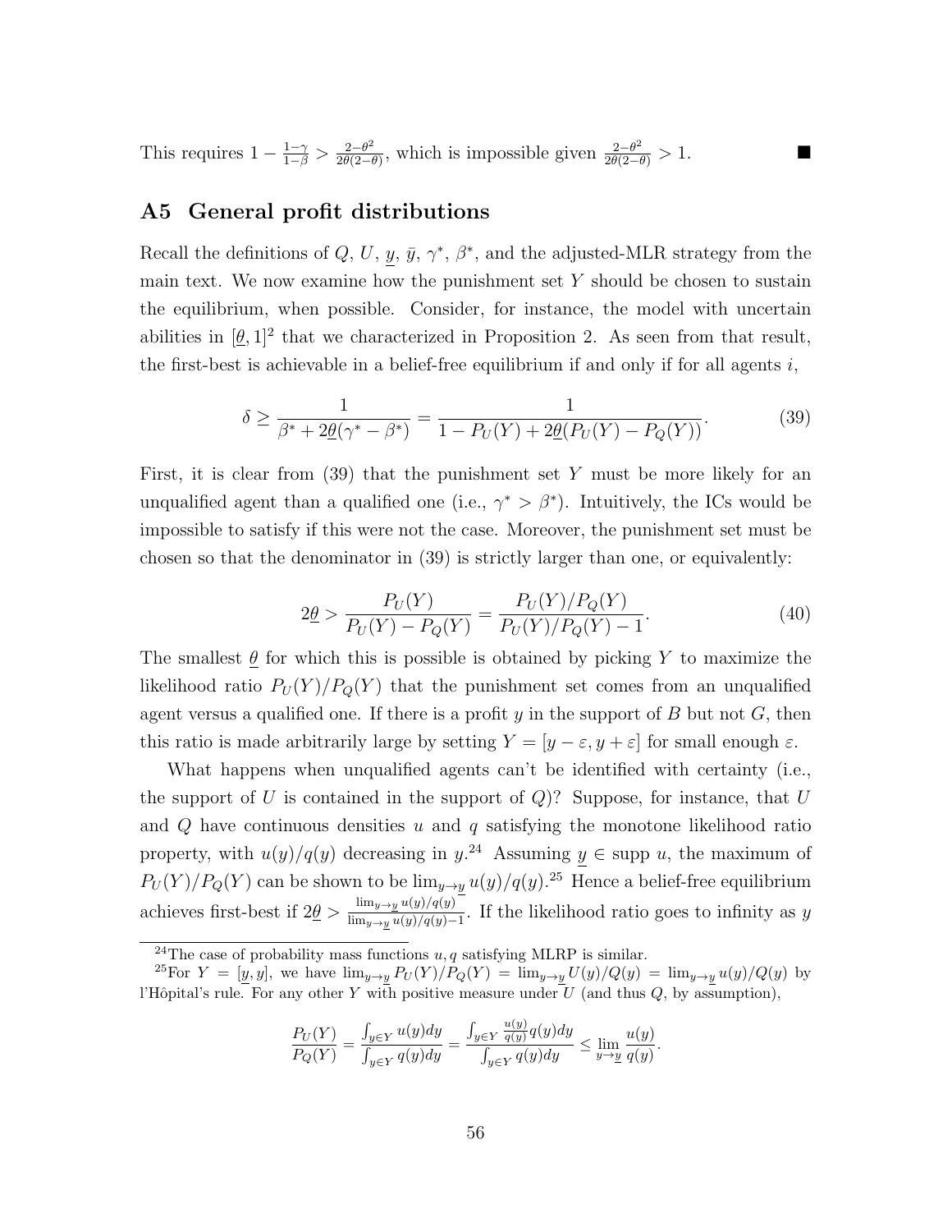This requires $1 - \frac{1-\gamma}{1-\beta} > \frac{2-\theta^2}{2\theta(2-\theta)}$, which is impossible given $\frac{2-\theta^2}{2\theta(2-\theta)} > 1$. ∎

## A5 General profit distributions

Recall the definitions of $Q$, $U$, $\underline{y}$, $\bar{y}$, $\gamma^*$, $\beta^*$, and the adjusted-MLR strategy from the main text. We now examine how the punishment set $Y$ should be chosen to sustain the equilibrium, when possible. Consider, for instance, the model with uncertain abilities in $[\underline{\theta}, 1]^2$ that we characterized in Proposition 2. As seen from that result, the first-best is achievable in a belief-free equilibrium if and only if for all agents $i$,

$$\delta \geq \frac{1}{\beta^* + 2\underline{\theta}(\gamma^* - \beta^*)} = \frac{1}{1 - P_U(Y) + 2\underline{\theta}(P_U(Y) - P_Q(Y))}. \tag{39}$$

First, it is clear from (39) that the punishment set $Y$ must be more likely for an unqualified agent than a qualified one (i.e., $\gamma^* > \beta^*$). Intuitively, the ICs would be impossible to satisfy if this were not the case. Moreover, the punishment set must be chosen so that the denominator in (39) is strictly larger than one, or equivalently:

$$2\underline{\theta} > \frac{P_U(Y)}{P_U(Y) - P_Q(Y)} = \frac{P_U(Y)/P_Q(Y)}{P_U(Y)/P_Q(Y) - 1}. \tag{40}$$

The smallest $\underline{\theta}$ for which this is possible is obtained by picking $Y$ to maximize the likelihood ratio $P_U(Y)/P_Q(Y)$ that the punishment set comes from an unqualified agent versus a qualified one. If there is a profit $y$ in the support of $B$ but not $G$, then this ratio is made arbitrarily large by setting $Y = [y - \varepsilon, y + \varepsilon]$ for small enough $\varepsilon$.

What happens when unqualified agents can't be identified with certainty (i.e., the support of $U$ is contained in the support of $Q$)? Suppose, for instance, that $U$ and $Q$ have continuous densities $u$ and $q$ satisfying the monotone likelihood ratio property, with $u(y)/q(y)$ decreasing in $y$.[24] Assuming $\underline{y} \in \text{supp } u$, the maximum of $P_U(Y)/P_Q(Y)$ can be shown to be $\lim_{y \to \underline{y}} u(y)/q(y)$.[25] Hence a belief-free equilibrium achieves first-best if $2\underline{\theta} > \frac{\lim_{y \to \underline{y}} u(y)/q(y)}{\lim_{y \to \underline{y}} u(y)/q(y) - 1}$. If the likelihood ratio goes to infinity as $y$

---

[24] The case of probability mass functions $u, q$ satisfying MLRP is similar.

[25] For $Y = [\underline{y}, y]$, we have $\lim_{y \to \underline{y}} P_U(Y)/P_Q(Y) = \lim_{y \to \underline{y}} U(y)/Q(y) = \lim_{y \to \underline{y}} u(y)/Q(y)$ by l'Hôpital's rule. For any other $Y$ with positive measure under $U$ (and thus $Q$, by assumption),

$$\frac{P_U(Y)}{P_Q(Y)} = \frac{\int_{y \in Y} u(y)dy}{\int_{y \in Y} q(y)dy} = \frac{\int_{y \in Y} \frac{u(y)}{q(y)} q(y)dy}{\int_{y \in Y} q(y)dy} \leq \lim_{y \to \underline{y}} \frac{u(y)}{q(y)}.$$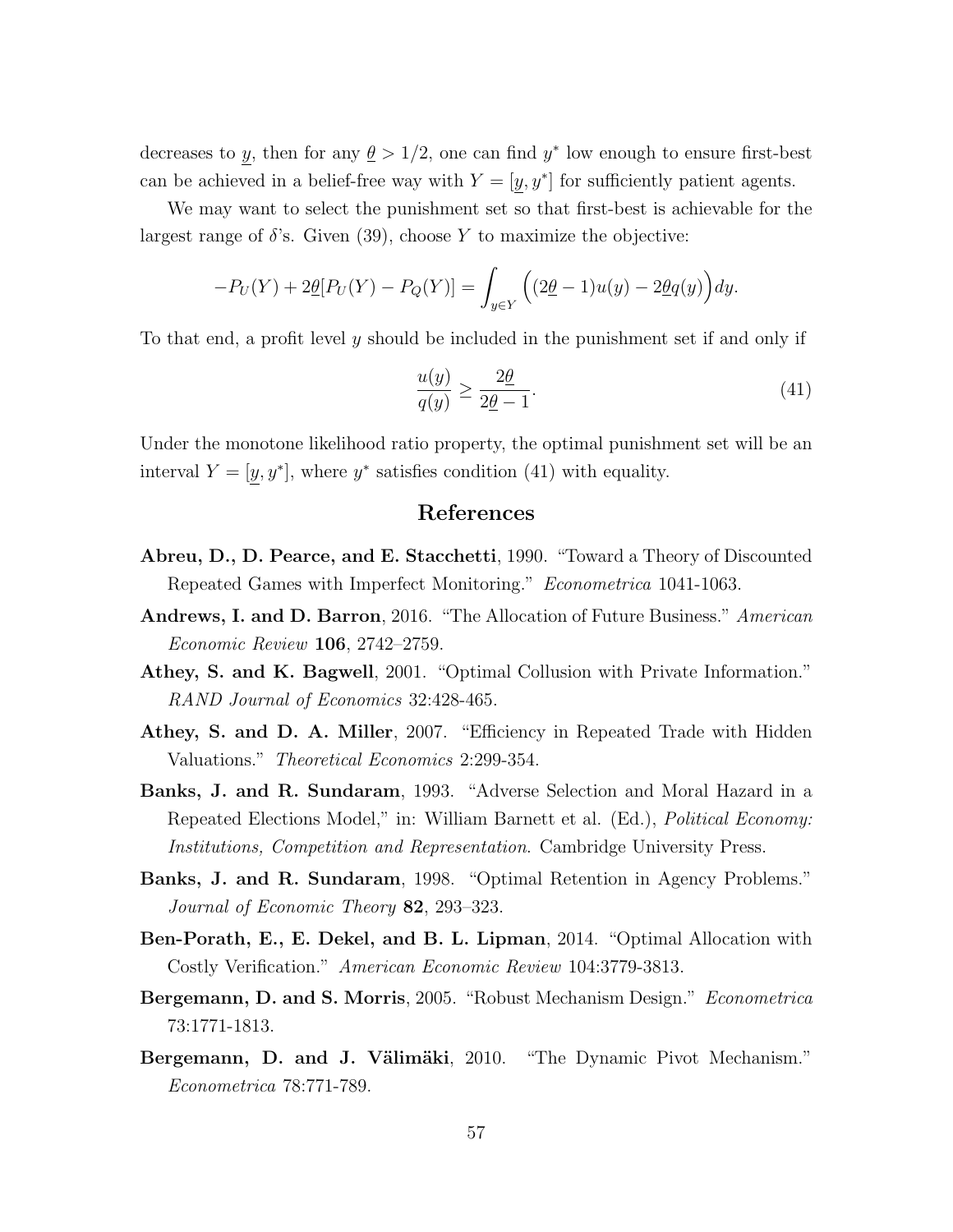decreases to $\underline{y}$, then for any $\underline{\theta} > 1/2$, one can find $y^*$ low enough to ensure first-best can be achieved in a belief-free way with $Y = [\underline{y}, y^*]$ for sufficiently patient agents.

We may want to select the punishment set so that first-best is achievable for the largest range of $\delta$'s. Given (39), choose $Y$ to maximize the objective:

$$-P_U(Y) + 2\underline{\theta}[P_U(Y) - P_Q(Y)] = \int_{y \in Y} \Big( (2\underline{\theta} - 1)u(y) - 2\underline{\theta} q(y) \Big) dy.$$

To that end, a profit level $y$ should be included in the punishment set if and only if

$$\frac{u(y)}{q(y)} \geq \frac{2\underline{\theta}}{2\underline{\theta} - 1}. \tag{41}$$

Under the monotone likelihood ratio property, the optimal punishment set will be an interval $Y = [\underline{y}, y^*]$, where $y^*$ satisfies condition (41) with equality.

## References

**Abreu, D., D. Pearce, and E. Stacchetti**, 1990. "Toward a Theory of Discounted Repeated Games with Imperfect Monitoring." *Econometrica* 1041-1063.

**Andrews, I. and D. Barron**, 2016. "The Allocation of Future Business." *American Economic Review* **106**, 2742–2759.

**Athey, S. and K. Bagwell**, 2001. "Optimal Collusion with Private Information." *RAND Journal of Economics* 32:428-465.

**Athey, S. and D. A. Miller**, 2007. "Efficiency in Repeated Trade with Hidden Valuations." *Theoretical Economics* 2:299-354.

**Banks, J. and R. Sundaram**, 1993. "Adverse Selection and Moral Hazard in a Repeated Elections Model," in: William Barnett et al. (Ed.), *Political Economy: Institutions, Competition and Representation*. Cambridge University Press.

**Banks, J. and R. Sundaram**, 1998. "Optimal Retention in Agency Problems." *Journal of Economic Theory* **82**, 293–323.

**Ben-Porath, E., E. Dekel, and B. L. Lipman**, 2014. "Optimal Allocation with Costly Verification." *American Economic Review* 104:3779-3813.

**Bergemann, D. and S. Morris**, 2005. "Robust Mechanism Design." *Econometrica* 73:1771-1813.

**Bergemann, D. and J. Välimäki**, 2010. "The Dynamic Pivot Mechanism." *Econometrica* 78:771-789.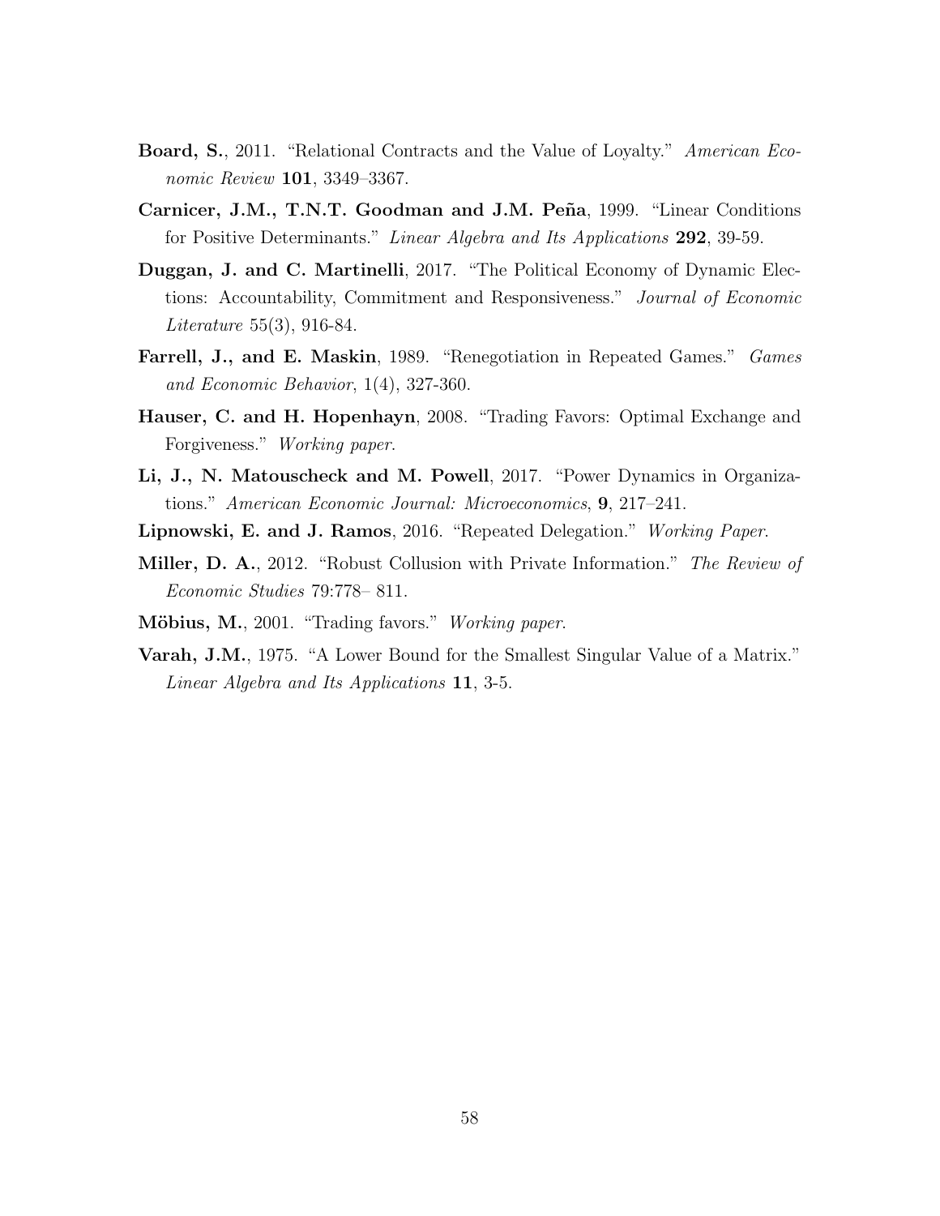**Board, S.**, 2011. "Relational Contracts and the Value of Loyalty." *American Economic Review* **101**, 3349–3367.

**Carnicer, J.M., T.N.T. Goodman and J.M. Peña**, 1999. "Linear Conditions for Positive Determinants." *Linear Algebra and Its Applications* **292**, 39-59.

**Duggan, J. and C. Martinelli**, 2017. "The Political Economy of Dynamic Elections: Accountability, Commitment and Responsiveness." *Journal of Economic Literature* 55(3), 916-84.

**Farrell, J., and E. Maskin**, 1989. "Renegotiation in Repeated Games." *Games and Economic Behavior*, 1(4), 327-360.

**Hauser, C. and H. Hopenhayn**, 2008. "Trading Favors: Optimal Exchange and Forgiveness." *Working paper*.

**Li, J., N. Matouscheck and M. Powell**, 2017. "Power Dynamics in Organizations." *American Economic Journal: Microeconomics*, **9**, 217–241.

**Lipnowski, E. and J. Ramos**, 2016. "Repeated Delegation." *Working Paper*.

**Miller, D. A.**, 2012. "Robust Collusion with Private Information." *The Review of Economic Studies* 79:778– 811.

**Möbius, M.**, 2001. "Trading favors." *Working paper*.

**Varah, J.M.**, 1975. "A Lower Bound for the Smallest Singular Value of a Matrix." *Linear Algebra and Its Applications* **11**, 3-5.